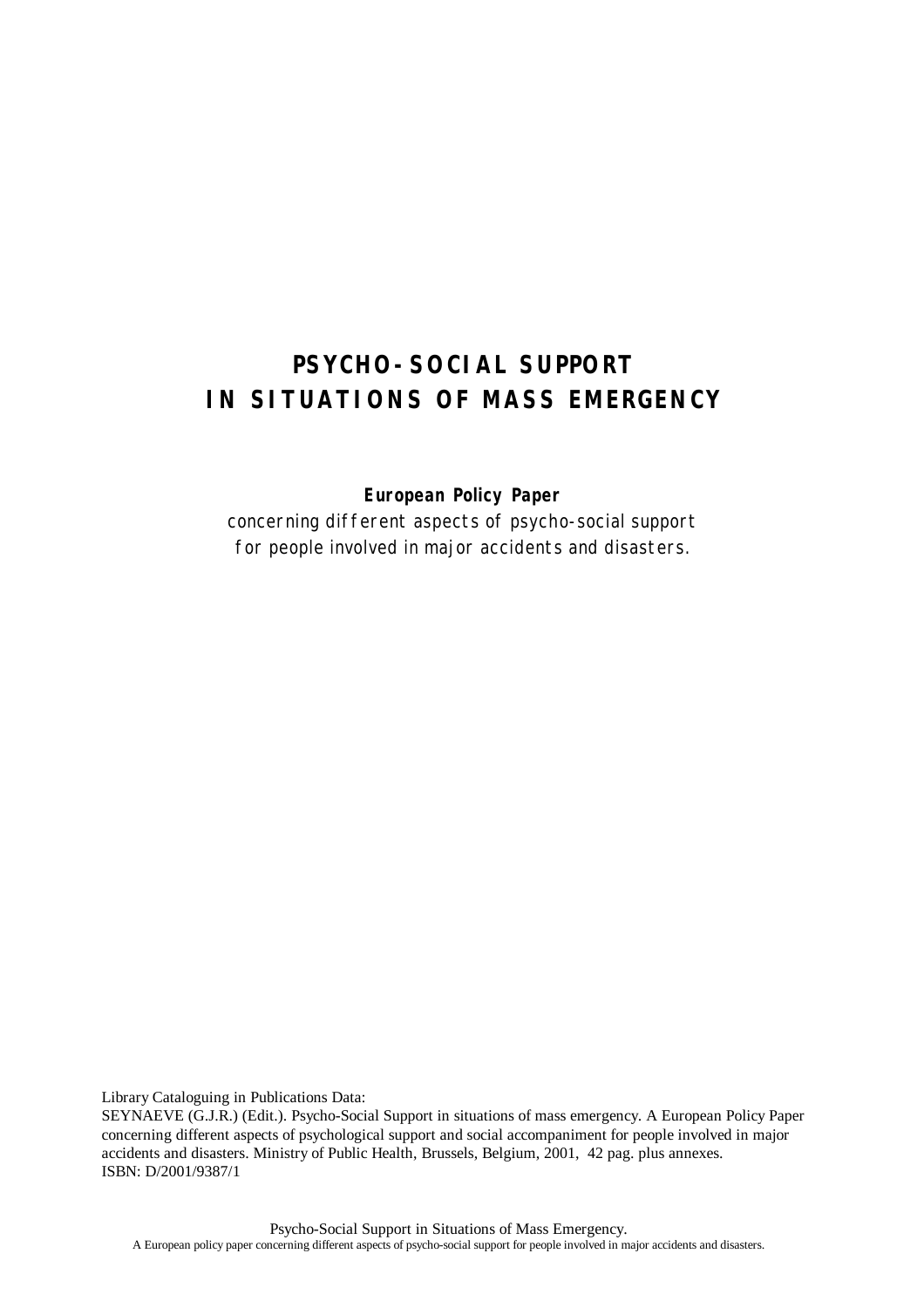# PSYCHO-SOCIAL SUPPORT IN SITUATIONS OF MASS EMERGENCY

**European Policy Paper**

concerning different aspects of psycho-social support for people involved in major accidents and disasters.

Library Cataloguing in Publications Data:
SEYNAEVE (G.J.R.) (Edit.). Psycho-Social Support in situations of mass emergency. A European Policy Paper concerning different aspects of psychological support and social accompaniment for people involved in major accidents and disasters. Ministry of Public Health, Brussels, Belgium, 2001, 42 pag. plus annexes.
ISBN: D/2001/9387/1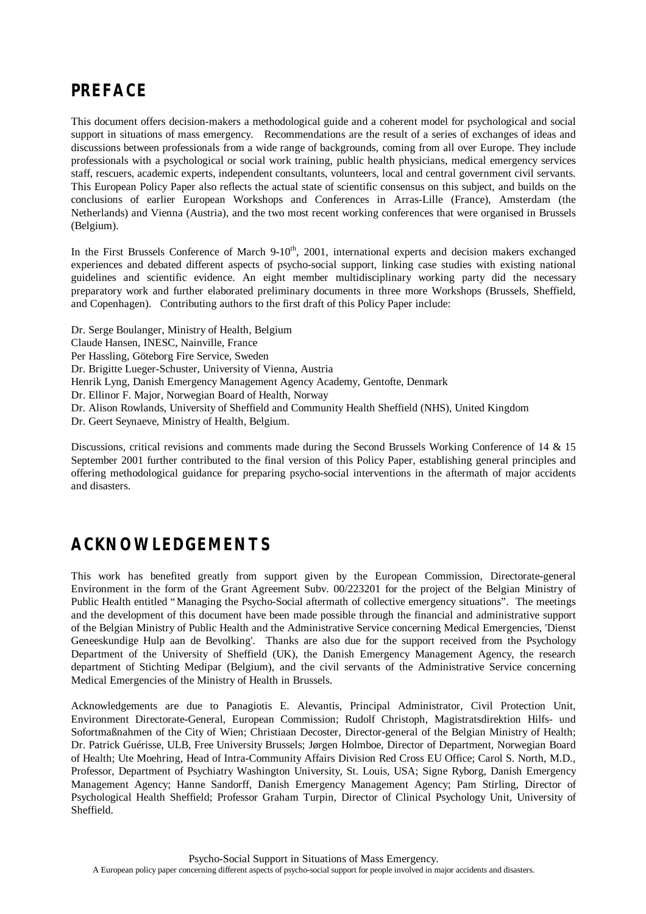# PREFACE

This document offers decision-makers a methodological guide and a coherent model for psychological and social support in situations of mass emergency. Recommendations are the result of a series of exchanges of ideas and discussions between professionals from a wide range of backgrounds, coming from all over Europe. They include professionals with a psychological or social work training, public health physicians, medical emergency services staff, rescuers, academic experts, independent consultants, volunteers, local and central government civil servants. This European Policy Paper also reflects the actual state of scientific consensus on this subject, and builds on the conclusions of earlier European Workshops and Conferences in Arras-Lille (France), Amsterdam (the Netherlands) and Vienna (Austria), and the two most recent working conferences that were organised in Brussels (Belgium).

In the First Brussels Conference of March 9-10th, 2001, international experts and decision makers exchanged experiences and debated different aspects of psycho-social support, linking case studies with existing national guidelines and scientific evidence. An eight member multidisciplinary working party did the necessary preparatory work and further elaborated preliminary documents in three more Workshops (Brussels, Sheffield, and Copenhagen). Contributing authors to the first draft of this Policy Paper include:

Dr. Serge Boulanger, Ministry of Health, Belgium  
Claude Hansen, INESC, Nainville, France  
Per Hassling, Göteborg Fire Service, Sweden  
Dr. Brigitte Lueger-Schuster, University of Vienna, Austria  
Henrik Lyng, Danish Emergency Management Agency Academy, Gentofte, Denmark  
Dr. Ellinor F. Major, Norwegian Board of Health, Norway  
Dr. Alison Rowlands, University of Sheffield and Community Health Sheffield (NHS), United Kingdom  
Dr. Geert Seynaeve, Ministry of Health, Belgium.

Discussions, critical revisions and comments made during the Second Brussels Working Conference of 14 & 15 September 2001 further contributed to the final version of this Policy Paper, establishing general principles and offering methodological guidance for preparing psycho-social interventions in the aftermath of major accidents and disasters.

# ACKNOWLEDGEMENTS

This work has benefited greatly from support given by the European Commission, Directorate-general Environment in the form of the Grant Agreement Subv. 00/223201 for the project of the Belgian Ministry of Public Health entitled "Managing the Psycho-Social aftermath of collective emergency situations". The meetings and the development of this document have been made possible through the financial and administrative support of the Belgian Ministry of Public Health and the Administrative Service concerning Medical Emergencies, 'Dienst Geneeskundige Hulp aan de Bevolking'. Thanks are also due for the support received from the Psychology Department of the University of Sheffield (UK), the Danish Emergency Management Agency, the research department of Stichting Medipar (Belgium), and the civil servants of the Administrative Service concerning Medical Emergencies of the Ministry of Health in Brussels.

Acknowledgements are due to Panagiotis E. Alevantis, Principal Administrator, Civil Protection Unit, Environment Directorate-General, European Commission; Rudolf Christoph, Magistratsdirektion Hilfs- und Sofortmaßnahmen of the City of Wien; Christiaan Decoster, Director-general of the Belgian Ministry of Health; Dr. Patrick Guérisse, ULB, Free University Brussels; Jørgen Holmboe, Director of Department, Norwegian Board of Health; Ute Moehring, Head of Intra-Community Affairs Division Red Cross EU Office; Carol S. North, M.D., Professor, Department of Psychiatry Washington University, St. Louis, USA; Signe Ryborg, Danish Emergency Management Agency; Hanne Sandorff, Danish Emergency Management Agency; Pam Stirling, Director of Psychological Health Sheffield; Professor Graham Turpin, Director of Clinical Psychology Unit, University of Sheffield.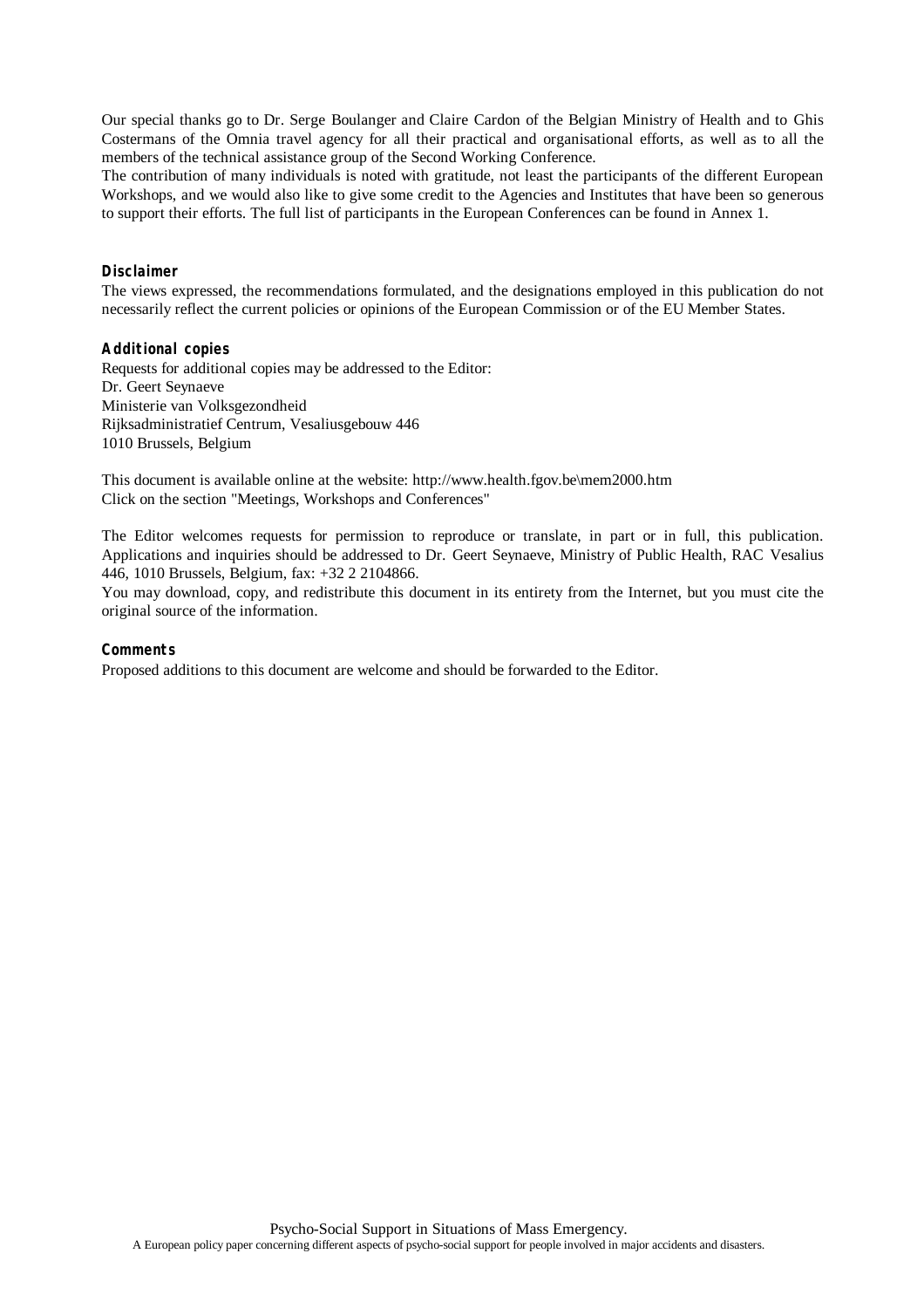Our special thanks go to Dr. Serge Boulanger and Claire Cardon of the Belgian Ministry of Health and to Ghis Costermans of the Omnia travel agency for all their practical and organisational efforts, as well as to all the members of the technical assistance group of the Second Working Conference.
The contribution of many individuals is noted with gratitude, not least the participants of the different European Workshops, and we would also like to give some credit to the Agencies and Institutes that have been so generous to support their efforts. The full list of participants in the European Conferences can be found in Annex 1.

**Disclaimer**
The views expressed, the recommendations formulated, and the designations employed in this publication do not necessarily reflect the current policies or opinions of the European Commission or of the EU Member States.

**Additional copies**
Requests for additional copies may be addressed to the Editor:
Dr. Geert Seynaeve
Ministerie van Volksgezondheid
Rijksadministratief Centrum, Vesaliusgebouw 446
1010 Brussels, Belgium

This document is available online at the website: http://www.health.fgov.be\mem2000.htm
Click on the section "Meetings, Workshops and Conferences"

The Editor welcomes requests for permission to reproduce or translate, in part or in full, this publication. Applications and inquiries should be addressed to Dr. Geert Seynaeve, Ministry of Public Health, RAC Vesalius 446, 1010 Brussels, Belgium, fax: +32 2 2104866.
You may download, copy, and redistribute this document in its entirety from the Internet, but you must cite the original source of the information.

**Comments**
Proposed additions to this document are welcome and should be forwarded to the Editor.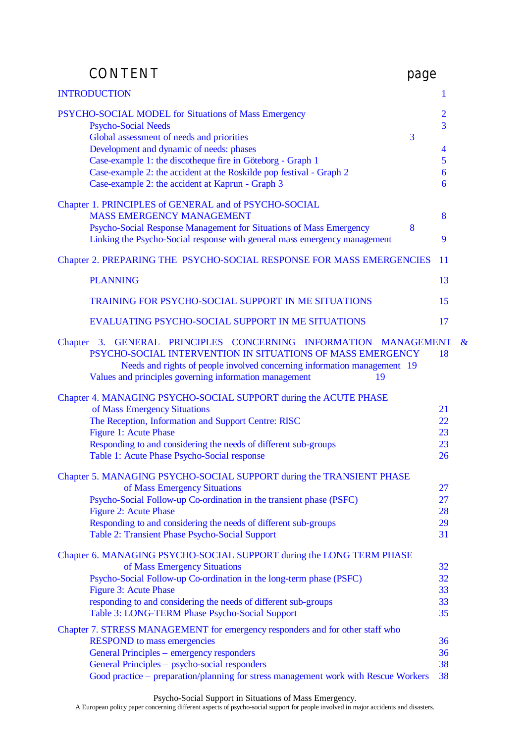# CONTENT

| | page |
|---|---|
| INTRODUCTION | 1 |
| PSYCHO-SOCIAL MODEL for Situations of Mass Emergency | 2 |
| Psycho-Social Needs | 3 |
| Global assessment of needs and priorities | 3 |
| Development and dynamic of needs: phases | 4 |
| Case-example 1: the discotheque fire in Göteborg - Graph 1 | 5 |
| Case-example 2: the accident at the Roskilde pop festival - Graph 2 | 6 |
| Case-example 2: the accident at Kaprun - Graph 3 | 6 |
| Chapter 1. PRINCIPLES of GENERAL and of PSYCHO-SOCIAL MASS EMERGENCY MANAGEMENT | 8 |
| Psycho-Social Response Management for Situations of Mass Emergency | 8 |
| Linking the Psycho-Social response with general mass emergency management | 9 |
| Chapter 2. PREPARING THE PSYCHO-SOCIAL RESPONSE FOR MASS EMERGENCIES | 11 |
| PLANNING | 13 |
| TRAINING FOR PSYCHO-SOCIAL SUPPORT IN ME SITUATIONS | 15 |
| EVALUATING PSYCHO-SOCIAL SUPPORT IN ME SITUATIONS | 17 |
| Chapter 3. GENERAL PRINCIPLES CONCERNING INFORMATION MANAGEMENT & PSYCHO-SOCIAL INTERVENTION IN SITUATIONS OF MASS EMERGENCY | 18 |
| Needs and rights of people involved concerning information management | 19 |
| Values and principles governing information management | 19 |
| Chapter 4. MANAGING PSYCHO-SOCIAL SUPPORT during the ACUTE PHASE of Mass Emergency Situations | 21 |
| The Reception, Information and Support Centre: RISC | 22 |
| Figure 1: Acute Phase | 23 |
| Responding to and considering the needs of different sub-groups | 23 |
| Table 1: Acute Phase Psycho-Social response | 26 |
| Chapter 5. MANAGING PSYCHO-SOCIAL SUPPORT during the TRANSIENT PHASE of Mass Emergency Situations | 27 |
| Psycho-Social Follow-up Co-ordination in the transient phase (PSFC) | 27 |
| Figure 2: Acute Phase | 28 |
| Responding to and considering the needs of different sub-groups | 29 |
| Table 2: Transient Phase Psycho-Social Support | 31 |
| Chapter 6. MANAGING PSYCHO-SOCIAL SUPPORT during the LONG TERM PHASE of Mass Emergency Situations | 32 |
| Psycho-Social Follow-up Co-ordination in the long-term phase (PSFC) | 32 |
| Figure 3: Acute Phase | 33 |
| responding to and considering the needs of different sub-groups | 33 |
| Table 3: LONG-TERM Phase Psycho-Social Support | 35 |
| Chapter 7. STRESS MANAGEMENT for emergency responders and for other staff who RESPOND to mass emergencies | 36 |
| General Principles – emergency responders | 36 |
| General Principles – psycho-social responders | 38 |
| Good practice – preparation/planning for stress management work with Rescue Workers | 38 |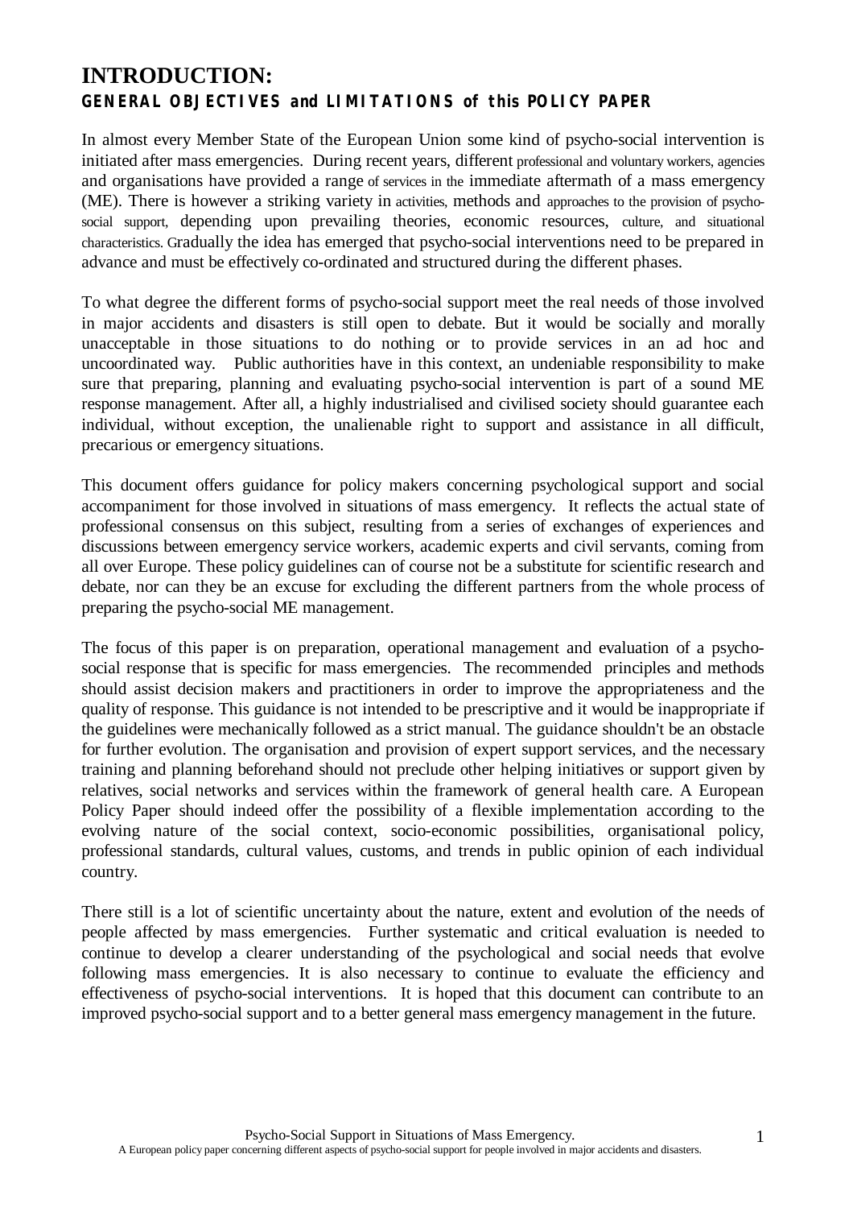# INTRODUCTION:

**GENERAL OBJECTIVES and LIMITATIONS of this POLICY PAPER**

In almost every Member State of the European Union some kind of psycho-social intervention is initiated after mass emergencies. During recent years, different professional and voluntary workers, agencies and organisations have provided a range of services in the immediate aftermath of a mass emergency (ME). There is however a striking variety in activities, methods and approaches to the provision of psycho-social support, depending upon prevailing theories, economic resources, culture, and situational characteristics. Gradually the idea has emerged that psycho-social interventions need to be prepared in advance and must be effectively co-ordinated and structured during the different phases.

To what degree the different forms of psycho-social support meet the real needs of those involved in major accidents and disasters is still open to debate. But it would be socially and morally unacceptable in those situations to do nothing or to provide services in an ad hoc and uncoordinated way. Public authorities have in this context, an undeniable responsibility to make sure that preparing, planning and evaluating psycho-social intervention is part of a sound ME response management. After all, a highly industrialised and civilised society should guarantee each individual, without exception, the unalienable right to support and assistance in all difficult, precarious or emergency situations.

This document offers guidance for policy makers concerning psychological support and social accompaniment for those involved in situations of mass emergency. It reflects the actual state of professional consensus on this subject, resulting from a series of exchanges of experiences and discussions between emergency service workers, academic experts and civil servants, coming from all over Europe. These policy guidelines can of course not be a substitute for scientific research and debate, nor can they be an excuse for excluding the different partners from the whole process of preparing the psycho-social ME management.

The focus of this paper is on preparation, operational management and evaluation of a psycho-social response that is specific for mass emergencies. The recommended principles and methods should assist decision makers and practitioners in order to improve the appropriateness and the quality of response. This guidance is not intended to be prescriptive and it would be inappropriate if the guidelines were mechanically followed as a strict manual. The guidance shouldn't be an obstacle for further evolution. The organisation and provision of expert support services, and the necessary training and planning beforehand should not preclude other helping initiatives or support given by relatives, social networks and services within the framework of general health care. A European Policy Paper should indeed offer the possibility of a flexible implementation according to the evolving nature of the social context, socio-economic possibilities, organisational policy, professional standards, cultural values, customs, and trends in public opinion of each individual country.

There still is a lot of scientific uncertainty about the nature, extent and evolution of the needs of people affected by mass emergencies. Further systematic and critical evaluation is needed to continue to develop a clearer understanding of the psychological and social needs that evolve following mass emergencies. It is also necessary to continue to evaluate the efficiency and effectiveness of psycho-social interventions. It is hoped that this document can contribute to an improved psycho-social support and to a better general mass emergency management in the future.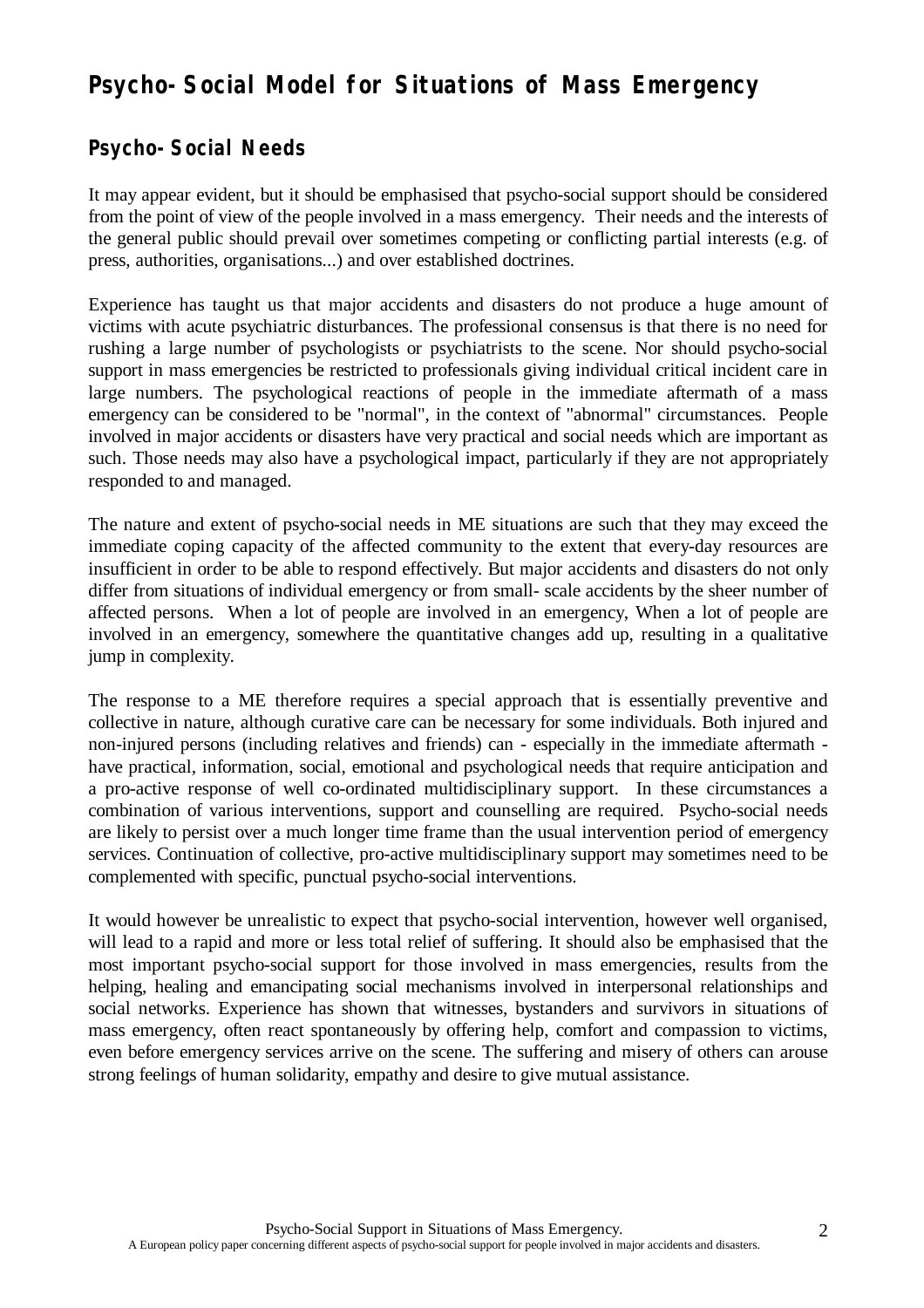## Psycho-Social Model for Situations of Mass Emergency

### Psycho-Social Needs

It may appear evident, but it should be emphasised that psycho-social support should be considered from the point of view of the people involved in a mass emergency. Their needs and the interests of the general public should prevail over sometimes competing or conflicting partial interests (e.g. of press, authorities, organisations...) and over established doctrines.

Experience has taught us that major accidents and disasters do not produce a huge amount of victims with acute psychiatric disturbances. The professional consensus is that there is no need for rushing a large number of psychologists or psychiatrists to the scene. Nor should psycho-social support in mass emergencies be restricted to professionals giving individual critical incident care in large numbers. The psychological reactions of people in the immediate aftermath of a mass emergency can be considered to be "normal", in the context of "abnormal" circumstances. People involved in major accidents or disasters have very practical and social needs which are important as such. Those needs may also have a psychological impact, particularly if they are not appropriately responded to and managed.

The nature and extent of psycho-social needs in ME situations are such that they may exceed the immediate coping capacity of the affected community to the extent that every-day resources are insufficient in order to be able to respond effectively. But major accidents and disasters do not only differ from situations of individual emergency or from small- scale accidents by the sheer number of affected persons. When a lot of people are involved in an emergency, When a lot of people are involved in an emergency, somewhere the quantitative changes add up, resulting in a qualitative jump in complexity.

The response to a ME therefore requires a special approach that is essentially preventive and collective in nature, although curative care can be necessary for some individuals. Both injured and non-injured persons (including relatives and friends) can - especially in the immediate aftermath - have practical, information, social, emotional and psychological needs that require anticipation and a pro-active response of well co-ordinated multidisciplinary support. In these circumstances a combination of various interventions, support and counselling are required. Psycho-social needs are likely to persist over a much longer time frame than the usual intervention period of emergency services. Continuation of collective, pro-active multidisciplinary support may sometimes need to be complemented with specific, punctual psycho-social interventions.

It would however be unrealistic to expect that psycho-social intervention, however well organised, will lead to a rapid and more or less total relief of suffering. It should also be emphasised that the most important psycho-social support for those involved in mass emergencies, results from the helping, healing and emancipating social mechanisms involved in interpersonal relationships and social networks. Experience has shown that witnesses, bystanders and survivors in situations of mass emergency, often react spontaneously by offering help, comfort and compassion to victims, even before emergency services arrive on the scene. The suffering and misery of others can arouse strong feelings of human solidarity, empathy and desire to give mutual assistance.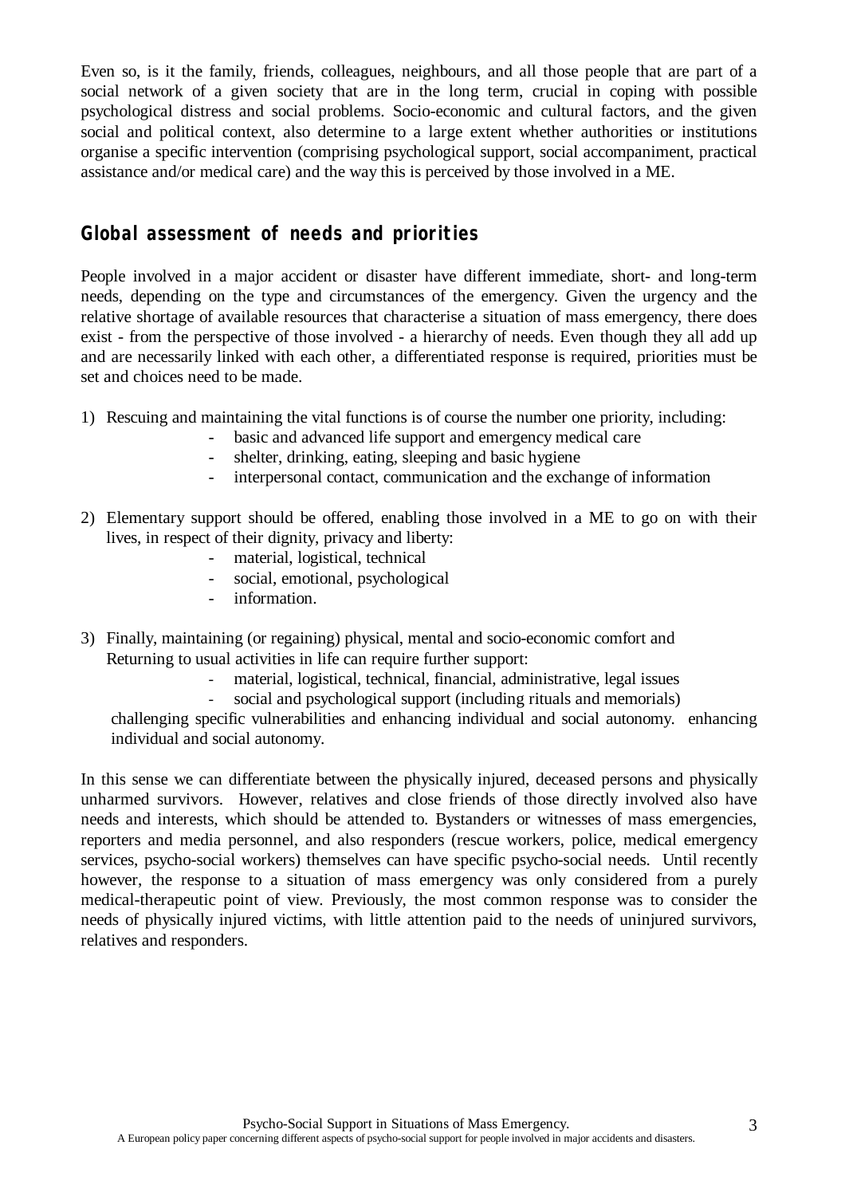Even so, is it the family, friends, colleagues, neighbours, and all those people that are part of a social network of a given society that are in the long term, crucial in coping with possible psychological distress and social problems. Socio-economic and cultural factors, and the given social and political context, also determine to a large extent whether authorities or institutions organise a specific intervention (comprising psychological support, social accompaniment, practical assistance and/or medical care) and the way this is perceived by those involved in a ME.

## Global assessment of needs and priorities

People involved in a major accident or disaster have different immediate, short- and long-term needs, depending on the type and circumstances of the emergency. Given the urgency and the relative shortage of available resources that characterise a situation of mass emergency, there does exist - from the perspective of those involved - a hierarchy of needs. Even though they all add up and are necessarily linked with each other, a differentiated response is required, priorities must be set and choices need to be made.

1) Rescuing and maintaining the vital functions is of course the number one priority, including:
   - basic and advanced life support and emergency medical care
   - shelter, drinking, eating, sleeping and basic hygiene
   - interpersonal contact, communication and the exchange of information

2) Elementary support should be offered, enabling those involved in a ME to go on with their lives, in respect of their dignity, privacy and liberty:
   - material, logistical, technical
   - social, emotional, psychological
   - information.

3) Finally, maintaining (or regaining) physical, mental and socio-economic comfort and Returning to usual activities in life can require further support:
   - material, logistical, technical, financial, administrative, legal issues
   - social and psychological support (including rituals and memorials)

   challenging specific vulnerabilities and enhancing individual and social autonomy. enhancing individual and social autonomy.

In this sense we can differentiate between the physically injured, deceased persons and physically unharmed survivors. However, relatives and close friends of those directly involved also have needs and interests, which should be attended to. Bystanders or witnesses of mass emergencies, reporters and media personnel, and also responders (rescue workers, police, medical emergency services, psycho-social workers) themselves can have specific psycho-social needs. Until recently however, the response to a situation of mass emergency was only considered from a purely medical-therapeutic point of view. Previously, the most common response was to consider the needs of physically injured victims, with little attention paid to the needs of uninjured survivors, relatives and responders.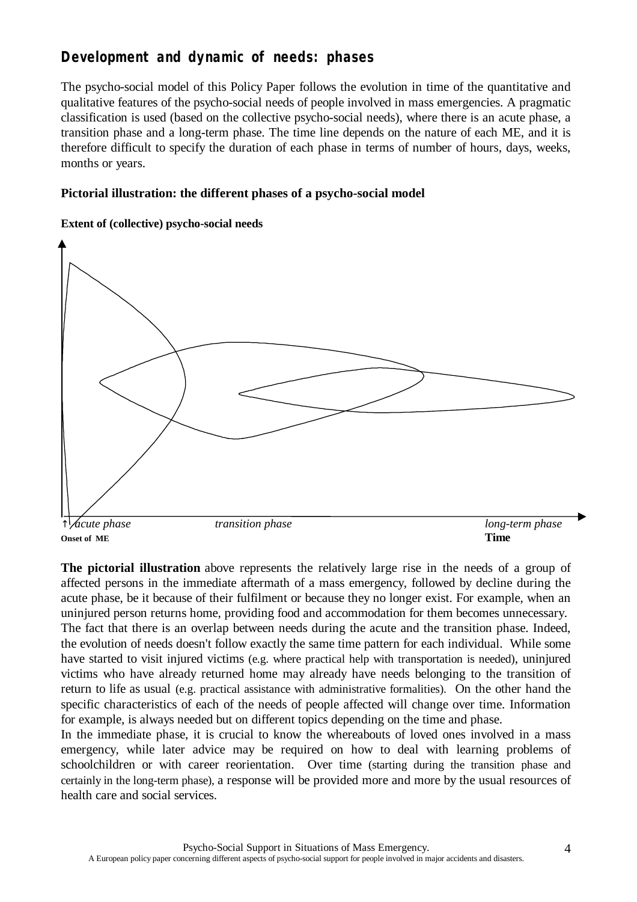## Development and dynamic of needs: phases

The psycho-social model of this Policy Paper follows the evolution in time of the quantitative and qualitative features of the psycho-social needs of people involved in mass emergencies. A pragmatic classification is used (based on the collective psycho-social needs), where there is an acute phase, a transition phase and a long-term phase. The time line depends on the nature of each ME, and it is therefore difficult to specify the duration of each phase in terms of number of hours, days, weeks, months or years.

**Pictorial illustration: the different phases of a psycho-social model**

**Extent of (collective) psycho-social needs**

↑ *acute phase* *transition phase* *long-term phase*

**Onset of ME** **Time**

**The pictorial illustration** above represents the relatively large rise in the needs of a group of affected persons in the immediate aftermath of a mass emergency, followed by decline during the acute phase, be it because of their fulfilment or because they no longer exist. For example, when an uninjured person returns home, providing food and accommodation for them becomes unnecessary. The fact that there is an overlap between needs during the acute and the transition phase. Indeed, the evolution of needs doesn't follow exactly the same time pattern for each individual. While some have started to visit injured victims (e.g. where practical help with transportation is needed), uninjured victims who have already returned home may already have needs belonging to the transition of return to life as usual (e.g. practical assistance with administrative formalities). On the other hand the specific characteristics of each of the needs of people affected will change over time. Information for example, is always needed but on different topics depending on the time and phase.

In the immediate phase, it is crucial to know the whereabouts of loved ones involved in a mass emergency, while later advice may be required on how to deal with learning problems of schoolchildren or with career reorientation. Over time (starting during the transition phase and certainly in the long-term phase), a response will be provided more and more by the usual resources of health care and social services.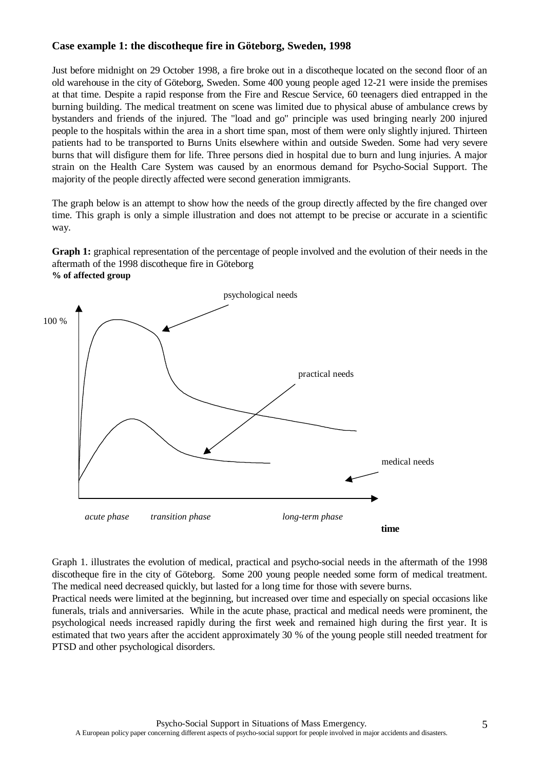### Case example 1: the discotheque fire in Göteborg, Sweden, 1998

Just before midnight on 29 October 1998, a fire broke out in a discotheque located on the second floor of an old warehouse in the city of Göteborg, Sweden. Some 400 young people aged 12-21 were inside the premises at that time. Despite a rapid response from the Fire and Rescue Service, 60 teenagers died entrapped in the burning building. The medical treatment on scene was limited due to physical abuse of ambulance crews by bystanders and friends of the injured. The "load and go" principle was used bringing nearly 200 injured people to the hospitals within the area in a short time span, most of them were only slightly injured. Thirteen patients had to be transported to Burns Units elsewhere within and outside Sweden. Some had very severe burns that will disfigure them for life. Three persons died in hospital due to burn and lung injuries. A major strain on the Health Care System was caused by an enormous demand for Psycho-Social Support. The majority of the people directly affected were second generation immigrants.

The graph below is an attempt to show how the needs of the group directly affected by the fire changed over time. This graph is only a simple illustration and does not attempt to be precise or accurate in a scientific way.

**Graph 1:** graphical representation of the percentage of people involved and the evolution of their needs in the aftermath of the 1998 discotheque fire in Göteborg

**% of affected group**

100 %

psychological needs

practical needs

medical needs

*acute phase* *transition phase* *long-term phase*

**time**

Graph 1. illustrates the evolution of medical, practical and psycho-social needs in the aftermath of the 1998 discotheque fire in the city of Göteborg. Some 200 young people needed some form of medical treatment. The medical need decreased quickly, but lasted for a long time for those with severe burns.

Practical needs were limited at the beginning, but increased over time and especially on special occasions like funerals, trials and anniversaries. While in the acute phase, practical and medical needs were prominent, the psychological needs increased rapidly during the first week and remained high during the first year. It is estimated that two years after the accident approximately 30 % of the young people still needed treatment for PTSD and other psychological disorders.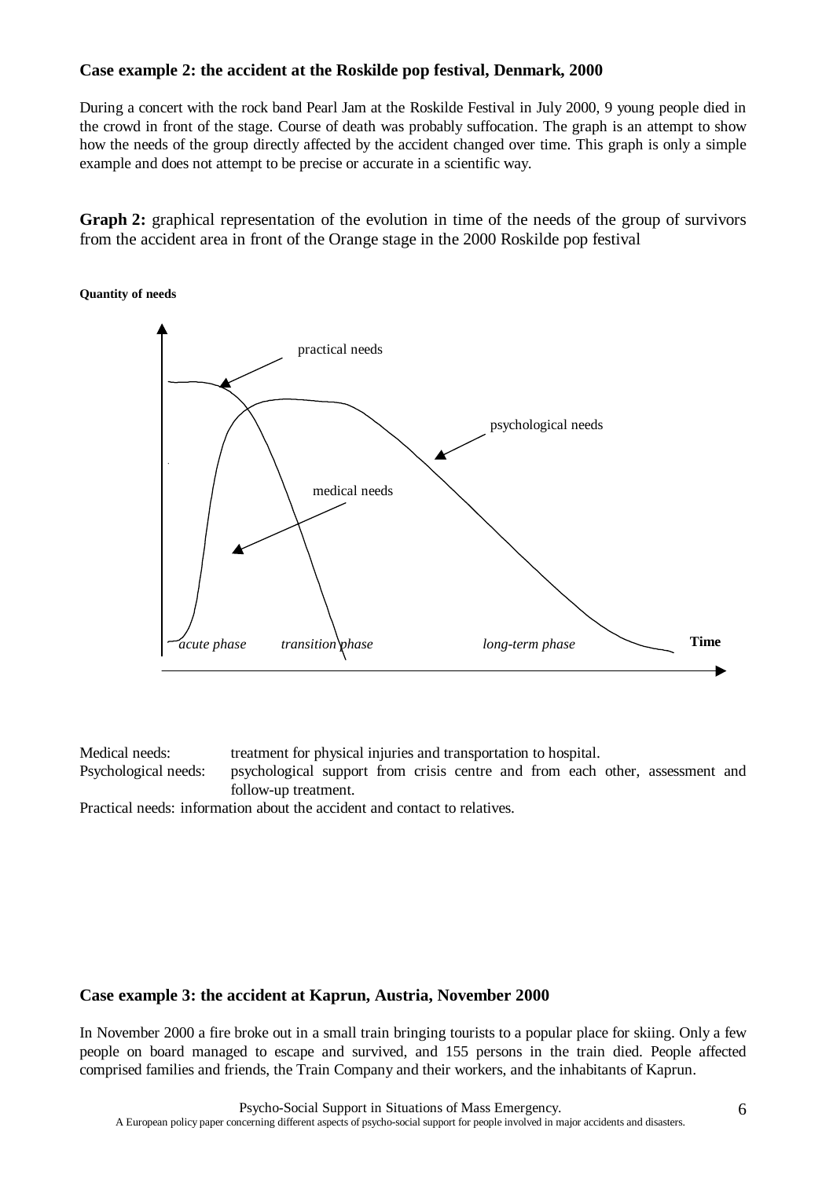**Case example 2: the accident at the Roskilde pop festival, Denmark, 2000**

During a concert with the rock band Pearl Jam at the Roskilde Festival in July 2000, 9 young people died in the crowd in front of the stage. Course of death was probably suffocation. The graph is an attempt to show how the needs of the group directly affected by the accident changed over time. This graph is only a simple example and does not attempt to be precise or accurate in a scientific way.

**Graph 2:** graphical representation of the evolution in time of the needs of the group of survivors from the accident area in front of the Orange stage in the 2000 Roskilde pop festival

**Quantity of needs**

practical needs

psychological needs

medical needs

*acute phase* *transition phase* *long-term phase* **Time**

Medical needs: treatment for physical injuries and transportation to hospital.

Psychological needs: psychological support from crisis centre and from each other, assessment and follow-up treatment.

Practical needs: information about the accident and contact to relatives.

**Case example 3: the accident at Kaprun, Austria, November 2000**

In November 2000 a fire broke out in a small train bringing tourists to a popular place for skiing. Only a few people on board managed to escape and survived, and 155 persons in the train died. People affected comprised families and friends, the Train Company and their workers, and the inhabitants of Kaprun.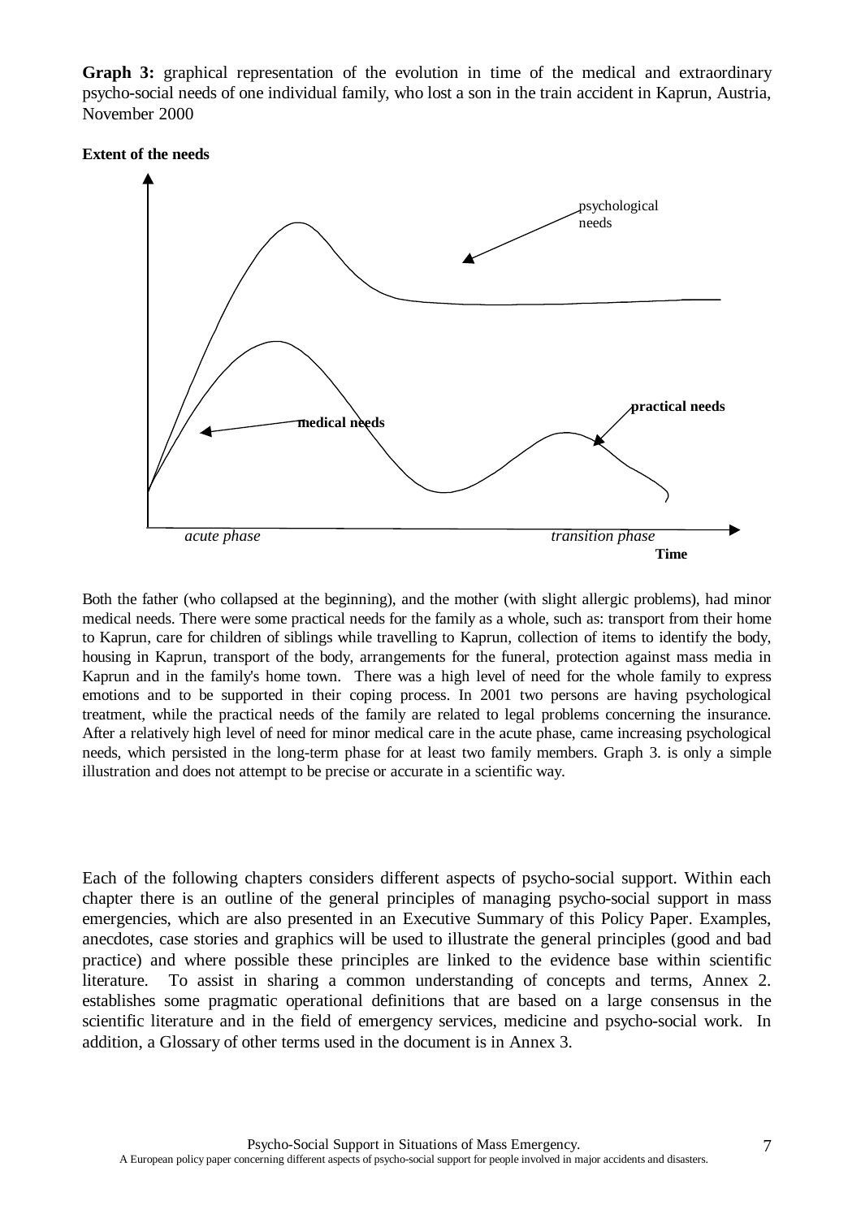**Graph 3:** graphical representation of the evolution in time of the medical and extraordinary psycho-social needs of one individual family, who lost a son in the train accident in Kaprun, Austria, November 2000

**Extent of the needs**

psychological needs

**practical needs**

**medical needs**

*acute phase* *transition phase*

**Time**

Both the father (who collapsed at the beginning), and the mother (with slight allergic problems), had minor medical needs. There were some practical needs for the family as a whole, such as: transport from their home to Kaprun, care for children of siblings while travelling to Kaprun, collection of items to identify the body, housing in Kaprun, transport of the body, arrangements for the funeral, protection against mass media in Kaprun and in the family's home town. There was a high level of need for the whole family to express emotions and to be supported in their coping process. In 2001 two persons are having psychological treatment, while the practical needs of the family are related to legal problems concerning the insurance. After a relatively high level of need for minor medical care in the acute phase, came increasing psychological needs, which persisted in the long-term phase for at least two family members. Graph 3. is only a simple illustration and does not attempt to be precise or accurate in a scientific way.

Each of the following chapters considers different aspects of psycho-social support. Within each chapter there is an outline of the general principles of managing psycho-social support in mass emergencies, which are also presented in an Executive Summary of this Policy Paper. Examples, anecdotes, case stories and graphics will be used to illustrate the general principles (good and bad practice) and where possible these principles are linked to the evidence base within scientific literature. To assist in sharing a common understanding of concepts and terms, Annex 2. establishes some pragmatic operational definitions that are based on a large consensus in the scientific literature and in the field of emergency services, medicine and psycho-social work. In addition, a Glossary of other terms used in the document is in Annex 3.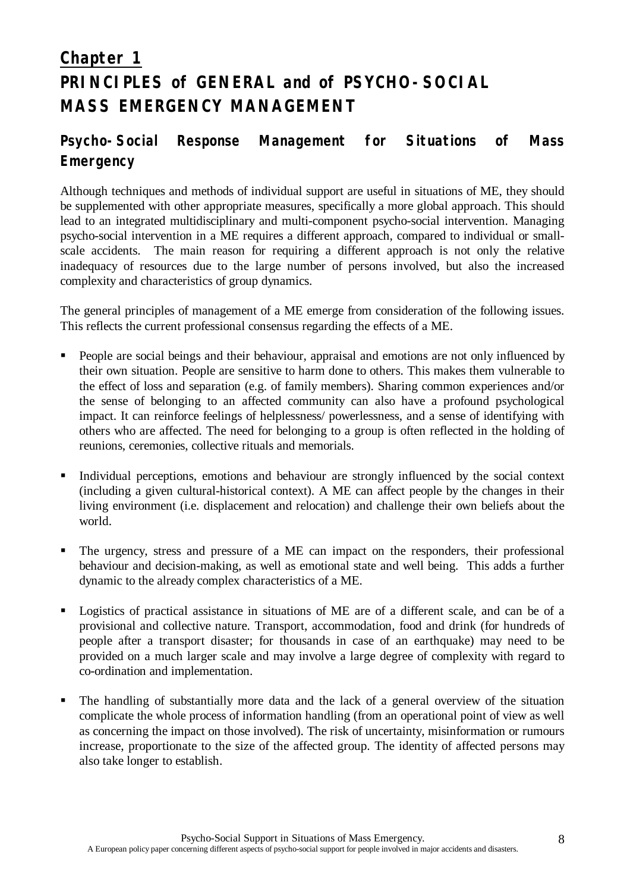# Chapter 1
# PRINCIPLES of GENERAL and of PSYCHO-SOCIAL MASS EMERGENCY MANAGEMENT

## Psycho-Social Response Management for Situations of Mass Emergency

Although techniques and methods of individual support are useful in situations of ME, they should be supplemented with other appropriate measures, specifically a more global approach. This should lead to an integrated multidisciplinary and multi-component psycho-social intervention. Managing psycho-social intervention in a ME requires a different approach, compared to individual or small-scale accidents. The main reason for requiring a different approach is not only the relative inadequacy of resources due to the large number of persons involved, but also the increased complexity and characteristics of group dynamics.

The general principles of management of a ME emerge from consideration of the following issues. This reflects the current professional consensus regarding the effects of a ME.

- People are social beings and their behaviour, appraisal and emotions are not only influenced by their own situation. People are sensitive to harm done to others. This makes them vulnerable to the effect of loss and separation (e.g. of family members). Sharing common experiences and/or the sense of belonging to an affected community can also have a profound psychological impact. It can reinforce feelings of helplessness/ powerlessness, and a sense of identifying with others who are affected. The need for belonging to a group is often reflected in the holding of reunions, ceremonies, collective rituals and memorials.

- Individual perceptions, emotions and behaviour are strongly influenced by the social context (including a given cultural-historical context). A ME can affect people by the changes in their living environment (i.e. displacement and relocation) and challenge their own beliefs about the world.

- The urgency, stress and pressure of a ME can impact on the responders, their professional behaviour and decision-making, as well as emotional state and well being. This adds a further dynamic to the already complex characteristics of a ME.

- Logistics of practical assistance in situations of ME are of a different scale, and can be of a provisional and collective nature. Transport, accommodation, food and drink (for hundreds of people after a transport disaster; for thousands in case of an earthquake) may need to be provided on a much larger scale and may involve a large degree of complexity with regard to co-ordination and implementation.

- The handling of substantially more data and the lack of a general overview of the situation complicate the whole process of information handling (from an operational point of view as well as concerning the impact on those involved). The risk of uncertainty, misinformation or rumours increase, proportionate to the size of the affected group. The identity of affected persons may also take longer to establish.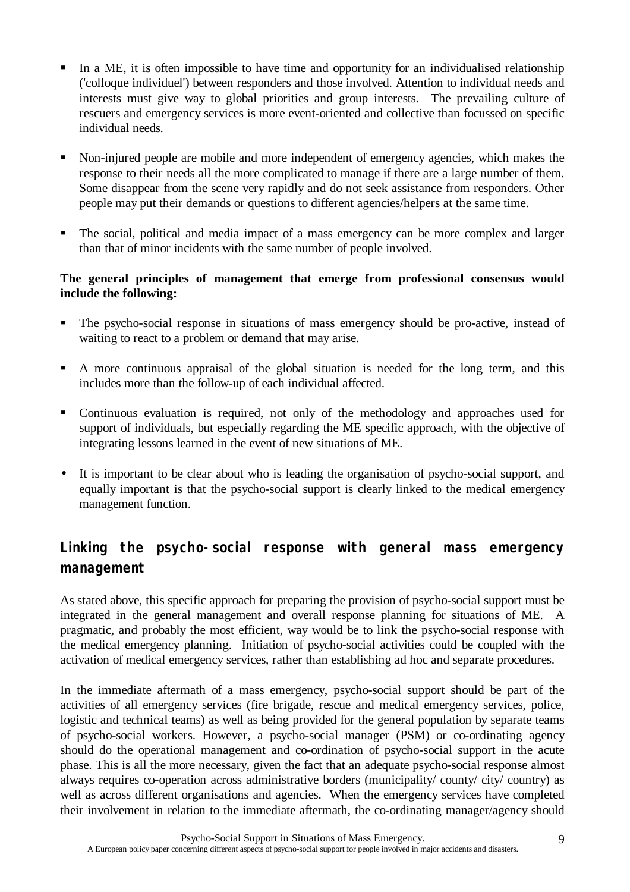- In a ME, it is often impossible to have time and opportunity for an individualised relationship ('colloque individuel') between responders and those involved. Attention to individual needs and interests must give way to global priorities and group interests. The prevailing culture of rescuers and emergency services is more event-oriented and collective than focussed on specific individual needs.

- Non-injured people are mobile and more independent of emergency agencies, which makes the response to their needs all the more complicated to manage if there are a large number of them. Some disappear from the scene very rapidly and do not seek assistance from responders. Other people may put their demands or questions to different agencies/helpers at the same time.

- The social, political and media impact of a mass emergency can be more complex and larger than that of minor incidents with the same number of people involved.

**The general principles of management that emerge from professional consensus would include the following:**

- The psycho-social response in situations of mass emergency should be pro-active, instead of waiting to react to a problem or demand that may arise.

- A more continuous appraisal of the global situation is needed for the long term, and this includes more than the follow-up of each individual affected.

- Continuous evaluation is required, not only of the methodology and approaches used for support of individuals, but especially regarding the ME specific approach, with the objective of integrating lessons learned in the event of new situations of ME.

- It is important to be clear about who is leading the organisation of psycho-social support, and equally important is that the psycho-social support is clearly linked to the medical emergency management function.

## Linking the psycho-social response with general mass emergency management

As stated above, this specific approach for preparing the provision of psycho-social support must be integrated in the general management and overall response planning for situations of ME. A pragmatic, and probably the most efficient, way would be to link the psycho-social response with the medical emergency planning. Initiation of psycho-social activities could be coupled with the activation of medical emergency services, rather than establishing ad hoc and separate procedures.

In the immediate aftermath of a mass emergency, psycho-social support should be part of the activities of all emergency services (fire brigade, rescue and medical emergency services, police, logistic and technical teams) as well as being provided for the general population by separate teams of psycho-social workers. However, a psycho-social manager (PSM) or co-ordinating agency should do the operational management and co-ordination of psycho-social support in the acute phase. This is all the more necessary, given the fact that an adequate psycho-social response almost always requires co-operation across administrative borders (municipality/ county/ city/ country) as well as across different organisations and agencies. When the emergency services have completed their involvement in relation to the immediate aftermath, the co-ordinating manager/agency should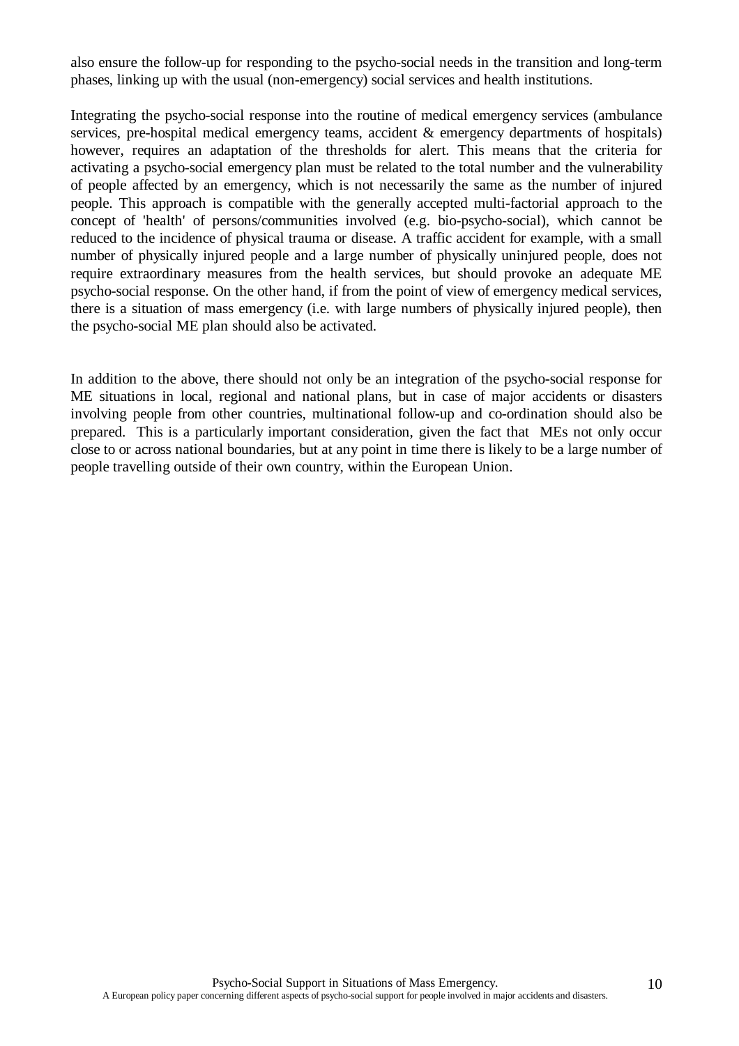also ensure the follow-up for responding to the psycho-social needs in the transition and long-term phases, linking up with the usual (non-emergency) social services and health institutions.

Integrating the psycho-social response into the routine of medical emergency services (ambulance services, pre-hospital medical emergency teams, accident & emergency departments of hospitals) however, requires an adaptation of the thresholds for alert. This means that the criteria for activating a psycho-social emergency plan must be related to the total number and the vulnerability of people affected by an emergency, which is not necessarily the same as the number of injured people. This approach is compatible with the generally accepted multi-factorial approach to the concept of 'health' of persons/communities involved (e.g. bio-psycho-social), which cannot be reduced to the incidence of physical trauma or disease. A traffic accident for example, with a small number of physically injured people and a large number of physically uninjured people, does not require extraordinary measures from the health services, but should provoke an adequate ME psycho-social response. On the other hand, if from the point of view of emergency medical services, there is a situation of mass emergency (i.e. with large numbers of physically injured people), then the psycho-social ME plan should also be activated.

In addition to the above, there should not only be an integration of the psycho-social response for ME situations in local, regional and national plans, but in case of major accidents or disasters involving people from other countries, multinational follow-up and co-ordination should also be prepared. This is a particularly important consideration, given the fact that MEs not only occur close to or across national boundaries, but at any point in time there is likely to be a large number of people travelling outside of their own country, within the European Union.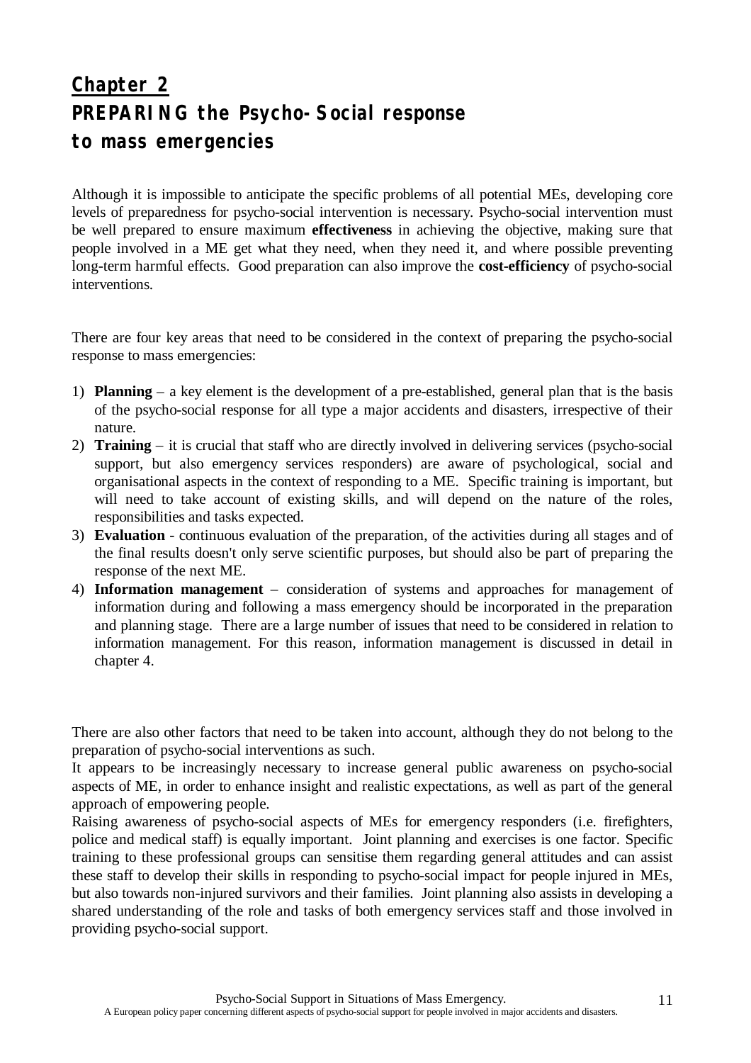# Chapter 2
# PREPARING the Psycho-Social response to mass emergencies

Although it is impossible to anticipate the specific problems of all potential MEs, developing core levels of preparedness for psycho-social intervention is necessary. Psycho-social intervention must be well prepared to ensure maximum **effectiveness** in achieving the objective, making sure that people involved in a ME get what they need, when they need it, and where possible preventing long-term harmful effects. Good preparation can also improve the **cost-efficiency** of psycho-social interventions.

There are four key areas that need to be considered in the context of preparing the psycho-social response to mass emergencies:

1) **Planning** – a key element is the development of a pre-established, general plan that is the basis of the psycho-social response for all type a major accidents and disasters, irrespective of their nature.
2) **Training** – it is crucial that staff who are directly involved in delivering services (psycho-social support, but also emergency services responders) are aware of psychological, social and organisational aspects in the context of responding to a ME. Specific training is important, but will need to take account of existing skills, and will depend on the nature of the roles, responsibilities and tasks expected.
3) **Evaluation** - continuous evaluation of the preparation, of the activities during all stages and of the final results doesn't only serve scientific purposes, but should also be part of preparing the response of the next ME.
4) **Information management** – consideration of systems and approaches for management of information during and following a mass emergency should be incorporated in the preparation and planning stage. There are a large number of issues that need to be considered in relation to information management. For this reason, information management is discussed in detail in chapter 4.

There are also other factors that need to be taken into account, although they do not belong to the preparation of psycho-social interventions as such.

It appears to be increasingly necessary to increase general public awareness on psycho-social aspects of ME, in order to enhance insight and realistic expectations, as well as part of the general approach of empowering people.

Raising awareness of psycho-social aspects of MEs for emergency responders (i.e. firefighters, police and medical staff) is equally important. Joint planning and exercises is one factor. Specific training to these professional groups can sensitise them regarding general attitudes and can assist these staff to develop their skills in responding to psycho-social impact for people injured in MEs, but also towards non-injured survivors and their families. Joint planning also assists in developing a shared understanding of the role and tasks of both emergency services staff and those involved in providing psycho-social support.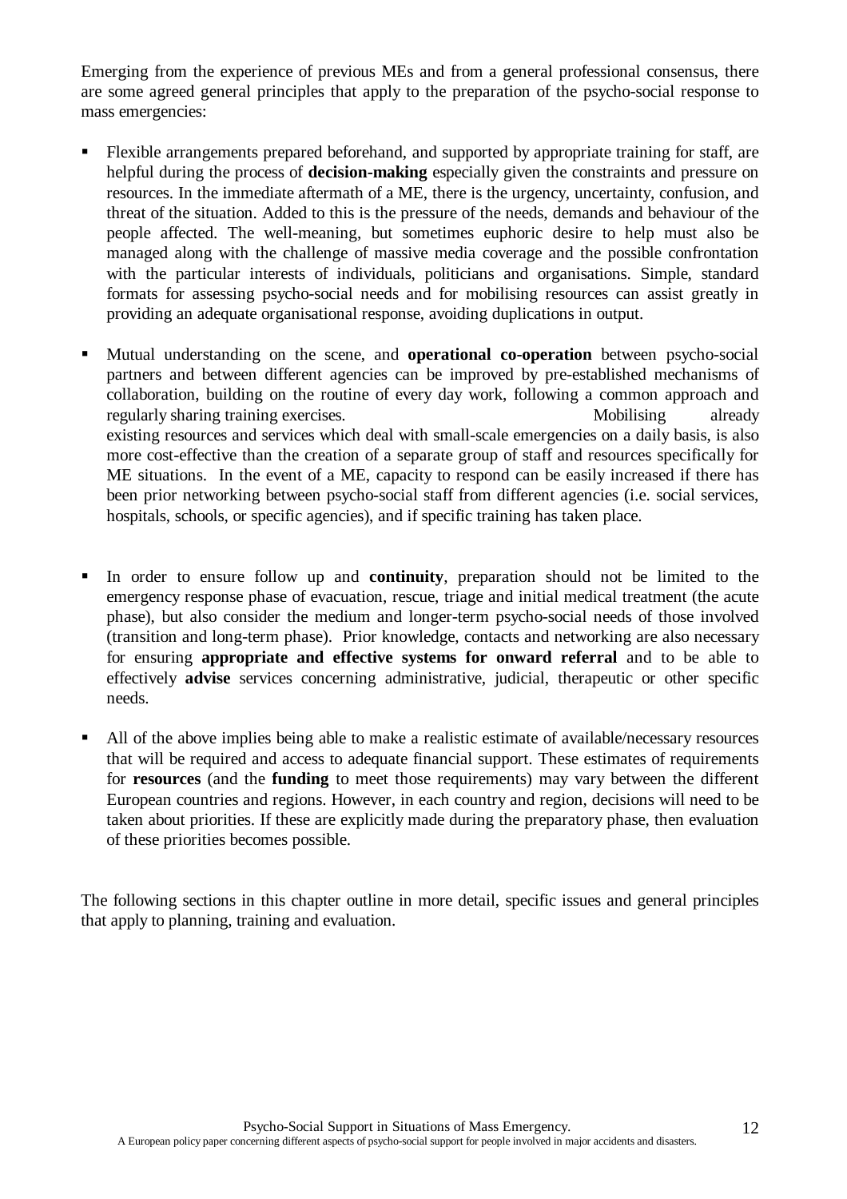Emerging from the experience of previous MEs and from a general professional consensus, there are some agreed general principles that apply to the preparation of the psycho-social response to mass emergencies:

- Flexible arrangements prepared beforehand, and supported by appropriate training for staff, are helpful during the process of **decision-making** especially given the constraints and pressure on resources. In the immediate aftermath of a ME, there is the urgency, uncertainty, confusion, and threat of the situation. Added to this is the pressure of the needs, demands and behaviour of the people affected. The well-meaning, but sometimes euphoric desire to help must also be managed along with the challenge of massive media coverage and the possible confrontation with the particular interests of individuals, politicians and organisations. Simple, standard formats for assessing psycho-social needs and for mobilising resources can assist greatly in providing an adequate organisational response, avoiding duplications in output.

- Mutual understanding on the scene, and **operational co-operation** between psycho-social partners and between different agencies can be improved by pre-established mechanisms of collaboration, building on the routine of every day work, following a common approach and regularly sharing training exercises. Mobilising already existing resources and services which deal with small-scale emergencies on a daily basis, is also more cost-effective than the creation of a separate group of staff and resources specifically for ME situations. In the event of a ME, capacity to respond can be easily increased if there has been prior networking between psycho-social staff from different agencies (i.e. social services, hospitals, schools, or specific agencies), and if specific training has taken place.

- In order to ensure follow up and **continuity**, preparation should not be limited to the emergency response phase of evacuation, rescue, triage and initial medical treatment (the acute phase), but also consider the medium and longer-term psycho-social needs of those involved (transition and long-term phase). Prior knowledge, contacts and networking are also necessary for ensuring **appropriate and effective systems for onward referral** and to be able to effectively **advise** services concerning administrative, judicial, therapeutic or other specific needs.

- All of the above implies being able to make a realistic estimate of available/necessary resources that will be required and access to adequate financial support. These estimates of requirements for **resources** (and the **funding** to meet those requirements) may vary between the different European countries and regions. However, in each country and region, decisions will need to be taken about priorities. If these are explicitly made during the preparatory phase, then evaluation of these priorities becomes possible.

The following sections in this chapter outline in more detail, specific issues and general principles that apply to planning, training and evaluation.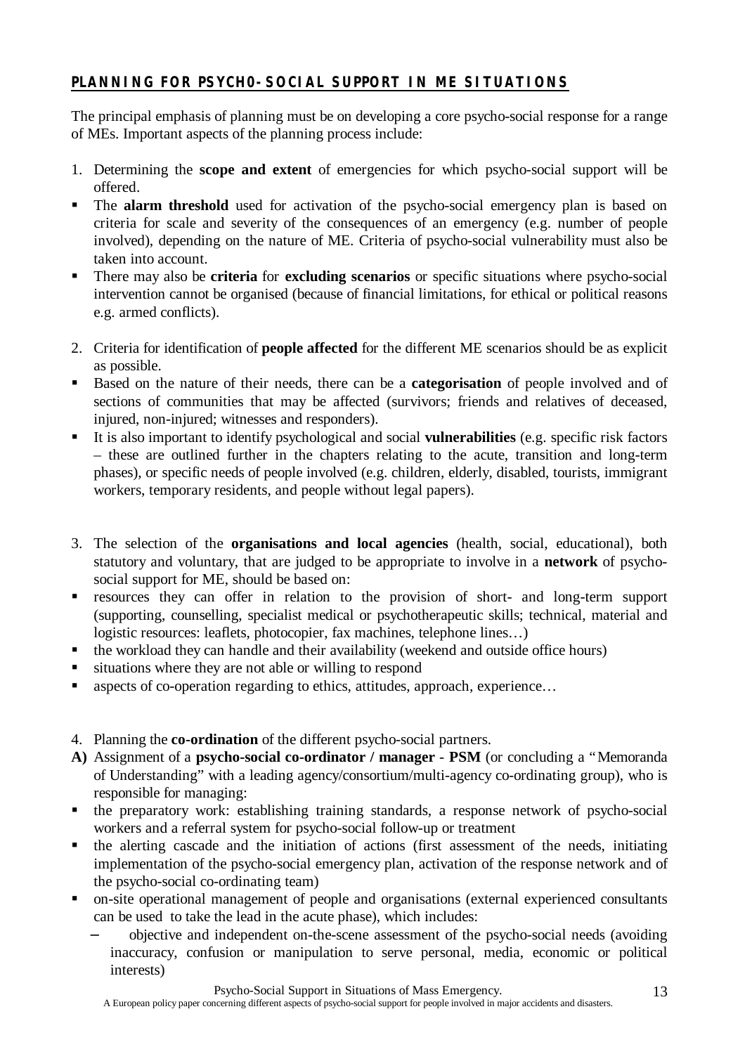## PLANNING FOR PSYCHO-SOCIAL SUPPORT IN ME SITUATIONS

The principal emphasis of planning must be on developing a core psycho-social response for a range of MEs. Important aspects of the planning process include:

1. Determining the **scope and extent** of emergencies for which psycho-social support will be offered.

- The **alarm threshold** used for activation of the psycho-social emergency plan is based on criteria for scale and severity of the consequences of an emergency (e.g. number of people involved), depending on the nature of ME. Criteria of psycho-social vulnerability must also be taken into account.
- There may also be **criteria** for **excluding scenarios** or specific situations where psycho-social intervention cannot be organised (because of financial limitations, for ethical or political reasons e.g. armed conflicts).

2. Criteria for identification of **people affected** for the different ME scenarios should be as explicit as possible.

- Based on the nature of their needs, there can be a **categorisation** of people involved and of sections of communities that may be affected (survivors; friends and relatives of deceased, injured, non-injured; witnesses and responders).
- It is also important to identify psychological and social **vulnerabilities** (e.g. specific risk factors – these are outlined further in the chapters relating to the acute, transition and long-term phases), or specific needs of people involved (e.g. children, elderly, disabled, tourists, immigrant workers, temporary residents, and people without legal papers).

3. The selection of the **organisations and local agencies** (health, social, educational), both statutory and voluntary, that are judged to be appropriate to involve in a **network** of psycho-social support for ME, should be based on:

- resources they can offer in relation to the provision of short- and long-term support (supporting, counselling, specialist medical or psychotherapeutic skills; technical, material and logistic resources: leaflets, photocopier, fax machines, telephone lines…)
- the workload they can handle and their availability (weekend and outside office hours)
- situations where they are not able or willing to respond
- aspects of co-operation regarding to ethics, attitudes, approach, experience…

4. Planning the **co-ordination** of the different psycho-social partners.

**A)** Assignment of a **psycho-social co-ordinator / manager** - **PSM** (or concluding a "Memoranda of Understanding" with a leading agency/consortium/multi-agency co-ordinating group), who is responsible for managing:

- the preparatory work: establishing training standards, a response network of psycho-social workers and a referral system for psycho-social follow-up or treatment
- the alerting cascade and the initiation of actions (first assessment of the needs, initiating implementation of the psycho-social emergency plan, activation of the response network and of the psycho-social co-ordinating team)
- on-site operational management of people and organisations (external experienced consultants can be used to take the lead in the acute phase), which includes:
  - objective and independent on-the-scene assessment of the psycho-social needs (avoiding inaccuracy, confusion or manipulation to serve personal, media, economic or political interests)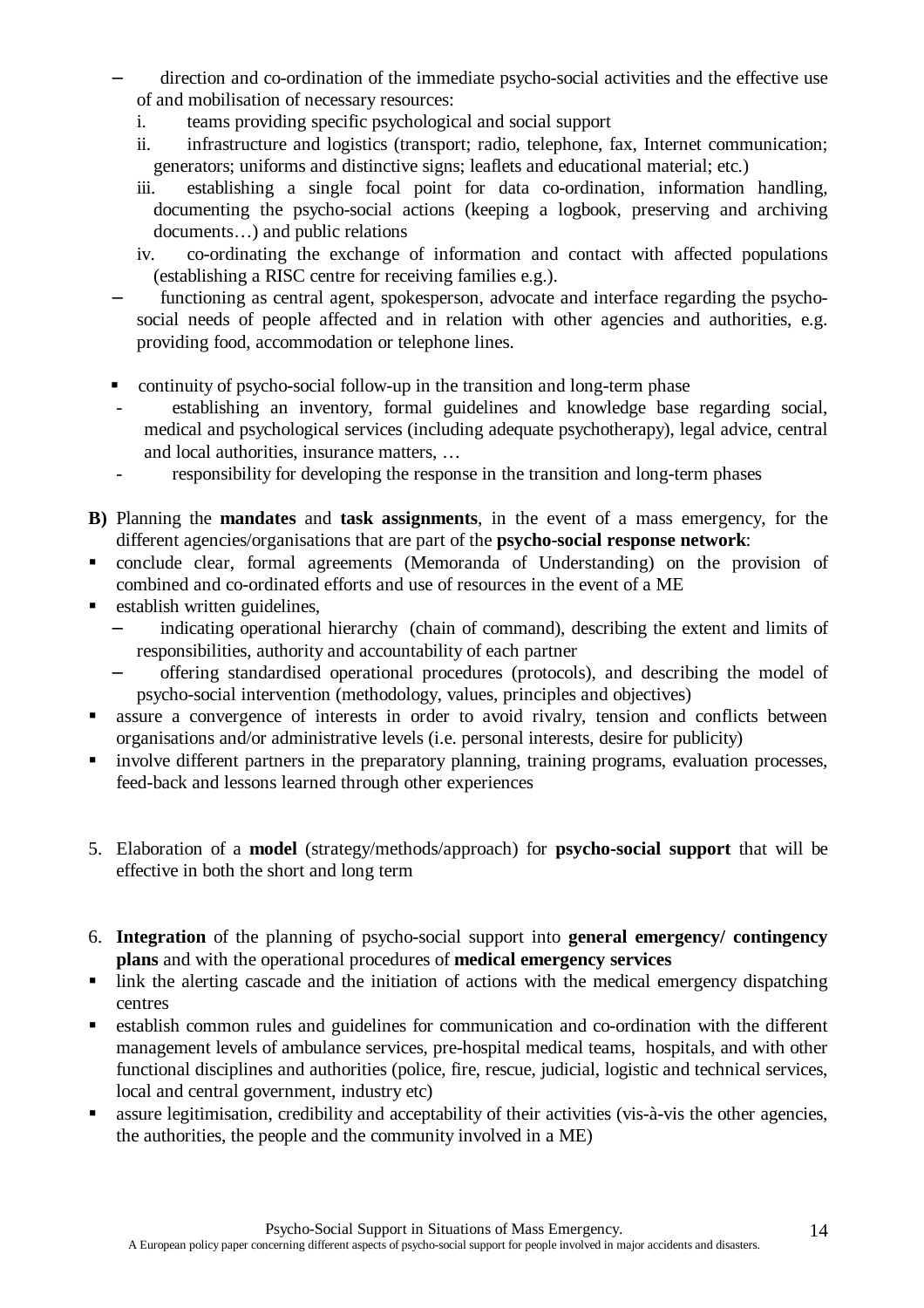- direction and co-ordination of the immediate psycho-social activities and the effective use of and mobilisation of necessary resources:
  1. teams providing specific psychological and social support
  2. infrastructure and logistics (transport; radio, telephone, fax, Internet communication; generators; uniforms and distinctive signs; leaflets and educational material; etc.)
  3. establishing a single focal point for data co-ordination, information handling, documenting the psycho-social actions (keeping a logbook, preserving and archiving documents…) and public relations
  4. co-ordinating the exchange of information and contact with affected populations (establishing a RISC centre for receiving families e.g.).
- functioning as central agent, spokesperson, advocate and interface regarding the psycho-social needs of people affected and in relation with other agencies and authorities, e.g. providing food, accommodation or telephone lines.

- continuity of psycho-social follow-up in the transition and long-term phase
  - establishing an inventory, formal guidelines and knowledge base regarding social, medical and psychological services (including adequate psychotherapy), legal advice, central and local authorities, insurance matters, …
  - responsibility for developing the response in the transition and long-term phases

**B)** Planning the **mandates** and **task assignments**, in the event of a mass emergency, for the different agencies/organisations that are part of the **psycho-social response network**:

- conclude clear, formal agreements (Memoranda of Understanding) on the provision of combined and co-ordinated efforts and use of resources in the event of a ME
- establish written guidelines,
  - indicating operational hierarchy (chain of command), describing the extent and limits of responsibilities, authority and accountability of each partner
  - offering standardised operational procedures (protocols), and describing the model of psycho-social intervention (methodology, values, principles and objectives)
- assure a convergence of interests in order to avoid rivalry, tension and conflicts between organisations and/or administrative levels (i.e. personal interests, desire for publicity)
- involve different partners in the preparatory planning, training programs, evaluation processes, feed-back and lessons learned through other experiences

5. Elaboration of a **model** (strategy/methods/approach) for **psycho-social support** that will be effective in both the short and long term

6. **Integration** of the planning of psycho-social support into **general emergency/ contingency plans** and with the operational procedures of **medical emergency services**

- link the alerting cascade and the initiation of actions with the medical emergency dispatching centres
- establish common rules and guidelines for communication and co-ordination with the different management levels of ambulance services, pre-hospital medical teams, hospitals, and with other functional disciplines and authorities (police, fire, rescue, judicial, logistic and technical services, local and central government, industry etc)
- assure legitimisation, credibility and acceptability of their activities (vis-à-vis the other agencies, the authorities, the people and the community involved in a ME)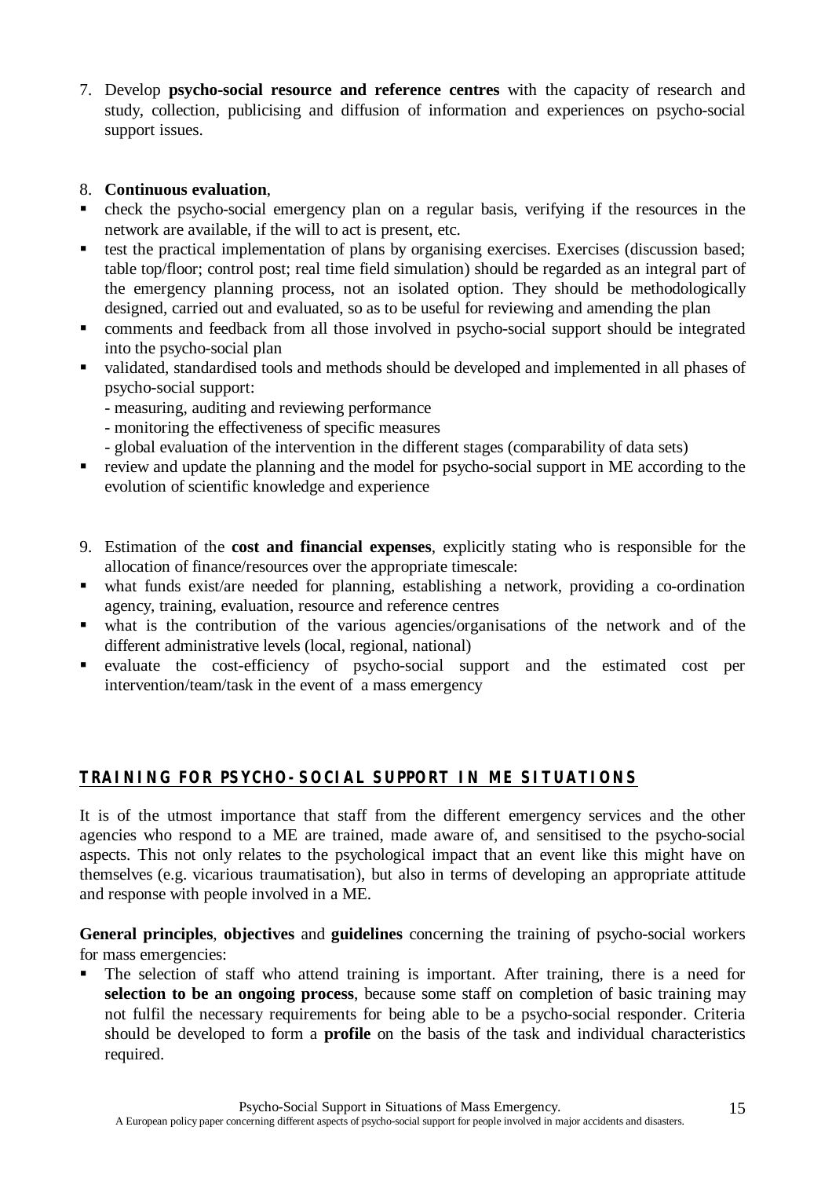7. Develop **psycho-social resource and reference centres** with the capacity of research and study, collection, publicising and diffusion of information and experiences on psycho-social support issues.

8. **Continuous evaluation**,

- check the psycho-social emergency plan on a regular basis, verifying if the resources in the network are available, if the will to act is present, etc.
- test the practical implementation of plans by organising exercises. Exercises (discussion based; table top/floor; control post; real time field simulation) should be regarded as an integral part of the emergency planning process, not an isolated option. They should be methodologically designed, carried out and evaluated, so as to be useful for reviewing and amending the plan
- comments and feedback from all those involved in psycho-social support should be integrated into the psycho-social plan
- validated, standardised tools and methods should be developed and implemented in all phases of psycho-social support:
  - measuring, auditing and reviewing performance
  - monitoring the effectiveness of specific measures
  - global evaluation of the intervention in the different stages (comparability of data sets)
- review and update the planning and the model for psycho-social support in ME according to the evolution of scientific knowledge and experience

9. Estimation of the **cost and financial expenses**, explicitly stating who is responsible for the allocation of finance/resources over the appropriate timescale:

- what funds exist/are needed for planning, establishing a network, providing a co-ordination agency, training, evaluation, resource and reference centres
- what is the contribution of the various agencies/organisations of the network and of the different administrative levels (local, regional, national)
- evaluate the cost-efficiency of psycho-social support and the estimated cost per intervention/team/task in the event of a mass emergency

## TRAINING FOR PSYCHO-SOCIAL SUPPORT IN ME SITUATIONS

It is of the utmost importance that staff from the different emergency services and the other agencies who respond to a ME are trained, made aware of, and sensitised to the psycho-social aspects. This not only relates to the psychological impact that an event like this might have on themselves (e.g. vicarious traumatisation), but also in terms of developing an appropriate attitude and response with people involved in a ME.

**General principles**, **objectives** and **guidelines** concerning the training of psycho-social workers for mass emergencies:

- The selection of staff who attend training is important. After training, there is a need for **selection to be an ongoing process**, because some staff on completion of basic training may not fulfil the necessary requirements for being able to be a psycho-social responder. Criteria should be developed to form a **profile** on the basis of the task and individual characteristics required.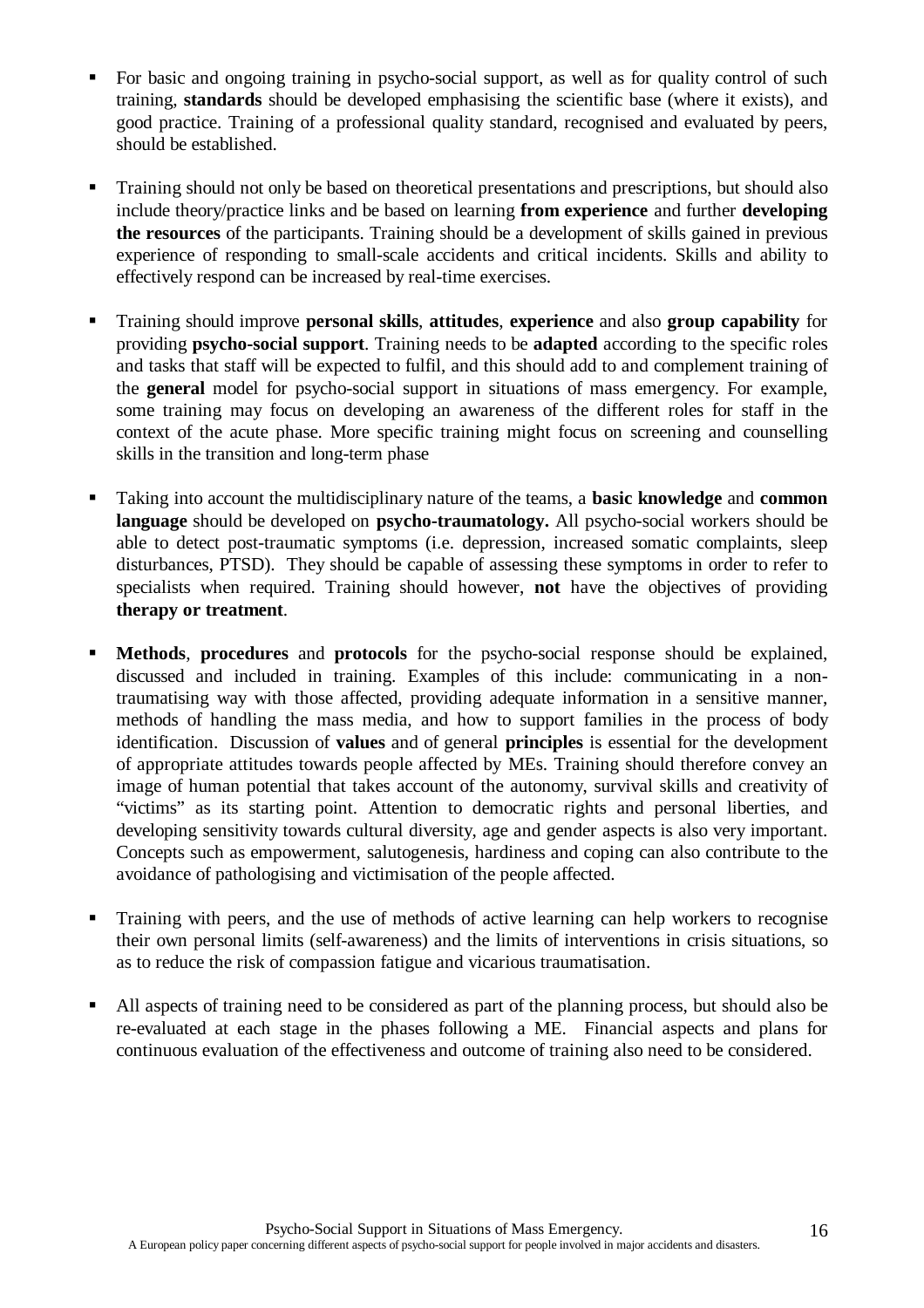- For basic and ongoing training in psycho-social support, as well as for quality control of such training, **standards** should be developed emphasising the scientific base (where it exists), and good practice. Training of a professional quality standard, recognised and evaluated by peers, should be established.

- Training should not only be based on theoretical presentations and prescriptions, but should also include theory/practice links and be based on learning **from experience** and further **developing the resources** of the participants. Training should be a development of skills gained in previous experience of responding to small-scale accidents and critical incidents. Skills and ability to effectively respond can be increased by real-time exercises.

- Training should improve **personal skills**, **attitudes**, **experience** and also **group capability** for providing **psycho-social support**. Training needs to be **adapted** according to the specific roles and tasks that staff will be expected to fulfil, and this should add to and complement training of the **general** model for psycho-social support in situations of mass emergency. For example, some training may focus on developing an awareness of the different roles for staff in the context of the acute phase. More specific training might focus on screening and counselling skills in the transition and long-term phase

- Taking into account the multidisciplinary nature of the teams, a **basic knowledge** and **common language** should be developed on **psycho-traumatology.** All psycho-social workers should be able to detect post-traumatic symptoms (i.e. depression, increased somatic complaints, sleep disturbances, PTSD). They should be capable of assessing these symptoms in order to refer to specialists when required. Training should however, **not** have the objectives of providing **therapy or treatment**.

- **Methods**, **procedures** and **protocols** for the psycho-social response should be explained, discussed and included in training. Examples of this include: communicating in a non-traumatising way with those affected, providing adequate information in a sensitive manner, methods of handling the mass media, and how to support families in the process of body identification. Discussion of **values** and of general **principles** is essential for the development of appropriate attitudes towards people affected by MEs. Training should therefore convey an image of human potential that takes account of the autonomy, survival skills and creativity of "victims" as its starting point. Attention to democratic rights and personal liberties, and developing sensitivity towards cultural diversity, age and gender aspects is also very important. Concepts such as empowerment, salutogenesis, hardiness and coping can also contribute to the avoidance of pathologising and victimisation of the people affected.

- Training with peers, and the use of methods of active learning can help workers to recognise their own personal limits (self-awareness) and the limits of interventions in crisis situations, so as to reduce the risk of compassion fatigue and vicarious traumatisation.

- All aspects of training need to be considered as part of the planning process, but should also be re-evaluated at each stage in the phases following a ME. Financial aspects and plans for continuous evaluation of the effectiveness and outcome of training also need to be considered.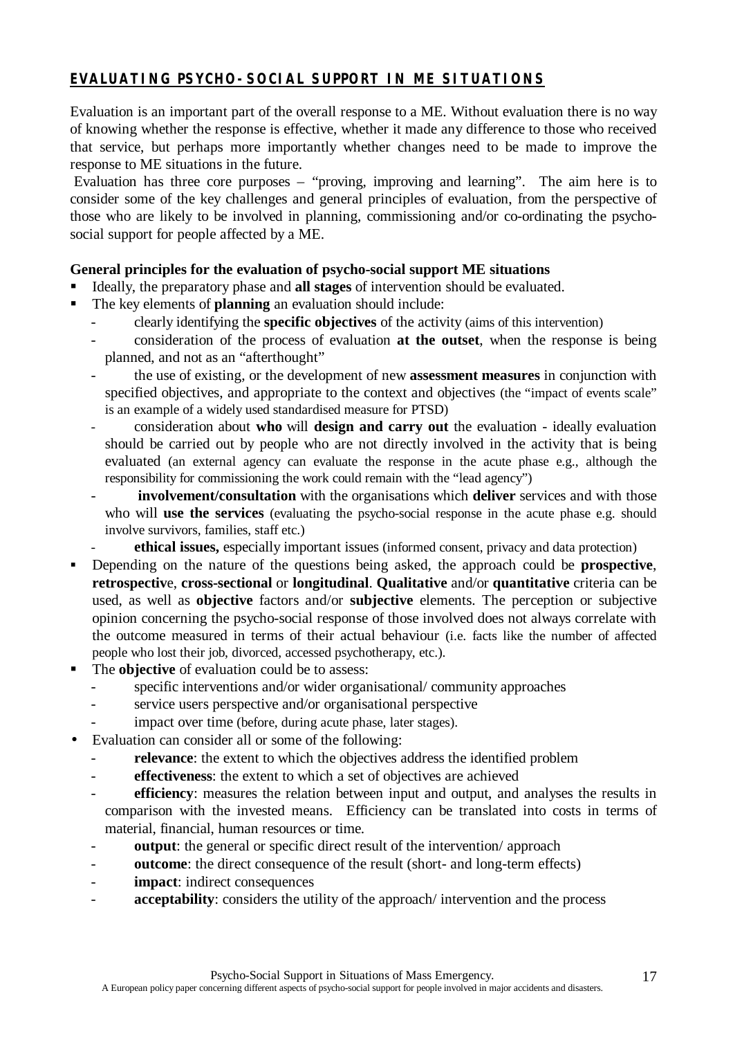## EVALUATING PSYCHO-SOCIAL SUPPORT IN ME SITUATIONS

Evaluation is an important part of the overall response to a ME. Without evaluation there is no way of knowing whether the response is effective, whether it made any difference to those who received that service, but perhaps more importantly whether changes need to be made to improve the response to ME situations in the future.

Evaluation has three core purposes – "proving, improving and learning". The aim here is to consider some of the key challenges and general principles of evaluation, from the perspective of those who are likely to be involved in planning, commissioning and/or co-ordinating the psycho-social support for people affected by a ME.

**General principles for the evaluation of psycho-social support ME situations**

- Ideally, the preparatory phase and **all stages** of intervention should be evaluated.
- The key elements of **planning** an evaluation should include:
  - clearly identifying the **specific objectives** of the activity (aims of this intervention)
  - consideration of the process of evaluation **at the outset**, when the response is being planned, and not as an "afterthought"
  - the use of existing, or the development of new **assessment measures** in conjunction with specified objectives, and appropriate to the context and objectives (the "impact of events scale" is an example of a widely used standardised measure for PTSD)
  - consideration about **who** will **design and carry out** the evaluation - ideally evaluation should be carried out by people who are not directly involved in the activity that is being evaluated (an external agency can evaluate the response in the acute phase e.g., although the responsibility for commissioning the work could remain with the "lead agency")
  - **involvement/consultation** with the organisations which **deliver** services and with those who will **use the services** (evaluating the psycho-social response in the acute phase e.g. should involve survivors, families, staff etc.)
  - **ethical issues,** especially important issues (informed consent, privacy and data protection)
- Depending on the nature of the questions being asked, the approach could be **prospective**, **retrospectiv**e, **cross-sectional** or **longitudinal**. **Qualitative** and/or **quantitative** criteria can be used, as well as **objective** factors and/or **subjective** elements. The perception or subjective opinion concerning the psycho-social response of those involved does not always correlate with the outcome measured in terms of their actual behaviour (i.e. facts like the number of affected people who lost their job, divorced, accessed psychotherapy, etc.).
- The **objective** of evaluation could be to assess:
  - specific interventions and/or wider organisational/ community approaches
  - service users perspective and/or organisational perspective
  - impact over time (before, during acute phase, later stages).
- Evaluation can consider all or some of the following:
  - **relevance**: the extent to which the objectives address the identified problem
  - **effectiveness**: the extent to which a set of objectives are achieved
  - **efficiency**: measures the relation between input and output, and analyses the results in comparison with the invested means. Efficiency can be translated into costs in terms of material, financial, human resources or time.
  - **output**: the general or specific direct result of the intervention/ approach
  - **outcome**: the direct consequence of the result (short- and long-term effects)
  - **impact**: indirect consequences
  - **acceptability**: considers the utility of the approach/ intervention and the process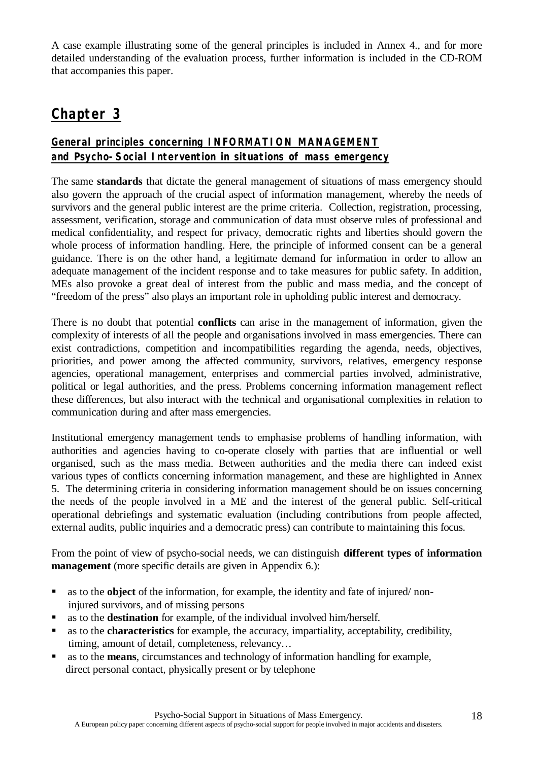A case example illustrating some of the general principles is included in Annex 4., and for more detailed understanding of the evaluation process, further information is included in the CD-ROM that accompanies this paper.

# Chapter 3

## General principles concerning INFORMATION MANAGEMENT and Psycho-Social Intervention in situations of mass emergency

The same **standards** that dictate the general management of situations of mass emergency should also govern the approach of the crucial aspect of information management, whereby the needs of survivors and the general public interest are the prime criteria. Collection, registration, processing, assessment, verification, storage and communication of data must observe rules of professional and medical confidentiality, and respect for privacy, democratic rights and liberties should govern the whole process of information handling. Here, the principle of informed consent can be a general guidance. There is on the other hand, a legitimate demand for information in order to allow an adequate management of the incident response and to take measures for public safety. In addition, MEs also provoke a great deal of interest from the public and mass media, and the concept of "freedom of the press" also plays an important role in upholding public interest and democracy.

There is no doubt that potential **conflicts** can arise in the management of information, given the complexity of interests of all the people and organisations involved in mass emergencies. There can exist contradictions, competition and incompatibilities regarding the agenda, needs, objectives, priorities, and power among the affected community, survivors, relatives, emergency response agencies, operational management, enterprises and commercial parties involved, administrative, political or legal authorities, and the press. Problems concerning information management reflect these differences, but also interact with the technical and organisational complexities in relation to communication during and after mass emergencies.

Institutional emergency management tends to emphasise problems of handling information, with authorities and agencies having to co-operate closely with parties that are influential or well organised, such as the mass media. Between authorities and the media there can indeed exist various types of conflicts concerning information management, and these are highlighted in Annex 5. The determining criteria in considering information management should be on issues concerning the needs of the people involved in a ME and the interest of the general public. Self-critical operational debriefings and systematic evaluation (including contributions from people affected, external audits, public inquiries and a democratic press) can contribute to maintaining this focus.

From the point of view of psycho-social needs, we can distinguish **different types of information management** (more specific details are given in Appendix 6.):

- as to the **object** of the information, for example, the identity and fate of injured/ non-injured survivors, and of missing persons
- as to the **destination** for example, of the individual involved him/herself.
- as to the **characteristics** for example, the accuracy, impartiality, acceptability, credibility, timing, amount of detail, completeness, relevancy…
- as to the **means**, circumstances and technology of information handling for example, direct personal contact, physically present or by telephone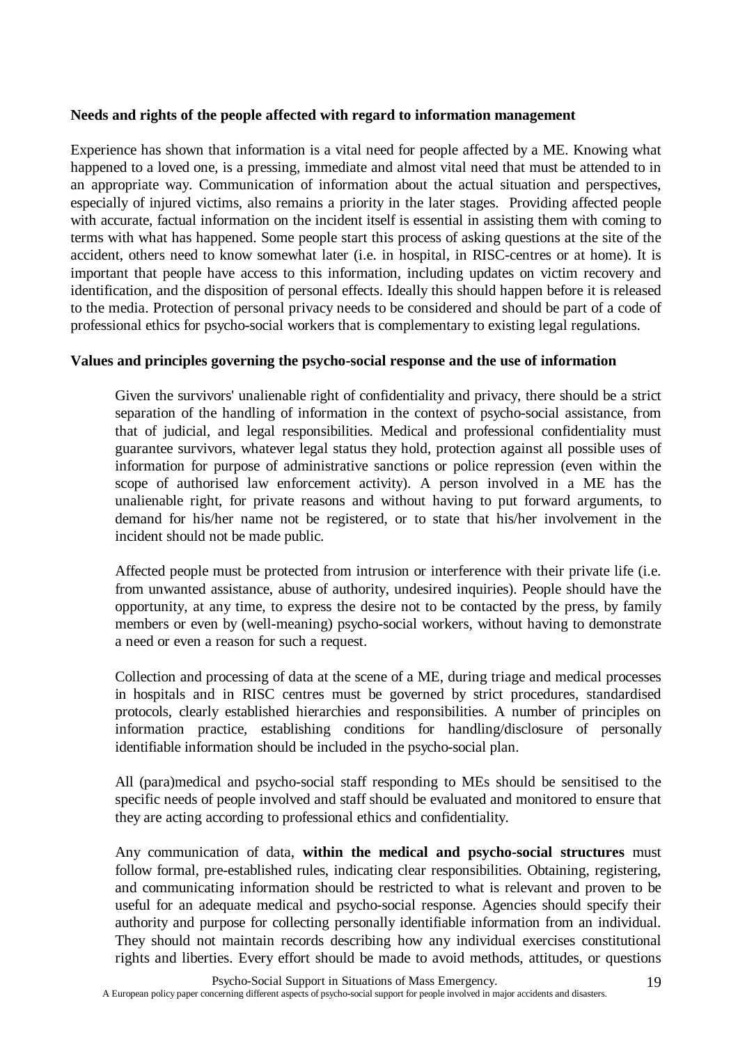**Needs and rights of the people affected with regard to information management**

Experience has shown that information is a vital need for people affected by a ME. Knowing what happened to a loved one, is a pressing, immediate and almost vital need that must be attended to in an appropriate way. Communication of information about the actual situation and perspectives, especially of injured victims, also remains a priority in the later stages. Providing affected people with accurate, factual information on the incident itself is essential in assisting them with coming to terms with what has happened. Some people start this process of asking questions at the site of the accident, others need to know somewhat later (i.e. in hospital, in RISC-centres or at home). It is important that people have access to this information, including updates on victim recovery and identification, and the disposition of personal effects. Ideally this should happen before it is released to the media. Protection of personal privacy needs to be considered and should be part of a code of professional ethics for psycho-social workers that is complementary to existing legal regulations.

**Values and principles governing the psycho-social response and the use of information**

Given the survivors' unalienable right of confidentiality and privacy, there should be a strict separation of the handling of information in the context of psycho-social assistance, from that of judicial, and legal responsibilities. Medical and professional confidentiality must guarantee survivors, whatever legal status they hold, protection against all possible uses of information for purpose of administrative sanctions or police repression (even within the scope of authorised law enforcement activity). A person involved in a ME has the unalienable right, for private reasons and without having to put forward arguments, to demand for his/her name not be registered, or to state that his/her involvement in the incident should not be made public.

Affected people must be protected from intrusion or interference with their private life (i.e. from unwanted assistance, abuse of authority, undesired inquiries). People should have the opportunity, at any time, to express the desire not to be contacted by the press, by family members or even by (well-meaning) psycho-social workers, without having to demonstrate a need or even a reason for such a request.

Collection and processing of data at the scene of a ME, during triage and medical processes in hospitals and in RISC centres must be governed by strict procedures, standardised protocols, clearly established hierarchies and responsibilities. A number of principles on information practice, establishing conditions for handling/disclosure of personally identifiable information should be included in the psycho-social plan.

All (para)medical and psycho-social staff responding to MEs should be sensitised to the specific needs of people involved and staff should be evaluated and monitored to ensure that they are acting according to professional ethics and confidentiality.

Any communication of data, **within the medical and psycho-social structures** must follow formal, pre-established rules, indicating clear responsibilities. Obtaining, registering, and communicating information should be restricted to what is relevant and proven to be useful for an adequate medical and psycho-social response. Agencies should specify their authority and purpose for collecting personally identifiable information from an individual. They should not maintain records describing how any individual exercises constitutional rights and liberties. Every effort should be made to avoid methods, attitudes, or questions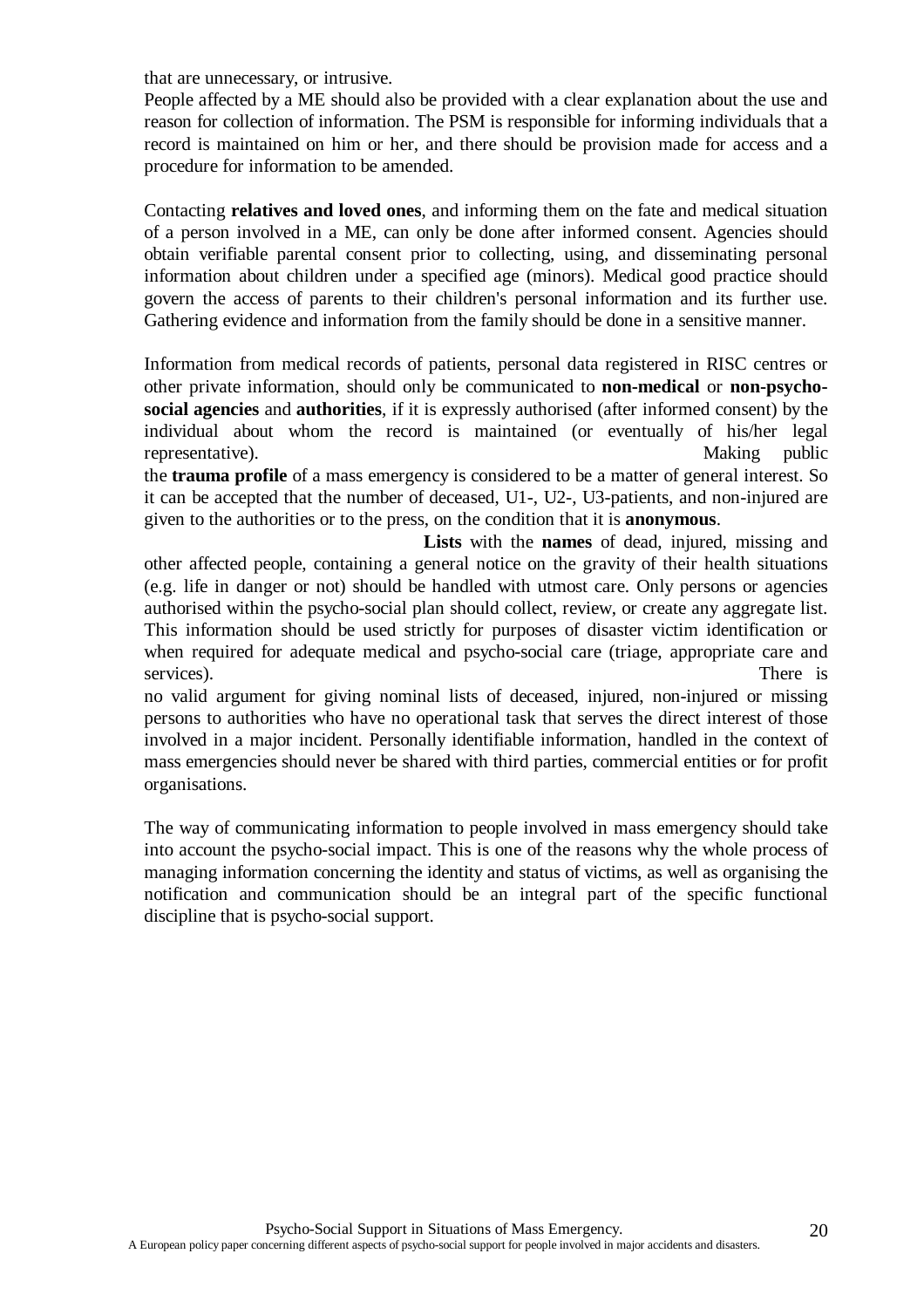that are unnecessary, or intrusive.

People affected by a ME should also be provided with a clear explanation about the use and reason for collection of information. The PSM is responsible for informing individuals that a record is maintained on him or her, and there should be provision made for access and a procedure for information to be amended.

Contacting **relatives and loved ones**, and informing them on the fate and medical situation of a person involved in a ME, can only be done after informed consent. Agencies should obtain verifiable parental consent prior to collecting, using, and disseminating personal information about children under a specified age (minors). Medical good practice should govern the access of parents to their children's personal information and its further use. Gathering evidence and information from the family should be done in a sensitive manner.

Information from medical records of patients, personal data registered in RISC centres or other private information, should only be communicated to **non-medical** or **non-psycho-social agencies** and **authorities**, if it is expressly authorised (after informed consent) by the individual about whom the record is maintained (or eventually of his/her legal representative).

Making public the **trauma profile** of a mass emergency is considered to be a matter of general interest. So it can be accepted that the number of deceased, U1-, U2-, U3-patients, and non-injured are given to the authorities or to the press, on the condition that it is **anonymous**.

**Lists** with the **names** of dead, injured, missing and other affected people, containing a general notice on the gravity of their health situations (e.g. life in danger or not) should be handled with utmost care. Only persons or agencies authorised within the psycho-social plan should collect, review, or create any aggregate list. This information should be used strictly for purposes of disaster victim identification or when required for adequate medical and psycho-social care (triage, appropriate care and services).

There is no valid argument for giving nominal lists of deceased, injured, non-injured or missing persons to authorities who have no operational task that serves the direct interest of those involved in a major incident. Personally identifiable information, handled in the context of mass emergencies should never be shared with third parties, commercial entities or for profit organisations.

The way of communicating information to people involved in mass emergency should take into account the psycho-social impact. This is one of the reasons why the whole process of managing information concerning the identity and status of victims, as well as organising the notification and communication should be an integral part of the specific functional discipline that is psycho-social support.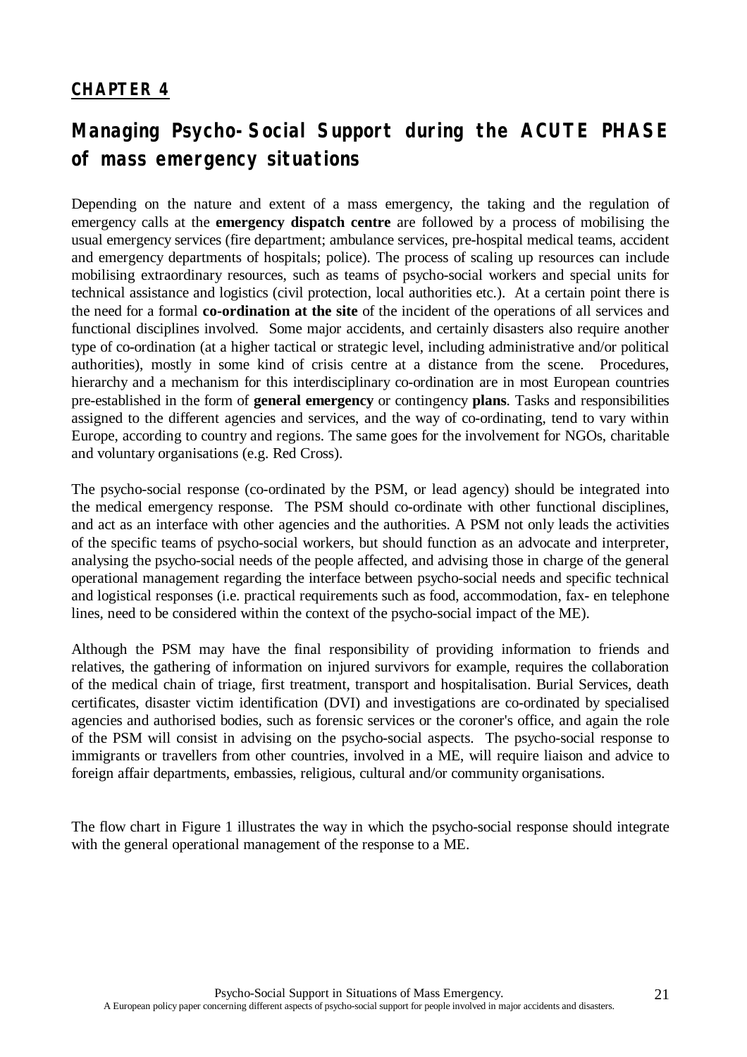## CHAPTER 4

# Managing Psycho-Social Support during the ACUTE PHASE of mass emergency situations

Depending on the nature and extent of a mass emergency, the taking and the regulation of emergency calls at the **emergency dispatch centre** are followed by a process of mobilising the usual emergency services (fire department; ambulance services, pre-hospital medical teams, accident and emergency departments of hospitals; police). The process of scaling up resources can include mobilising extraordinary resources, such as teams of psycho-social workers and special units for technical assistance and logistics (civil protection, local authorities etc.). At a certain point there is the need for a formal **co-ordination at the site** of the incident of the operations of all services and functional disciplines involved. Some major accidents, and certainly disasters also require another type of co-ordination (at a higher tactical or strategic level, including administrative and/or political authorities), mostly in some kind of crisis centre at a distance from the scene. Procedures, hierarchy and a mechanism for this interdisciplinary co-ordination are in most European countries pre-established in the form of **general emergency** or contingency **plans**. Tasks and responsibilities assigned to the different agencies and services, and the way of co-ordinating, tend to vary within Europe, according to country and regions. The same goes for the involvement for NGOs, charitable and voluntary organisations (e.g. Red Cross).

The psycho-social response (co-ordinated by the PSM, or lead agency) should be integrated into the medical emergency response. The PSM should co-ordinate with other functional disciplines, and act as an interface with other agencies and the authorities. A PSM not only leads the activities of the specific teams of psycho-social workers, but should function as an advocate and interpreter, analysing the psycho-social needs of the people affected, and advising those in charge of the general operational management regarding the interface between psycho-social needs and specific technical and logistical responses (i.e. practical requirements such as food, accommodation, fax- en telephone lines, need to be considered within the context of the psycho-social impact of the ME).

Although the PSM may have the final responsibility of providing information to friends and relatives, the gathering of information on injured survivors for example, requires the collaboration of the medical chain of triage, first treatment, transport and hospitalisation. Burial Services, death certificates, disaster victim identification (DVI) and investigations are co-ordinated by specialised agencies and authorised bodies, such as forensic services or the coroner's office, and again the role of the PSM will consist in advising on the psycho-social aspects. The psycho-social response to immigrants or travellers from other countries, involved in a ME, will require liaison and advice to foreign affair departments, embassies, religious, cultural and/or community organisations.

The flow chart in Figure 1 illustrates the way in which the psycho-social response should integrate with the general operational management of the response to a ME.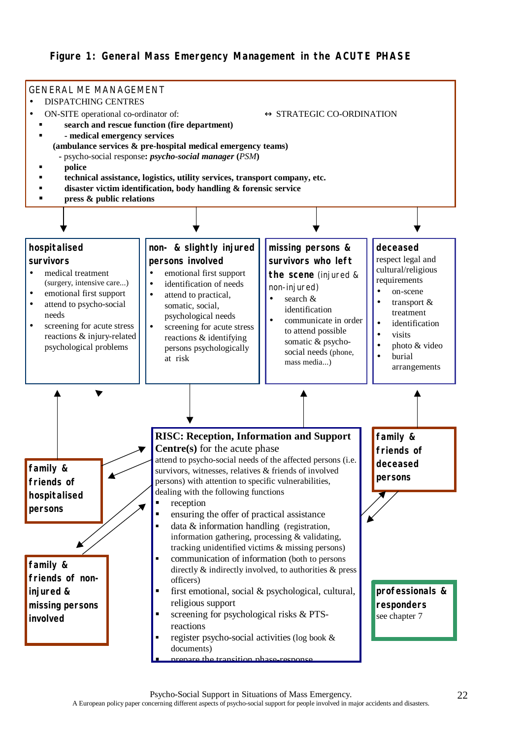# Figure 1: General Mass Emergency Management in the ACUTE PHASE

**GENERAL ME MANAGEMENT**

- DISPATCHING CENTRES
- ON-SITE operational co-ordinator of: ↔ STRATEGIC CO-ORDINATION
  - **search and rescue function (fire department)**
  - **- medical emergency services**
    **(ambulance services & pre-hospital medical emergency teams)**
    - psycho-social response**:** ***psycho-social manager*** **(***PSM***)**
  - **police**
  - **technical assistance, logistics, utility services, transport company, etc.**
  - **disaster victim identification, body handling & forensic service**
  - **press & public relations**

**hospitalised survivors**

- medical treatment (surgery, intensive care...)
- emotional first support
- attend to psycho-social needs
- screening for acute stress reactions & injury-related psychological problems

**non- & slightly injured persons involved**

- emotional first support
- identification of needs
- attend to practical, somatic, social, psychological needs
- screening for acute stress reactions & identifying persons psychologically at risk

**missing persons & survivors who left the scene** (injured & non-injured)

- search & identification
- communicate in order to attend possible somatic & psycho-social needs (phone, mass media...)

**deceased**

respect legal and cultural/religious requirements

- on-scene
- transport & treatment
- identification
- visits
- photo & video
- burial arrangements

**family & friends of hospitalised persons**

**family & friends of non-injured & missing persons involved**

**RISC: Reception, Information and Support Centre(s)** for the acute phase

attend to psycho-social needs of the affected persons (i.e. survivors, witnesses, relatives & friends of involved persons) with attention to specific vulnerabilities, dealing with the following functions

- reception
- ensuring the offer of practical assistance
- data & information handling (registration, information gathering, processing & validating, tracking unidentified victims & missing persons)
- communication of information (both to persons directly & indirectly involved, to authorities & press officers)
- first emotional, social & psychological, cultural, religious support
- screening for psychological risks & PTS-reactions
- register psycho-social activities (log book & documents)
- prepare the transition phase-response

**family & friends of deceased persons**

**professionals & responders**

see chapter 7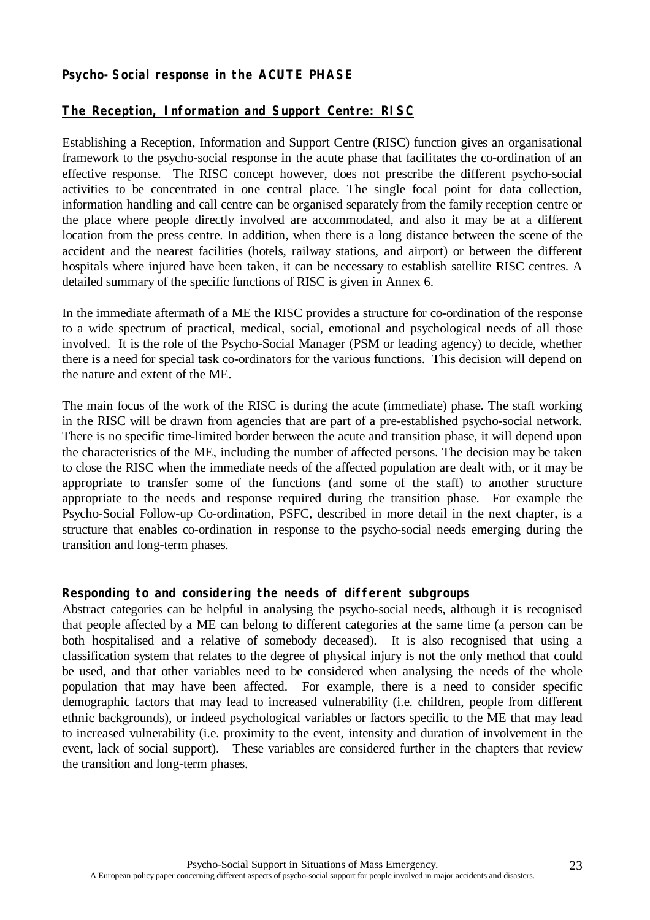## Psycho-Social response in the ACUTE PHASE

### The Reception, Information and Support Centre: RISC

Establishing a Reception, Information and Support Centre (RISC) function gives an organisational framework to the psycho-social response in the acute phase that facilitates the co-ordination of an effective response. The RISC concept however, does not prescribe the different psycho-social activities to be concentrated in one central place. The single focal point for data collection, information handling and call centre can be organised separately from the family reception centre or the place where people directly involved are accommodated, and also it may be at a different location from the press centre. In addition, when there is a long distance between the scene of the accident and the nearest facilities (hotels, railway stations, and airport) or between the different hospitals where injured have been taken, it can be necessary to establish satellite RISC centres. A detailed summary of the specific functions of RISC is given in Annex 6.

In the immediate aftermath of a ME the RISC provides a structure for co-ordination of the response to a wide spectrum of practical, medical, social, emotional and psychological needs of all those involved. It is the role of the Psycho-Social Manager (PSM or leading agency) to decide, whether there is a need for special task co-ordinators for the various functions. This decision will depend on the nature and extent of the ME.

The main focus of the work of the RISC is during the acute (immediate) phase. The staff working in the RISC will be drawn from agencies that are part of a pre-established psycho-social network. There is no specific time-limited border between the acute and transition phase, it will depend upon the characteristics of the ME, including the number of affected persons. The decision may be taken to close the RISC when the immediate needs of the affected population are dealt with, or it may be appropriate to transfer some of the functions (and some of the staff) to another structure appropriate to the needs and response required during the transition phase. For example the Psycho-Social Follow-up Co-ordination, PSFC, described in more detail in the next chapter, is a structure that enables co-ordination in response to the psycho-social needs emerging during the transition and long-term phases.

### Responding to and considering the needs of different subgroups

Abstract categories can be helpful in analysing the psycho-social needs, although it is recognised that people affected by a ME can belong to different categories at the same time (a person can be both hospitalised and a relative of somebody deceased). It is also recognised that using a classification system that relates to the degree of physical injury is not the only method that could be used, and that other variables need to be considered when analysing the needs of the whole population that may have been affected. For example, there is a need to consider specific demographic factors that may lead to increased vulnerability (i.e. children, people from different ethnic backgrounds), or indeed psychological variables or factors specific to the ME that may lead to increased vulnerability (i.e. proximity to the event, intensity and duration of involvement in the event, lack of social support). These variables are considered further in the chapters that review the transition and long-term phases.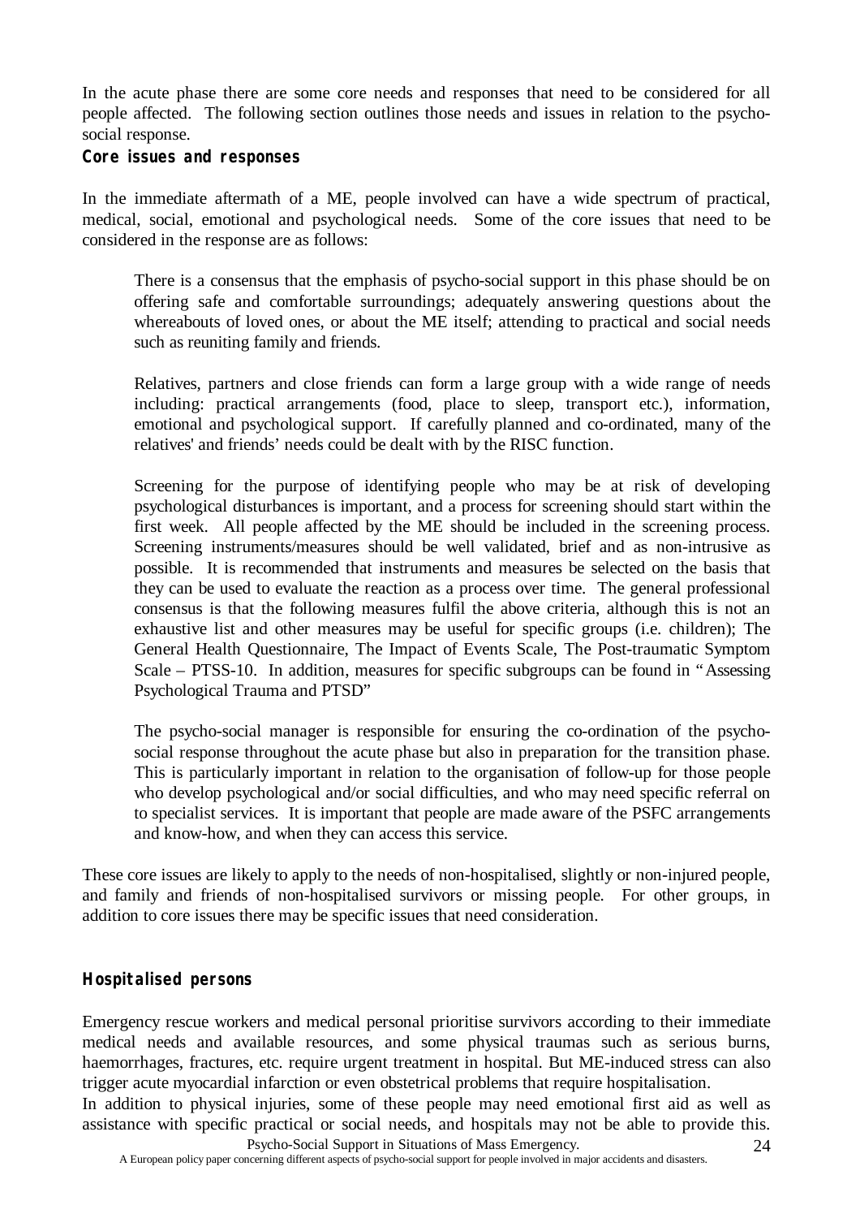In the acute phase there are some core needs and responses that need to be considered for all people affected. The following section outlines those needs and issues in relation to the psycho-social response.

### Core issues and responses

In the immediate aftermath of a ME, people involved can have a wide spectrum of practical, medical, social, emotional and psychological needs. Some of the core issues that need to be considered in the response are as follows:

> There is a consensus that the emphasis of psycho-social support in this phase should be on offering safe and comfortable surroundings; adequately answering questions about the whereabouts of loved ones, or about the ME itself; attending to practical and social needs such as reuniting family and friends.
>
> Relatives, partners and close friends can form a large group with a wide range of needs including: practical arrangements (food, place to sleep, transport etc.), information, emotional and psychological support. If carefully planned and co-ordinated, many of the relatives' and friends' needs could be dealt with by the RISC function.
>
> Screening for the purpose of identifying people who may be at risk of developing psychological disturbances is important, and a process for screening should start within the first week. All people affected by the ME should be included in the screening process. Screening instruments/measures should be well validated, brief and as non-intrusive as possible. It is recommended that instruments and measures be selected on the basis that they can be used to evaluate the reaction as a process over time. The general professional consensus is that the following measures fulfil the above criteria, although this is not an exhaustive list and other measures may be useful for specific groups (i.e. children); The General Health Questionnaire, The Impact of Events Scale, The Post-traumatic Symptom Scale – PTSS-10. In addition, measures for specific subgroups can be found in "Assessing Psychological Trauma and PTSD"
>
> The psycho-social manager is responsible for ensuring the co-ordination of the psycho-social response throughout the acute phase but also in preparation for the transition phase. This is particularly important in relation to the organisation of follow-up for those people who develop psychological and/or social difficulties, and who may need specific referral on to specialist services. It is important that people are made aware of the PSFC arrangements and know-how, and when they can access this service.

These core issues are likely to apply to the needs of non-hospitalised, slightly or non-injured people, and family and friends of non-hospitalised survivors or missing people. For other groups, in addition to core issues there may be specific issues that need consideration.

### Hospitalised persons

Emergency rescue workers and medical personal prioritise survivors according to their immediate medical needs and available resources, and some physical traumas such as serious burns, haemorrhages, fractures, etc. require urgent treatment in hospital. But ME-induced stress can also trigger acute myocardial infarction or even obstetrical problems that require hospitalisation.

In addition to physical injuries, some of these people may need emotional first aid as well as assistance with specific practical or social needs, and hospitals may not be able to provide this.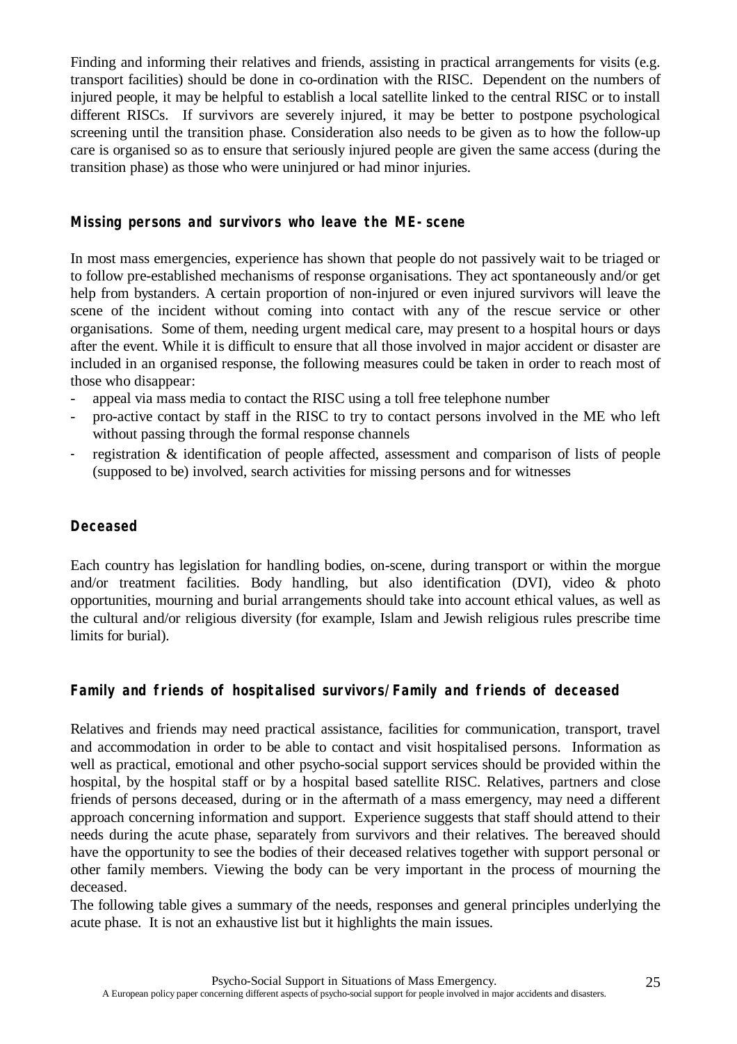Finding and informing their relatives and friends, assisting in practical arrangements for visits (e.g. transport facilities) should be done in co-ordination with the RISC. Dependent on the numbers of injured people, it may be helpful to establish a local satellite linked to the central RISC or to install different RISCs. If survivors are severely injured, it may be better to postpone psychological screening until the transition phase. Consideration also needs to be given as to how the follow-up care is organised so as to ensure that seriously injured people are given the same access (during the transition phase) as those who were uninjured or had minor injuries.

### Missing persons and survivors who leave the ME-scene

In most mass emergencies, experience has shown that people do not passively wait to be triaged or to follow pre-established mechanisms of response organisations. They act spontaneously and/or get help from bystanders. A certain proportion of non-injured or even injured survivors will leave the scene of the incident without coming into contact with any of the rescue service or other organisations. Some of them, needing urgent medical care, may present to a hospital hours or days after the event. While it is difficult to ensure that all those involved in major accident or disaster are included in an organised response, the following measures could be taken in order to reach most of those who disappear:

- appeal via mass media to contact the RISC using a toll free telephone number
- pro-active contact by staff in the RISC to try to contact persons involved in the ME who left without passing through the formal response channels
- registration & identification of people affected, assessment and comparison of lists of people (supposed to be) involved, search activities for missing persons and for witnesses

### Deceased

Each country has legislation for handling bodies, on-scene, during transport or within the morgue and/or treatment facilities. Body handling, but also identification (DVI), video & photo opportunities, mourning and burial arrangements should take into account ethical values, as well as the cultural and/or religious diversity (for example, Islam and Jewish religious rules prescribe time limits for burial).

### Family and friends of hospitalised survivors/Family and friends of deceased

Relatives and friends may need practical assistance, facilities for communication, transport, travel and accommodation in order to be able to contact and visit hospitalised persons. Information as well as practical, emotional and other psycho-social support services should be provided within the hospital, by the hospital staff or by a hospital based satellite RISC. Relatives, partners and close friends of persons deceased, during or in the aftermath of a mass emergency, may need a different approach concerning information and support. Experience suggests that staff should attend to their needs during the acute phase, separately from survivors and their relatives. The bereaved should have the opportunity to see the bodies of their deceased relatives together with support personal or other family members. Viewing the body can be very important in the process of mourning the deceased.

The following table gives a summary of the needs, responses and general principles underlying the acute phase. It is not an exhaustive list but it highlights the main issues.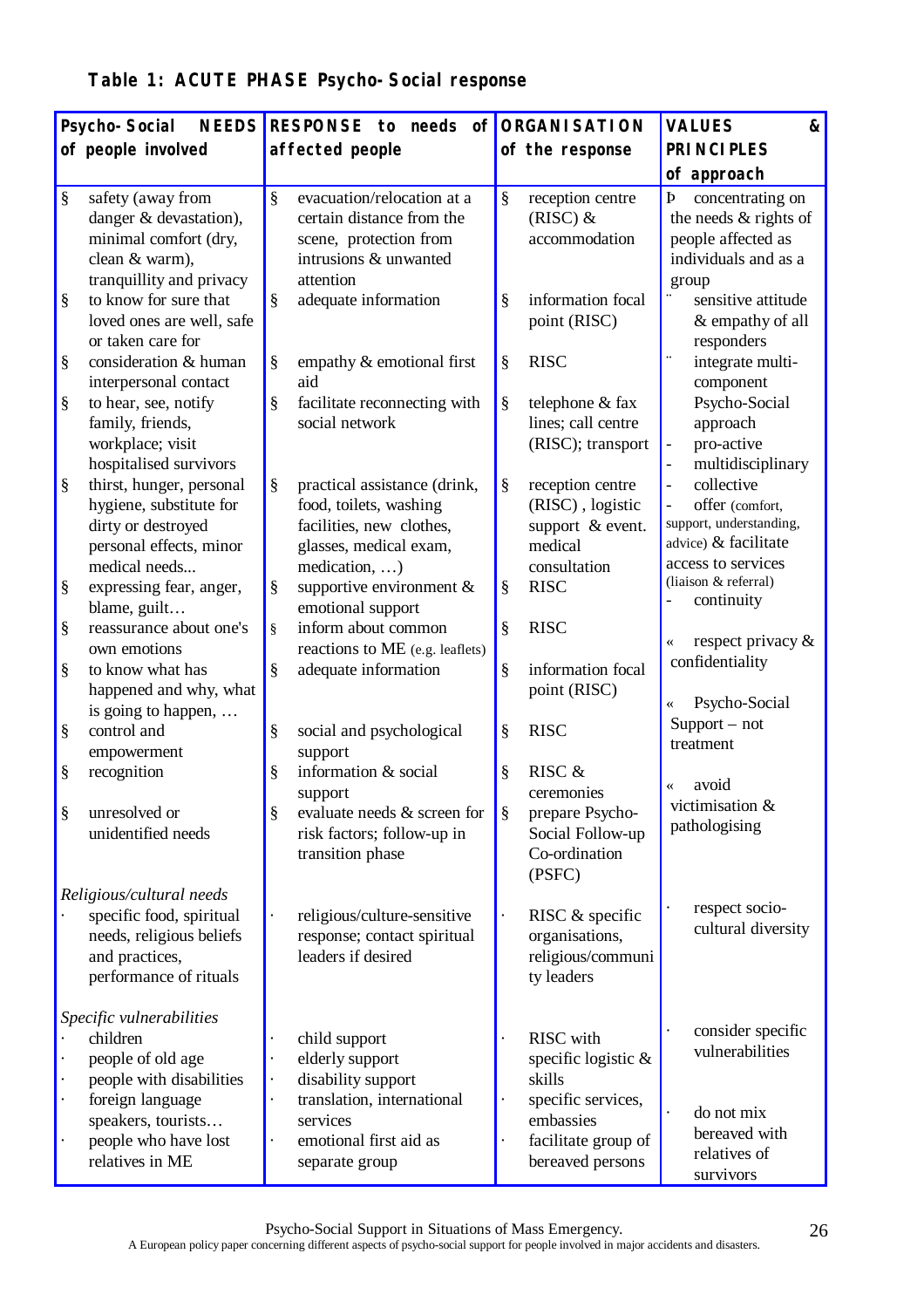**Table 1: ACUTE PHASE Psycho-Social response**

| Psycho-Social NEEDS of people involved | RESPONSE to needs of affected people | ORGANISATION of the response | VALUES & PRINCIPLES of approach |
|---|---|---|---|
| § safety (away from danger & devastation), minimal comfort (dry, clean & warm), tranquillity and privacy | § evacuation/relocation at a certain distance from the scene, protection from intrusions & unwanted attention | § reception centre (RISC) & accommodation | Þ concentrating on the needs & rights of people affected as individuals and as a group |
| § to know for sure that loved ones are well, safe or taken care for | § adequate information | § information focal point (RISC) | ¨ sensitive attitude & empathy of all responders |
| § consideration & human interpersonal contact | § empathy & emotional first aid | § RISC | ¨ integrate multi-component Psycho-Social approach |
| § to hear, see, notify family, friends, workplace; visit hospitalised survivors | § facilitate reconnecting with social network | § telephone & fax lines; call centre (RISC); transport | - pro-active<br>- multidisciplinary |
| § thirst, hunger, personal hygiene, substitute for dirty or destroyed personal effects, minor medical needs... | § practical assistance (drink, food, toilets, washing facilities, new clothes, glasses, medical exam, medication, …) | § reception centre (RISC), logistic support & event. medical consultation | - collective<br>- offer (comfort, support, understanding, advice) & facilitate access to services (liaison & referral) |
| § expressing fear, anger, blame, guilt… | § supportive environment & emotional support | § RISC | - continuity |
| § reassurance about one's own emotions | § inform about common reactions to ME (e.g. leaflets) | § RISC | « respect privacy & confidentiality |
| § to know what has happened and why, what is going to happen, … | § adequate information | § information focal point (RISC) | « Psycho-Social Support – not treatment |
| § control and empowerment | § social and psychological support | § RISC | |
| § recognition | § information & social support | § RISC & ceremonies | « avoid victimisation & pathologising |
| § unresolved or unidentified needs | § evaluate needs & screen for risk factors; follow-up in transition phase | § prepare Psycho-Social Follow-up Co-ordination (PSFC) | |
| *Religious/cultural needs*<br>· specific food, spiritual needs, religious beliefs and practices, performance of rituals | · religious/culture-sensitive response; contact spiritual leaders if desired | · RISC & specific organisations, religious/community leaders | · respect socio-cultural diversity |
| *Specific vulnerabilities*<br>· children<br>· people of old age<br>· people with disabilities<br>· foreign language speakers, tourists… | · child support<br>· elderly support<br>· disability support<br>· translation, international services | · RISC with specific logistic & skills<br>· specific services, embassies | · consider specific vulnerabilities |
| · people who have lost relatives in ME | · emotional first aid as separate group | · facilitate group of bereaved persons | · do not mix bereaved with relatives of survivors |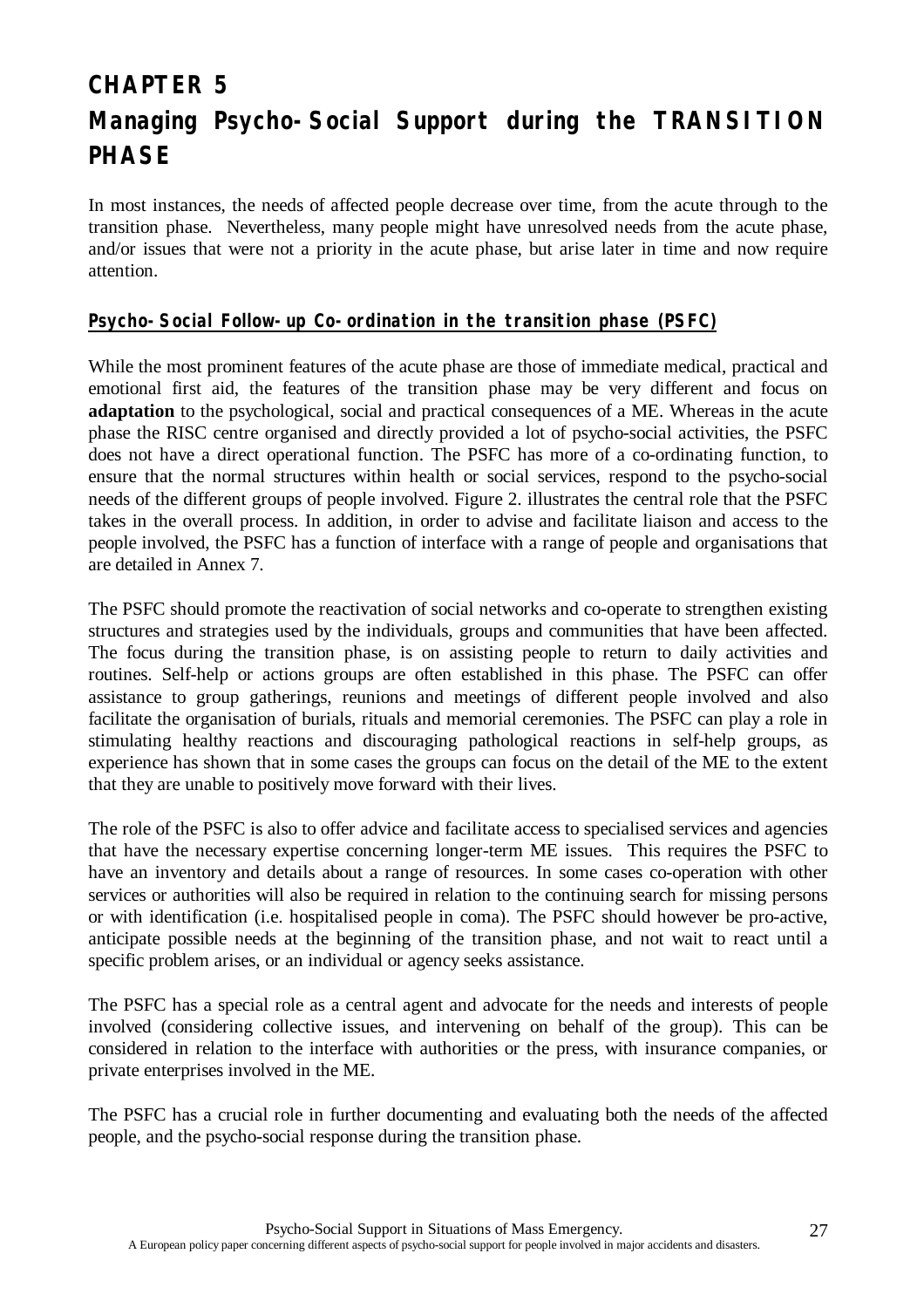# CHAPTER 5
# Managing Psycho-Social Support during the TRANSITION PHASE

In most instances, the needs of affected people decrease over time, from the acute through to the transition phase. Nevertheless, many people might have unresolved needs from the acute phase, and/or issues that were not a priority in the acute phase, but arise later in time and now require attention.

## Psycho-Social Follow-up Co-ordination in the transition phase (PSFC)

While the most prominent features of the acute phase are those of immediate medical, practical and emotional first aid, the features of the transition phase may be very different and focus on **adaptation** to the psychological, social and practical consequences of a ME. Whereas in the acute phase the RISC centre organised and directly provided a lot of psycho-social activities, the PSFC does not have a direct operational function. The PSFC has more of a co-ordinating function, to ensure that the normal structures within health or social services, respond to the psycho-social needs of the different groups of people involved. Figure 2. illustrates the central role that the PSFC takes in the overall process. In addition, in order to advise and facilitate liaison and access to the people involved, the PSFC has a function of interface with a range of people and organisations that are detailed in Annex 7.

The PSFC should promote the reactivation of social networks and co-operate to strengthen existing structures and strategies used by the individuals, groups and communities that have been affected. The focus during the transition phase, is on assisting people to return to daily activities and routines. Self-help or actions groups are often established in this phase. The PSFC can offer assistance to group gatherings, reunions and meetings of different people involved and also facilitate the organisation of burials, rituals and memorial ceremonies. The PSFC can play a role in stimulating healthy reactions and discouraging pathological reactions in self-help groups, as experience has shown that in some cases the groups can focus on the detail of the ME to the extent that they are unable to positively move forward with their lives.

The role of the PSFC is also to offer advice and facilitate access to specialised services and agencies that have the necessary expertise concerning longer-term ME issues. This requires the PSFC to have an inventory and details about a range of resources. In some cases co-operation with other services or authorities will also be required in relation to the continuing search for missing persons or with identification (i.e. hospitalised people in coma). The PSFC should however be pro-active, anticipate possible needs at the beginning of the transition phase, and not wait to react until a specific problem arises, or an individual or agency seeks assistance.

The PSFC has a special role as a central agent and advocate for the needs and interests of people involved (considering collective issues, and intervening on behalf of the group). This can be considered in relation to the interface with authorities or the press, with insurance companies, or private enterprises involved in the ME.

The PSFC has a crucial role in further documenting and evaluating both the needs of the affected people, and the psycho-social response during the transition phase.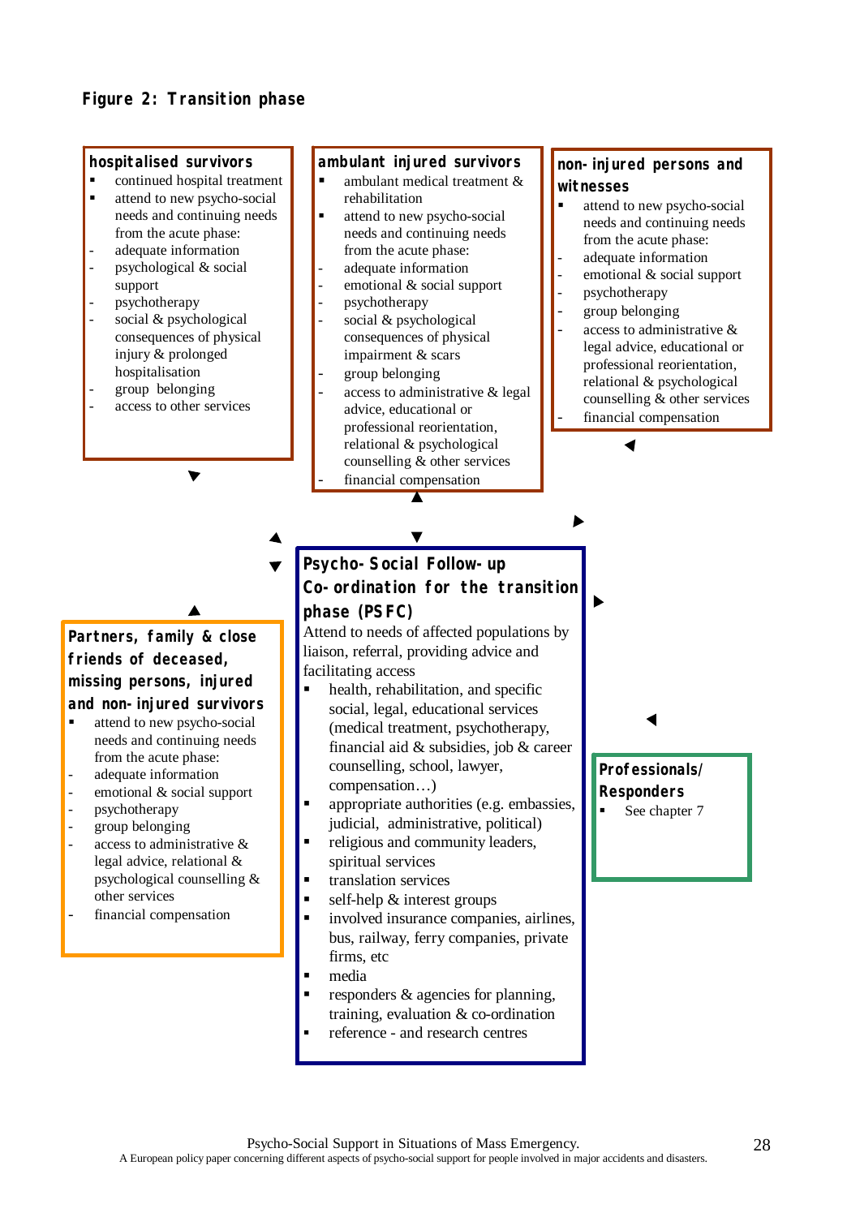**Figure 2: Transition phase**

**hospitalised survivors**

- continued hospital treatment
- attend to new psycho-social needs and continuing needs from the acute phase:
  - adequate information
  - psychological & social support
  - psychotherapy
  - social & psychological consequences of physical injury & prolonged hospitalisation
  - group belonging
  - access to other services

**ambulant injured survivors**

- ambulant medical treatment & rehabilitation
- attend to new psycho-social needs and continuing needs from the acute phase:
  - adequate information
  - emotional & social support
  - psychotherapy
  - social & psychological consequences of physical impairment & scars
  - group belonging
  - access to administrative & legal advice, educational or professional reorientation, relational & psychological counselling & other services
  - financial compensation

**non-injured persons and witnesses**

- attend to new psycho-social needs and continuing needs from the acute phase:
  - adequate information
  - emotional & social support
  - psychotherapy
  - group belonging
  - access to administrative & legal advice, educational or professional reorientation, relational & psychological counselling & other services
  - financial compensation

**Psycho-Social Follow-up Co-ordination for the transition phase (PSFC)**

Attend to needs of affected populations by liaison, referral, providing advice and facilitating access

- health, rehabilitation, and specific social, legal, educational services (medical treatment, psychotherapy, financial aid & subsidies, job & career counselling, school, lawyer, compensation…)
- appropriate authorities (e.g. embassies, judicial, administrative, political)
- religious and community leaders, spiritual services
- translation services
- self-help & interest groups
- involved insurance companies, airlines, bus, railway, ferry companies, private firms, etc
- media
- responders & agencies for planning, training, evaluation & co-ordination
- reference - and research centres

**Partners, family & close friends of deceased, missing persons, injured and non-injured survivors**

- attend to new psycho-social needs and continuing needs from the acute phase:
  - adequate information
  - emotional & social support
  - psychotherapy
  - group belonging
  - access to administrative & legal advice, relational & psychological counselling & other services
  - financial compensation

**Professionals/ Responders**

- See chapter 7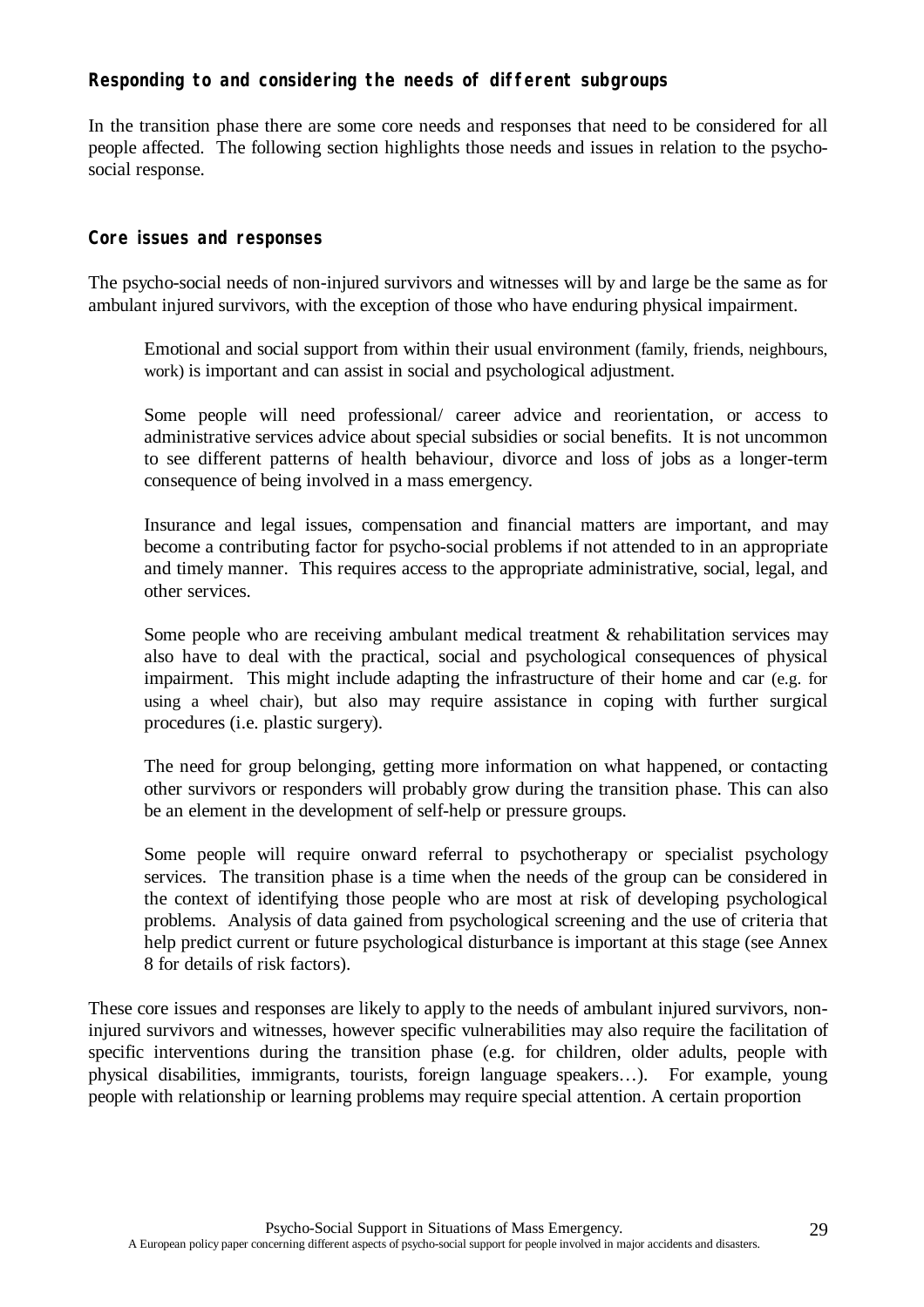### Responding to and considering the needs of different subgroups

In the transition phase there are some core needs and responses that need to be considered for all people affected. The following section highlights those needs and issues in relation to the psycho-social response.

### Core issues and responses

The psycho-social needs of non-injured survivors and witnesses will by and large be the same as for ambulant injured survivors, with the exception of those who have enduring physical impairment.

> Emotional and social support from within their usual environment (family, friends, neighbours, work) is important and can assist in social and psychological adjustment.
>
> Some people will need professional/ career advice and reorientation, or access to administrative services advice about special subsidies or social benefits. It is not uncommon to see different patterns of health behaviour, divorce and loss of jobs as a longer-term consequence of being involved in a mass emergency.
>
> Insurance and legal issues, compensation and financial matters are important, and may become a contributing factor for psycho-social problems if not attended to in an appropriate and timely manner. This requires access to the appropriate administrative, social, legal, and other services.
>
> Some people who are receiving ambulant medical treatment & rehabilitation services may also have to deal with the practical, social and psychological consequences of physical impairment. This might include adapting the infrastructure of their home and car (e.g. for using a wheel chair), but also may require assistance in coping with further surgical procedures (i.e. plastic surgery).
>
> The need for group belonging, getting more information on what happened, or contacting other survivors or responders will probably grow during the transition phase. This can also be an element in the development of self-help or pressure groups.
>
> Some people will require onward referral to psychotherapy or specialist psychology services. The transition phase is a time when the needs of the group can be considered in the context of identifying those people who are most at risk of developing psychological problems. Analysis of data gained from psychological screening and the use of criteria that help predict current or future psychological disturbance is important at this stage (see Annex 8 for details of risk factors).

These core issues and responses are likely to apply to the needs of ambulant injured survivors, non-injured survivors and witnesses, however specific vulnerabilities may also require the facilitation of specific interventions during the transition phase (e.g. for children, older adults, people with physical disabilities, immigrants, tourists, foreign language speakers…). For example, young people with relationship or learning problems may require special attention. A certain proportion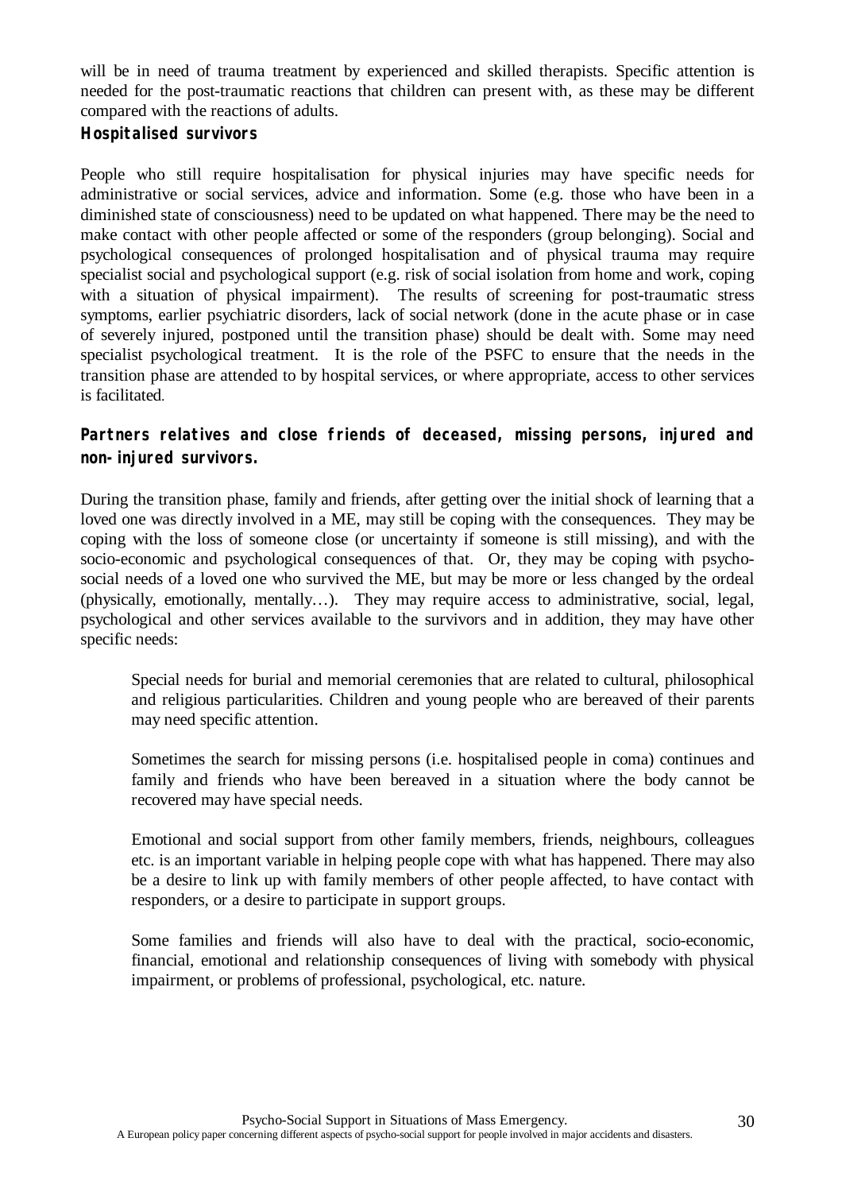will be in need of trauma treatment by experienced and skilled therapists. Specific attention is needed for the post-traumatic reactions that children can present with, as these may be different compared with the reactions of adults.

### Hospitalised survivors

People who still require hospitalisation for physical injuries may have specific needs for administrative or social services, advice and information. Some (e.g. those who have been in a diminished state of consciousness) need to be updated on what happened. There may be the need to make contact with other people affected or some of the responders (group belonging). Social and psychological consequences of prolonged hospitalisation and of physical trauma may require specialist social and psychological support (e.g. risk of social isolation from home and work, coping with a situation of physical impairment). The results of screening for post-traumatic stress symptoms, earlier psychiatric disorders, lack of social network (done in the acute phase or in case of severely injured, postponed until the transition phase) should be dealt with. Some may need specialist psychological treatment. It is the role of the PSFC to ensure that the needs in the transition phase are attended to by hospital services, or where appropriate, access to other services is facilitated.

### Partners relatives and close friends of deceased, missing persons, injured and non-injured survivors.

During the transition phase, family and friends, after getting over the initial shock of learning that a loved one was directly involved in a ME, may still be coping with the consequences. They may be coping with the loss of someone close (or uncertainty if someone is still missing), and with the socio-economic and psychological consequences of that. Or, they may be coping with psycho-social needs of a loved one who survived the ME, but may be more or less changed by the ordeal (physically, emotionally, mentally…). They may require access to administrative, social, legal, psychological and other services available to the survivors and in addition, they may have other specific needs:

Special needs for burial and memorial ceremonies that are related to cultural, philosophical and religious particularities. Children and young people who are bereaved of their parents may need specific attention.

Sometimes the search for missing persons (i.e. hospitalised people in coma) continues and family and friends who have been bereaved in a situation where the body cannot be recovered may have special needs.

Emotional and social support from other family members, friends, neighbours, colleagues etc. is an important variable in helping people cope with what has happened. There may also be a desire to link up with family members of other people affected, to have contact with responders, or a desire to participate in support groups.

Some families and friends will also have to deal with the practical, socio-economic, financial, emotional and relationship consequences of living with somebody with physical impairment, or problems of professional, psychological, etc. nature.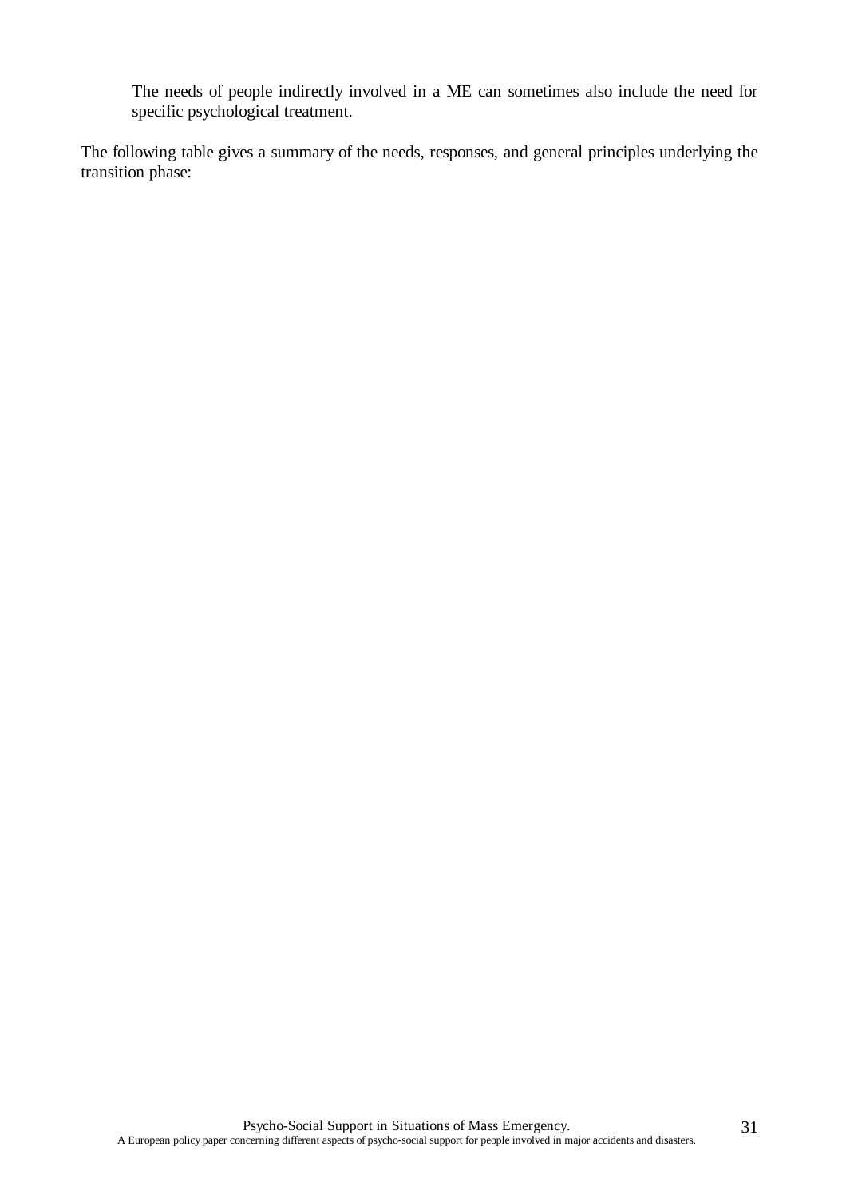The needs of people indirectly involved in a ME can sometimes also include the need for specific psychological treatment.

The following table gives a summary of the needs, responses, and general principles underlying the transition phase: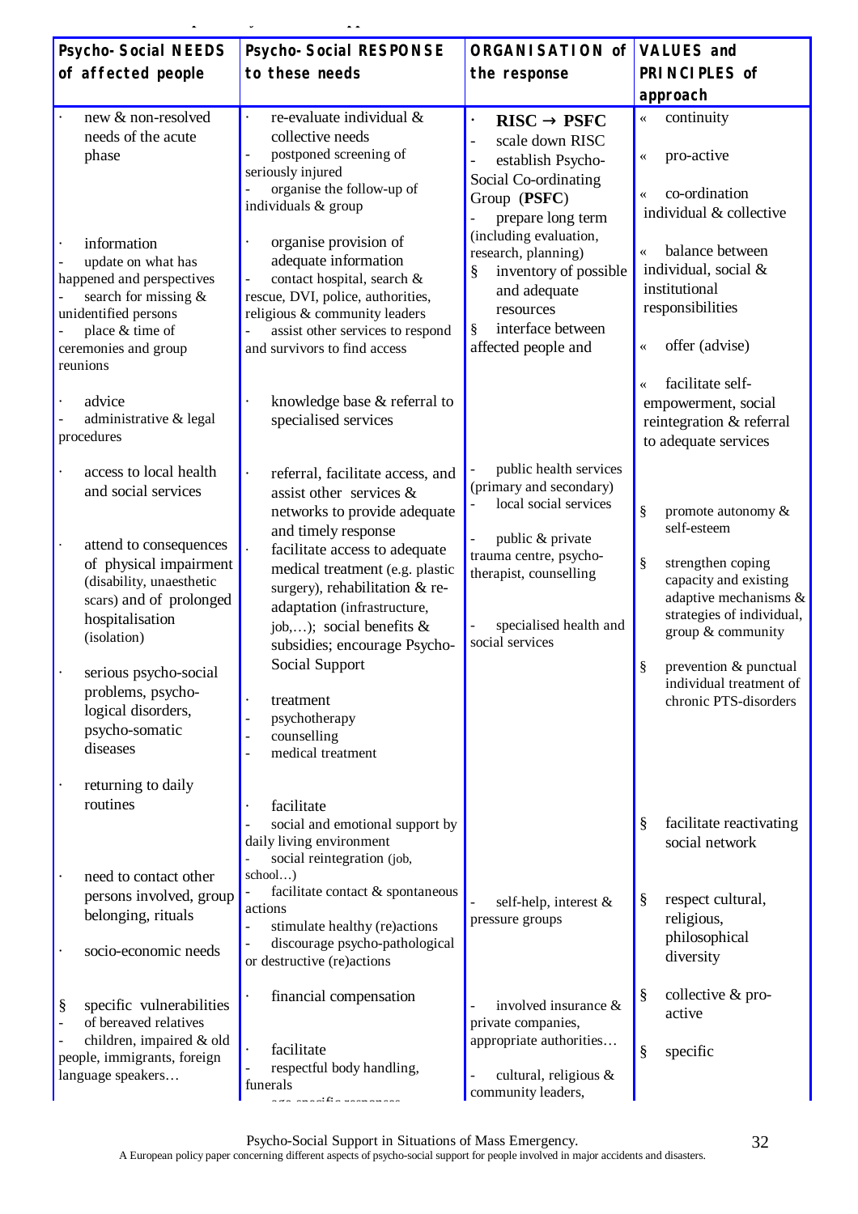| Psycho-Social NEEDS of affected people | Psycho-Social RESPONSE to these needs | ORGANISATION of the response | VALUES and PRINCIPLES of approach |
|---|---|---|---|
| · new & non-resolved needs of the acute phase | · re-evaluate individual & collective needs<br>- postponed screening of seriously injured<br>- organise the follow-up of individuals & group | · **RISC → PSFC**<br>- scale down RISC<br>- establish Psycho-Social Co-ordinating Group (**PSFC**)<br>- prepare long term (including evaluation, research, planning)<br>§ inventory of possible and adequate resources<br>§ interface between affected people and | « continuity<br>« pro-active<br>« co-ordination individual & collective<br>« balance between individual, social & institutional responsibilities |
| · information<br>- update on what has happened and perspectives<br>- search for missing & unidentified persons<br>- place & time of ceremonies and group reunions | · organise provision of adequate information<br>- contact hospital, search & rescue, DVI, police, authorities, religious & community leaders<br>- assist other services to respond and survivors to find access | | « offer (advise) |
| · advice<br>- administrative & legal procedures | · knowledge base & referral to specialised services | | « facilitate self-empowerment, social reintegration & referral to adequate services |
| · access to local health and social services<br><br>· attend to consequences of physical impairment (disability, unaesthetic scars) and of prolonged hospitalisation (isolation) | · referral, facilitate access, and assist other services & networks to provide adequate and timely response<br>· facilitate access to adequate medical treatment (e.g. plastic surgery), rehabilitation & re-adaptation (infrastructure, job,…); social benefits & subsidies; encourage Psycho-Social Support | - public health services (primary and secondary)<br>- local social services<br><br>- public & private trauma centre, psycho-therapist, counselling<br><br>- specialised health and social services | § promote autonomy & self-esteem<br>§ strengthen coping capacity and existing adaptive mechanisms & strategies of individual, group & community |
| · serious psycho-social problems, psycho-logical disorders, psycho-somatic diseases | · treatment<br>- psychotherapy<br>- counselling<br>- medical treatment | | § prevention & punctual individual treatment of chronic PTS-disorders |
| · returning to daily routines<br><br>· need to contact other persons involved, group belonging, rituals<br><br>· socio-economic needs | · facilitate<br>- social and emotional support by daily living environment<br>- social reintegration (job, school…)<br>- facilitate contact & spontaneous actions<br>- stimulate healthy (re)actions<br>- discourage psycho-pathological or destructive (re)actions | - self-help, interest & pressure groups | § facilitate reactivating social network<br>§ respect cultural, religious, philosophical diversity |
| § specific vulnerabilities<br>- of bereaved relatives<br>- children, impaired & old people, immigrants, foreign language speakers… | · financial compensation<br><br>· facilitate<br>- respectful body handling, funerals<br>- age-specific responses | - involved insurance & private companies, appropriate authorities…<br><br>- cultural, religious & community leaders, | § collective & pro-active<br>§ specific |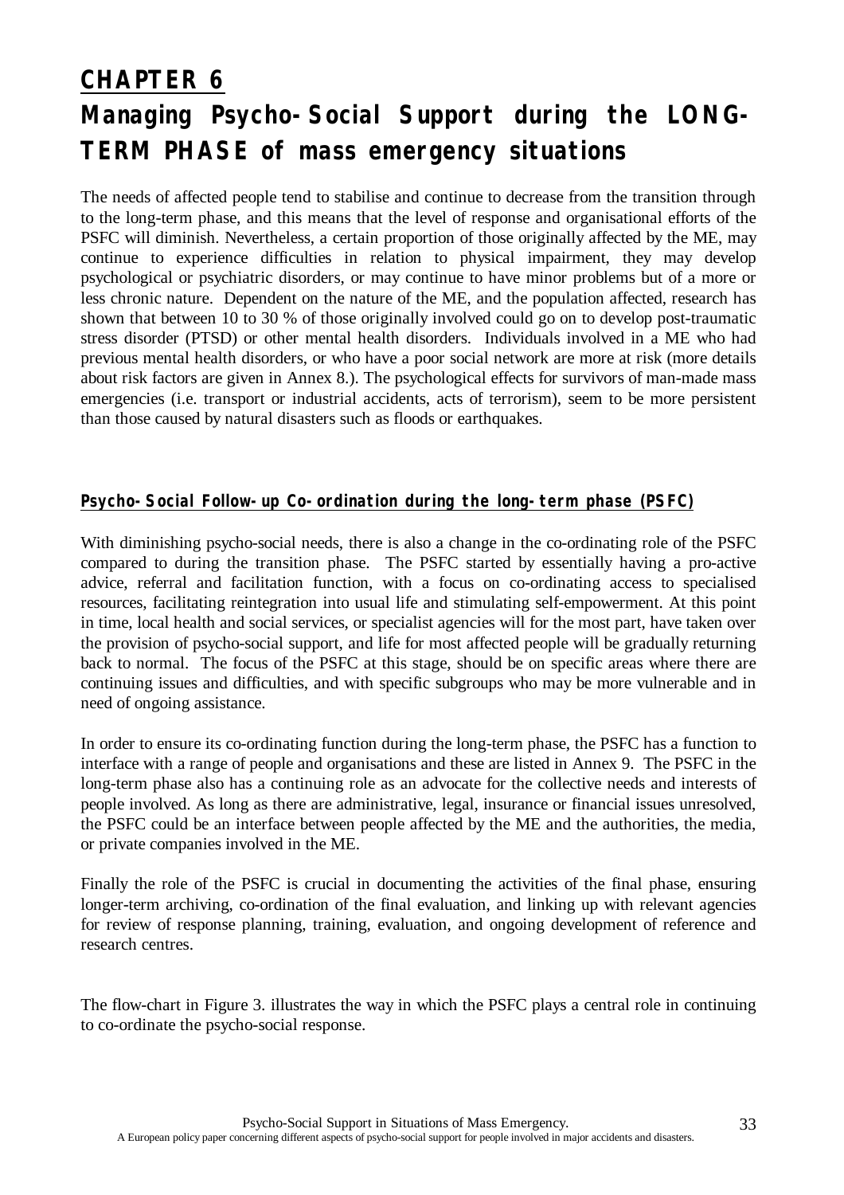# CHAPTER 6

# Managing Psycho-Social Support during the LONG-TERM PHASE of mass emergency situations

The needs of affected people tend to stabilise and continue to decrease from the transition through to the long-term phase, and this means that the level of response and organisational efforts of the PSFC will diminish. Nevertheless, a certain proportion of those originally affected by the ME, may continue to experience difficulties in relation to physical impairment, they may develop psychological or psychiatric disorders, or may continue to have minor problems but of a more or less chronic nature. Dependent on the nature of the ME, and the population affected, research has shown that between 10 to 30 % of those originally involved could go on to develop post-traumatic stress disorder (PTSD) or other mental health disorders. Individuals involved in a ME who had previous mental health disorders, or who have a poor social network are more at risk (more details about risk factors are given in Annex 8.). The psychological effects for survivors of man-made mass emergencies (i.e. transport or industrial accidents, acts of terrorism), seem to be more persistent than those caused by natural disasters such as floods or earthquakes.

## Psycho-Social Follow-up Co-ordination during the long-term phase (PSFC)

With diminishing psycho-social needs, there is also a change in the co-ordinating role of the PSFC compared to during the transition phase. The PSFC started by essentially having a pro-active advice, referral and facilitation function, with a focus on co-ordinating access to specialised resources, facilitating reintegration into usual life and stimulating self-empowerment. At this point in time, local health and social services, or specialist agencies will for the most part, have taken over the provision of psycho-social support, and life for most affected people will be gradually returning back to normal. The focus of the PSFC at this stage, should be on specific areas where there are continuing issues and difficulties, and with specific subgroups who may be more vulnerable and in need of ongoing assistance.

In order to ensure its co-ordinating function during the long-term phase, the PSFC has a function to interface with a range of people and organisations and these are listed in Annex 9. The PSFC in the long-term phase also has a continuing role as an advocate for the collective needs and interests of people involved. As long as there are administrative, legal, insurance or financial issues unresolved, the PSFC could be an interface between people affected by the ME and the authorities, the media, or private companies involved in the ME.

Finally the role of the PSFC is crucial in documenting the activities of the final phase, ensuring longer-term archiving, co-ordination of the final evaluation, and linking up with relevant agencies for review of response planning, training, evaluation, and ongoing development of reference and research centres.

The flow-chart in Figure 3. illustrates the way in which the PSFC plays a central role in continuing to co-ordinate the psycho-social response.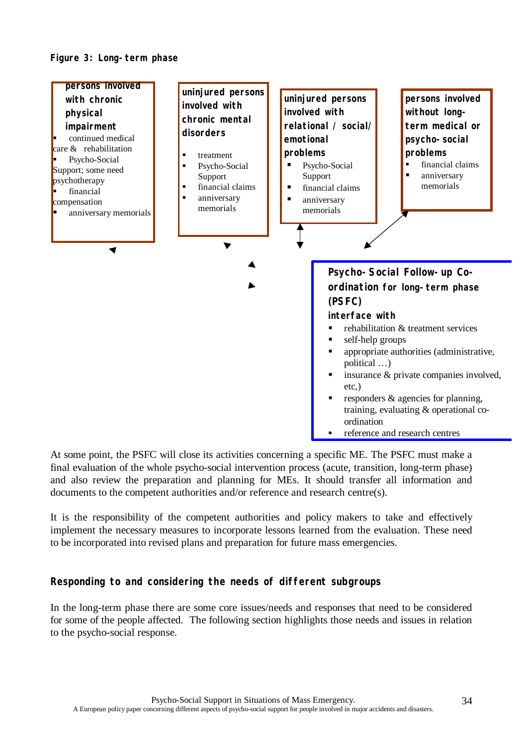**Figure 3: Long-term phase**

**persons involved with chronic physical impairment**

- continued medical care & rehabilitation
- Psycho-Social Support; some need psychotherapy
- financial compensation
- anniversary memorials

**uninjured persons involved with chronic mental disorders**

- treatment
- Psycho-Social Support
- financial claims
- anniversary memorials

**uninjured persons involved with relational / social/ emotional problems**

- Psycho-Social Support
- financial claims
- anniversary memorials

**persons involved without long-term medical or psycho-social problems**

- financial claims
- anniversary memorials

**Psycho-Social Follow-up Co-ordination for long-term phase (PSFC)**

**interface with**

- rehabilitation & treatment services
- self-help groups
- appropriate authorities (administrative, political …)
- insurance & private companies involved, etc,)
- responders & agencies for planning, training, evaluating & operational co-ordination
- reference and treatment centres

At some point, the PSFC will close its activities concerning a specific ME. The PSFC must make a final evaluation of the whole psycho-social intervention process (acute, transition, long-term phase) and also review the preparation and planning for MEs. It should transfer all information and documents to the competent authorities and/or reference and research centre(s).

It is the responsibility of the competent authorities and policy makers to take and effectively implement the necessary measures to incorporate lessons learned from the evaluation. These need to be incorporated into revised plans and preparation for future mass emergencies.

### Responding to and considering the needs of different subgroups

In the long-term phase there are some core issues/needs and responses that need to be considered for some of the people affected. The following section highlights those needs and issues in relation to the psycho-social response.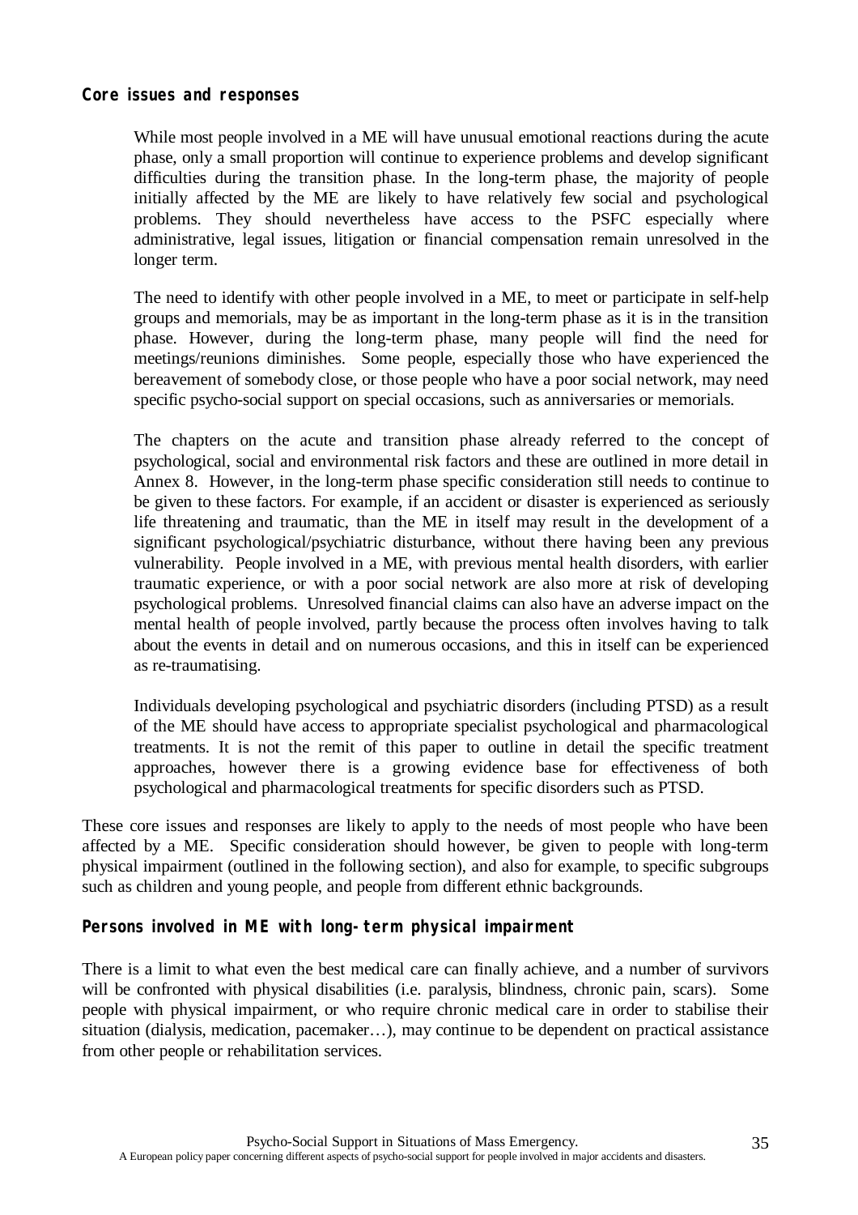### Core issues and responses

While most people involved in a ME will have unusual emotional reactions during the acute phase, only a small proportion will continue to experience problems and develop significant difficulties during the transition phase. In the long-term phase, the majority of people initially affected by the ME are likely to have relatively few social and psychological problems. They should nevertheless have access to the PSFC especially where administrative, legal issues, litigation or financial compensation remain unresolved in the longer term.

The need to identify with other people involved in a ME, to meet or participate in self-help groups and memorials, may be as important in the long-term phase as it is in the transition phase. However, during the long-term phase, many people will find the need for meetings/reunions diminishes. Some people, especially those who have experienced the bereavement of somebody close, or those people who have a poor social network, may need specific psycho-social support on special occasions, such as anniversaries or memorials.

The chapters on the acute and transition phase already referred to the concept of psychological, social and environmental risk factors and these are outlined in more detail in Annex 8. However, in the long-term phase specific consideration still needs to continue to be given to these factors. For example, if an accident or disaster is experienced as seriously life threatening and traumatic, than the ME in itself may result in the development of a significant psychological/psychiatric disturbance, without there having been any previous vulnerability. People involved in a ME, with previous mental health disorders, with earlier traumatic experience, or with a poor social network are also more at risk of developing psychological problems. Unresolved financial claims can also have an adverse impact on the mental health of people involved, partly because the process often involves having to talk about the events in detail and on numerous occasions, and this in itself can be experienced as re-traumatising.

Individuals developing psychological and psychiatric disorders (including PTSD) as a result of the ME should have access to appropriate specialist psychological and pharmacological treatments. It is not the remit of this paper to outline in detail the specific treatment approaches, however there is a growing evidence base for effectiveness of both psychological and pharmacological treatments for specific disorders such as PTSD.

These core issues and responses are likely to apply to the needs of most people who have been affected by a ME. Specific consideration should however, be given to people with long-term physical impairment (outlined in the following section), and also for example, to specific subgroups such as children and young people, and people from different ethnic backgrounds.

### Persons involved in ME with long-term physical impairment

There is a limit to what even the best medical care can finally achieve, and a number of survivors will be confronted with physical disabilities (i.e. paralysis, blindness, chronic pain, scars). Some people with physical impairment, or who require chronic medical care in order to stabilise their situation (dialysis, medication, pacemaker…), may continue to be dependent on practical assistance from other people or rehabilitation services.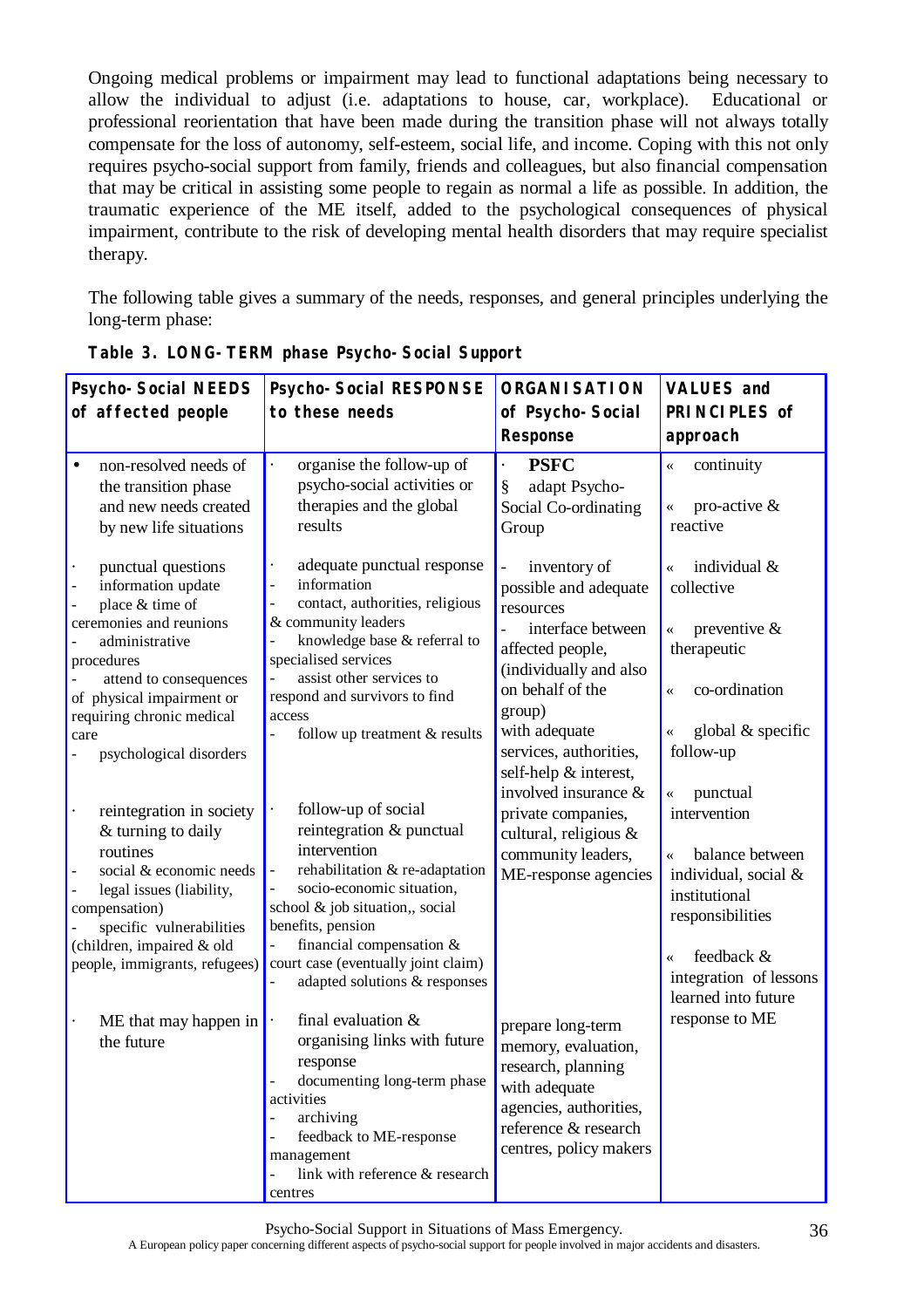Ongoing medical problems or impairment may lead to functional adaptations being necessary to allow the individual to adjust (i.e. adaptations to house, car, workplace). Educational or professional reorientation that have been made during the transition phase will not always totally compensate for the loss of autonomy, self-esteem, social life, and income. Coping with this not only requires psycho-social support from family, friends and colleagues, but also financial compensation that may be critical in assisting some people to regain as normal a life as possible. In addition, the traumatic experience of the ME itself, added to the psychological consequences of physical impairment, contribute to the risk of developing mental health disorders that may require specialist therapy.

The following table gives a summary of the needs, responses, and general principles underlying the long-term phase:

**Table 3. LONG-TERM phase Psycho-Social Support**

| Psycho-Social NEEDS of affected people | Psycho-Social RESPONSE to these needs | ORGANISATION of Psycho-Social Response | VALUES and PRINCIPLES of approach |
|---|---|---|---|
| • non-resolved needs of the transition phase and new needs created by new life situations | · organise the follow-up of psycho-social activities or therapies and the global results | · **PSFC**<br>§ adapt Psycho-Social Co-ordinating Group | « continuity<br>« pro-active & reactive |
| · punctual questions<br>- information update<br>- place & time of ceremonies and reunions<br>- administrative procedures<br>- attend to consequences of physical impairment or requiring chronic medical care<br>- psychological disorders | · adequate punctual response<br>- information<br>- contact, authorities, religious & community leaders<br>- knowledge base & referral to specialised services<br>- assist other services to respond and survivors to find access<br>- follow up treatment & results | - inventory of possible and adequate resources<br>- interface between affected people, (individually and also on behalf of the group) with adequate services, authorities, self-help & interest, involved insurance & private companies, cultural, religious & community leaders, ME-response agencies | « individual & collective<br>« preventive & therapeutic<br>« co-ordination<br>« global & specific follow-up |
| · reintegration in society & turning to daily routines<br>- social & economic needs<br>- legal issues (liability, compensation)<br>- specific vulnerabilities (children, impaired & old people, immigrants, refugees) | · follow-up of social reintegration & punctual intervention<br>- rehabilitation & re-adaptation<br>- socio-economic situation, school & job situation,, social benefits, pension<br>- financial compensation & court case (eventually joint claim)<br>- adapted solutions & responses | | « punctual intervention<br>« balance between individual, social & institutional responsibilities<br>« feedback & integration of lessons learned into future response to ME |
| · ME that may happen in the future | · final evaluation & organising links with future response<br>- documenting long-term phase activities<br>- archiving<br>- feedback to ME-response management<br>- link with reference & research centres | prepare long-term memory, evaluation, research, planning with adequate agencies, authorities, reference & research centres, policy makers | |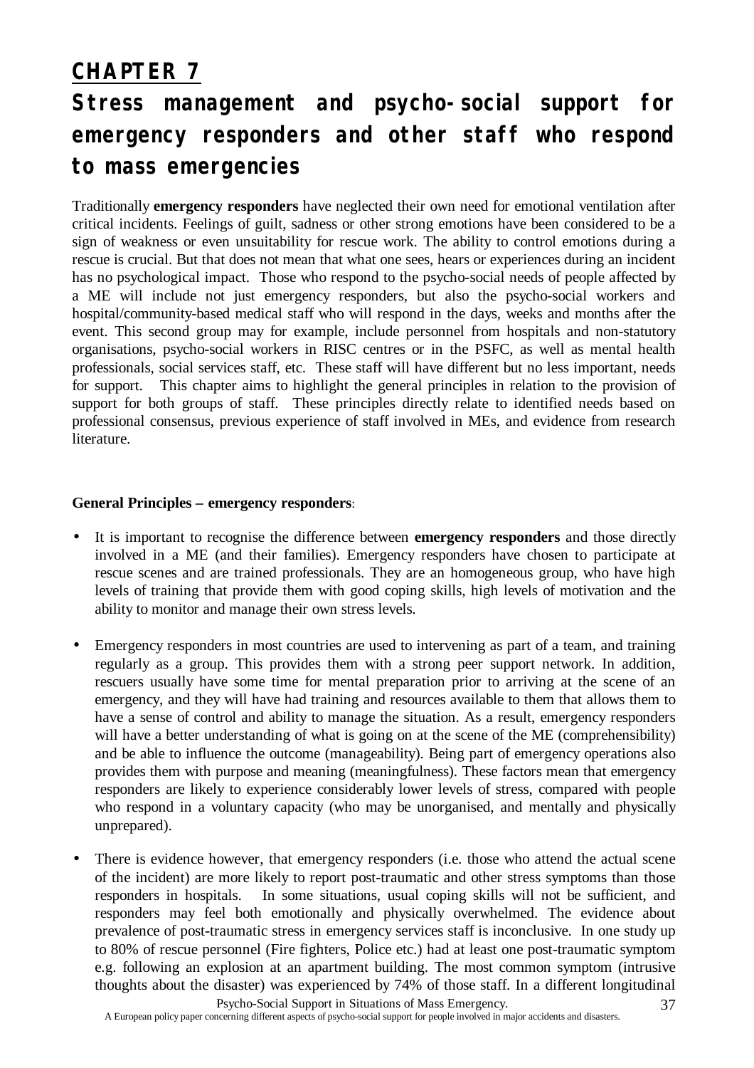# CHAPTER 7

## Stress management and psycho-social support for emergency responders and other staff who respond to mass emergencies

Traditionally **emergency responders** have neglected their own need for emotional ventilation after critical incidents. Feelings of guilt, sadness or other strong emotions have been considered to be a sign of weakness or even unsuitability for rescue work. The ability to control emotions during a rescue is crucial. But that does not mean that what one sees, hears or experiences during an incident has no psychological impact. Those who respond to the psycho-social needs of people affected by a ME will include not just emergency responders, but also the psycho-social workers and hospital/community-based medical staff who will respond in the days, weeks and months after the event. This second group may for example, include personnel from hospitals and non-statutory organisations, psycho-social workers in RISC centres or in the PSFC, as well as mental health professionals, social services staff, etc. These staff will have different but no less important, needs for support. This chapter aims to highlight the general principles in relation to the provision of support for both groups of staff. These principles directly relate to identified needs based on professional consensus, previous experience of staff involved in MEs, and evidence from research literature.

**General Principles – emergency responders**:

- It is important to recognise the difference between **emergency responders** and those directly involved in a ME (and their families). Emergency responders have chosen to participate at rescue scenes and are trained professionals. They are an homogeneous group, who have high levels of training that provide them with good coping skills, high levels of motivation and the ability to monitor and manage their own stress levels.

- Emergency responders in most countries are used to intervening as part of a team, and training regularly as a group. This provides them with a strong peer support network. In addition, rescuers usually have some time for mental preparation prior to arriving at the scene of an emergency, and they will have had training and resources available to them that allows them to have a sense of control and ability to manage the situation. As a result, emergency responders will have a better understanding of what is going on at the scene of the ME (comprehensibility) and be able to influence the outcome (manageability). Being part of emergency operations also provides them with purpose and meaning (meaningfulness). These factors mean that emergency responders are likely to experience considerably lower levels of stress, compared with people who respond in a voluntary capacity (who may be unorganised, and mentally and physically unprepared).

- There is evidence however, that emergency responders (i.e. those who attend the actual scene of the incident) are more likely to report post-traumatic and other stress symptoms than those responders in hospitals. In some situations, usual coping skills will not be sufficient, and responders may feel both emotionally and physically overwhelmed. The evidence about prevalence of post-traumatic stress in emergency services staff is inconclusive. In one study up to 80% of rescue personnel (Fire fighters, Police etc.) had at least one post-traumatic symptom e.g. following an explosion at an apartment building. The most common symptom (intrusive thoughts about the disaster) was experienced by 74% of those staff. In a different longitudinal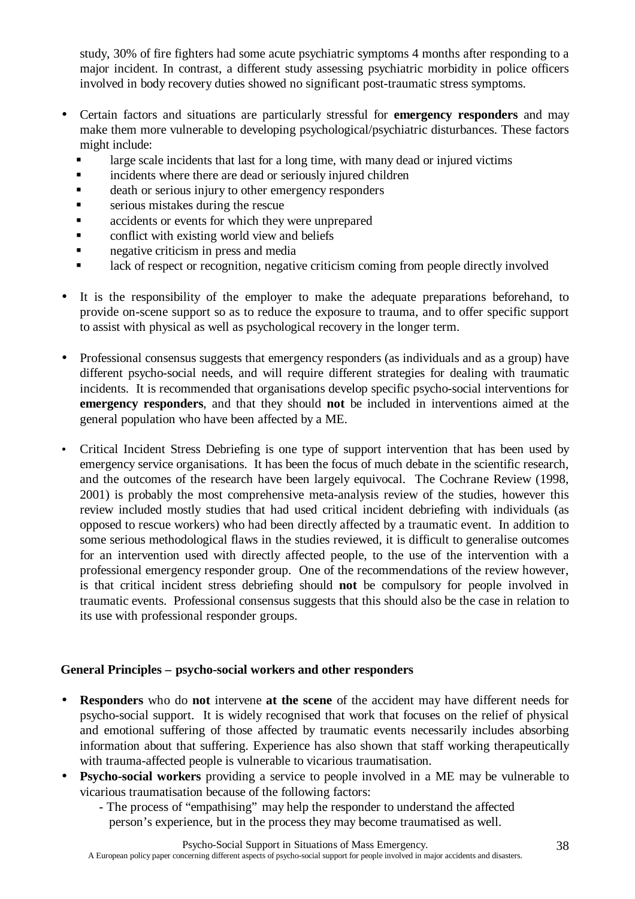study, 30% of fire fighters had some acute psychiatric symptoms 4 months after responding to a major incident. In contrast, a different study assessing psychiatric morbidity in police officers involved in body recovery duties showed no significant post-traumatic stress symptoms.

- Certain factors and situations are particularly stressful for **emergency responders** and may make them more vulnerable to developing psychological/psychiatric disturbances. These factors might include:
  - large scale incidents that last for a long time, with many dead or injured victims
  - incidents where there are dead or seriously injured children
  - death or serious injury to other emergency responders
  - serious mistakes during the rescue
  - accidents or events for which they were unprepared
  - conflict with existing world view and beliefs
  - negative criticism in press and media
  - lack of respect or recognition, negative criticism coming from people directly involved

- It is the responsibility of the employer to make the adequate preparations beforehand, to provide on-scene support so as to reduce the exposure to trauma, and to offer specific support to assist with physical as well as psychological recovery in the longer term.

- Professional consensus suggests that emergency responders (as individuals and as a group) have different psycho-social needs, and will require different strategies for dealing with traumatic incidents. It is recommended that organisations develop specific psycho-social interventions for **emergency responders**, and that they should **not** be included in interventions aimed at the general population who have been affected by a ME.

- Critical Incident Stress Debriefing is one type of support intervention that has been used by emergency service organisations. It has been the focus of much debate in the scientific research, and the outcomes of the research have been largely equivocal. The Cochrane Review (1998, 2001) is probably the most comprehensive meta-analysis review of the studies, however this review included mostly studies that had used critical incident debriefing with individuals (as opposed to rescue workers) who had been directly affected by a traumatic event. In addition to some serious methodological flaws in the studies reviewed, it is difficult to generalise outcomes for an intervention used with directly affected people, to the use of the intervention with a professional emergency responder group. One of the recommendations of the review however, is that critical incident stress debriefing should **not** be compulsory for people involved in traumatic events. Professional consensus suggests that this should also be the case in relation to its use with professional responder groups.

**General Principles – psycho-social workers and other responders**

- **Responders** who do **not** intervene **at the scene** of the accident may have different needs for psycho-social support. It is widely recognised that work that focuses on the relief of physical and emotional suffering of those affected by traumatic events necessarily includes absorbing information about that suffering. Experience has also shown that staff working therapeutically with trauma-affected people is vulnerable to vicarious traumatisation.
- **Psycho-social workers** providing a service to people involved in a ME may be vulnerable to vicarious traumatisation because of the following factors:
  - The process of "empathising" may help the responder to understand the affected person's experience, but in the process they may become traumatised as well.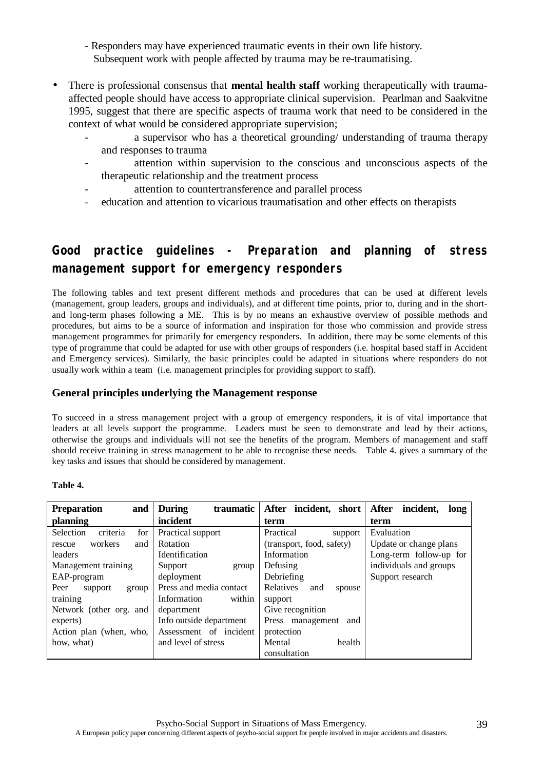- Responders may have experienced traumatic events in their own life history. Subsequent work with people affected by trauma may be re-traumatising.

- There is professional consensus that **mental health staff** working therapeutically with trauma-affected people should have access to appropriate clinical supervision. Pearlman and Saakvitne 1995, suggest that there are specific aspects of trauma work that need to be considered in the context of what would be considered appropriate supervision;
  - a supervisor who has a theoretical grounding/ understanding of trauma therapy and responses to trauma
  - attention within supervision to the conscious and unconscious aspects of the therapeutic relationship and the treatment process
  - attention to countertransference and parallel process
  - education and attention to vicarious traumatisation and other effects on therapists

## Good practice guidelines - Preparation and planning of stress management support for emergency responders

The following tables and text present different methods and procedures that can be used at different levels (management, group leaders, groups and individuals), and at different time points, prior to, during and in the short- and long-term phases following a ME. This is by no means an exhaustive overview of possible methods and procedures, but aims to be a source of information and inspiration for those who commission and provide stress management programmes for primarily for emergency responders. In addition, there may be some elements of this type of programme that could be adapted for use with other groups of responders (i.e. hospital based staff in Accident and Emergency services). Similarly, the basic principles could be adapted in situations where responders do not usually work within a team (i.e. management principles for providing support to staff).

### General principles underlying the Management response

To succeed in a stress management project with a group of emergency responders, it is of vital importance that leaders at all levels support the programme. Leaders must be seen to demonstrate and lead by their actions, otherwise the groups and individuals will not see the benefits of the program. Members of management and staff should receive training in stress management to be able to recognise these needs. Table 4. gives a summary of the key tasks and issues that should be considered by management.

**Table 4.**

| Preparation and planning | During traumatic incident | After incident, short term | After incident, long term |
|---|---|---|---|
| Selection criteria for rescue workers and leaders<br>Management training<br>EAP-program<br>Peer support group training<br>Network (other org. and experts)<br>Action plan (when, who, how, what) | Practical support<br>Rotation<br>Identification<br>Support group deployment<br>Press and media contact<br>Information within department<br>Info outside department<br>Assessment of incident and level of stress | Practical support (transport, food, safety)<br>Information<br>Defusing<br>Debriefing<br>Relatives and spouse support<br>Give recognition<br>Press management and protection<br>Mental health consultation | Evaluation<br>Update or change plans<br>Long-term follow-up for individuals and groups<br>Support research |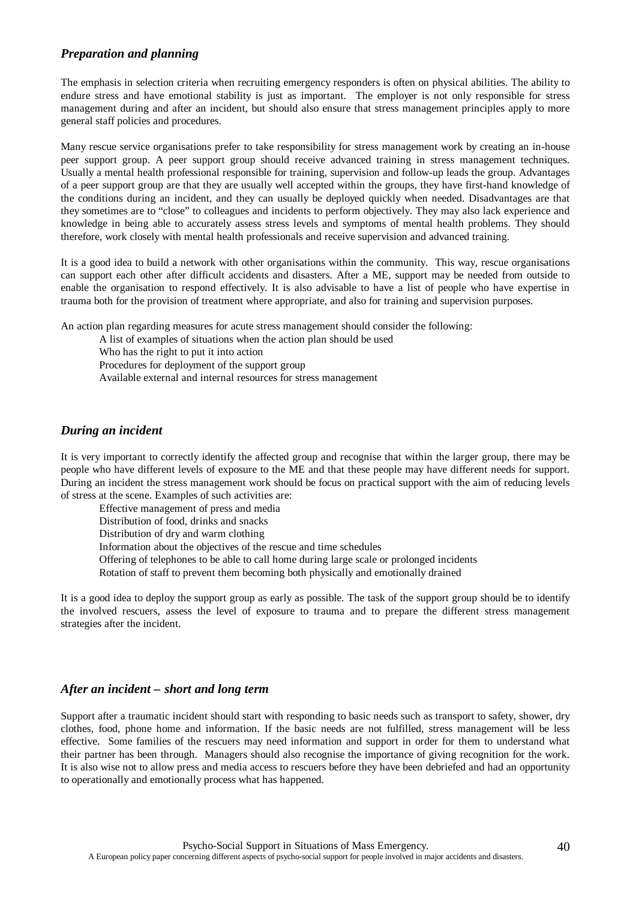### *Preparation and planning*

The emphasis in selection criteria when recruiting emergency responders is often on physical abilities. The ability to endure stress and have emotional stability is just as important. The employer is not only responsible for stress management during and after an incident, but should also ensure that stress management principles apply to more general staff policies and procedures.

Many rescue service organisations prefer to take responsibility for stress management work by creating an in-house peer support group. A peer support group should receive advanced training in stress management techniques. Usually a mental health professional responsible for training, supervision and follow-up leads the group. Advantages of a peer support group are that they are usually well accepted within the groups, they have first-hand knowledge of the conditions during an incident, and they can usually be deployed quickly when needed. Disadvantages are that they sometimes are to "close" to colleagues and incidents to perform objectively. They may also lack experience and knowledge in being able to accurately assess stress levels and symptoms of mental health problems. They should therefore, work closely with mental health professionals and receive supervision and advanced training.

It is a good idea to build a network with other organisations within the community. This way, rescue organisations can support each other after difficult accidents and disasters. After a ME, support may be needed from outside to enable the organisation to respond effectively. It is also advisable to have a list of people who have expertise in trauma both for the provision of treatment where appropriate, and also for training and supervision purposes.

An action plan regarding measures for acute stress management should consider the following:

- A list of examples of situations when the action plan should be used
- Who has the right to put it into action
- Procedures for deployment of the support group
- Available external and internal resources for stress management

### *During an incident*

It is very important to correctly identify the affected group and recognise that within the larger group, there may be people who have different levels of exposure to the ME and that these people may have different needs for support. During an incident the stress management work should be focus on practical support with the aim of reducing levels of stress at the scene. Examples of such activities are:

- Effective management of press and media
- Distribution of food, drinks and snacks
- Distribution of dry and warm clothing
- Information about the objectives of the rescue and time schedules
- Offering of telephones to be able to call home during large scale or prolonged incidents
- Rotation of staff to prevent them becoming both physically and emotionally drained

It is a good idea to deploy the support group as early as possible. The task of the support group should be to identify the involved rescuers, assess the level of exposure to trauma and to prepare the different stress management strategies after the incident.

### *After an incident – short and long term*

Support after a traumatic incident should start with responding to basic needs such as transport to safety, shower, dry clothes, food, phone home and information. If the basic needs are not fulfilled, stress management will be less effective. Some families of the rescuers may need information and support in order for them to understand what their partner has been through. Managers should also recognise the importance of giving recognition for the work. It is also wise not to allow press and media access to rescuers before they have been debriefed and had an opportunity to operationally and emotionally process what has happened.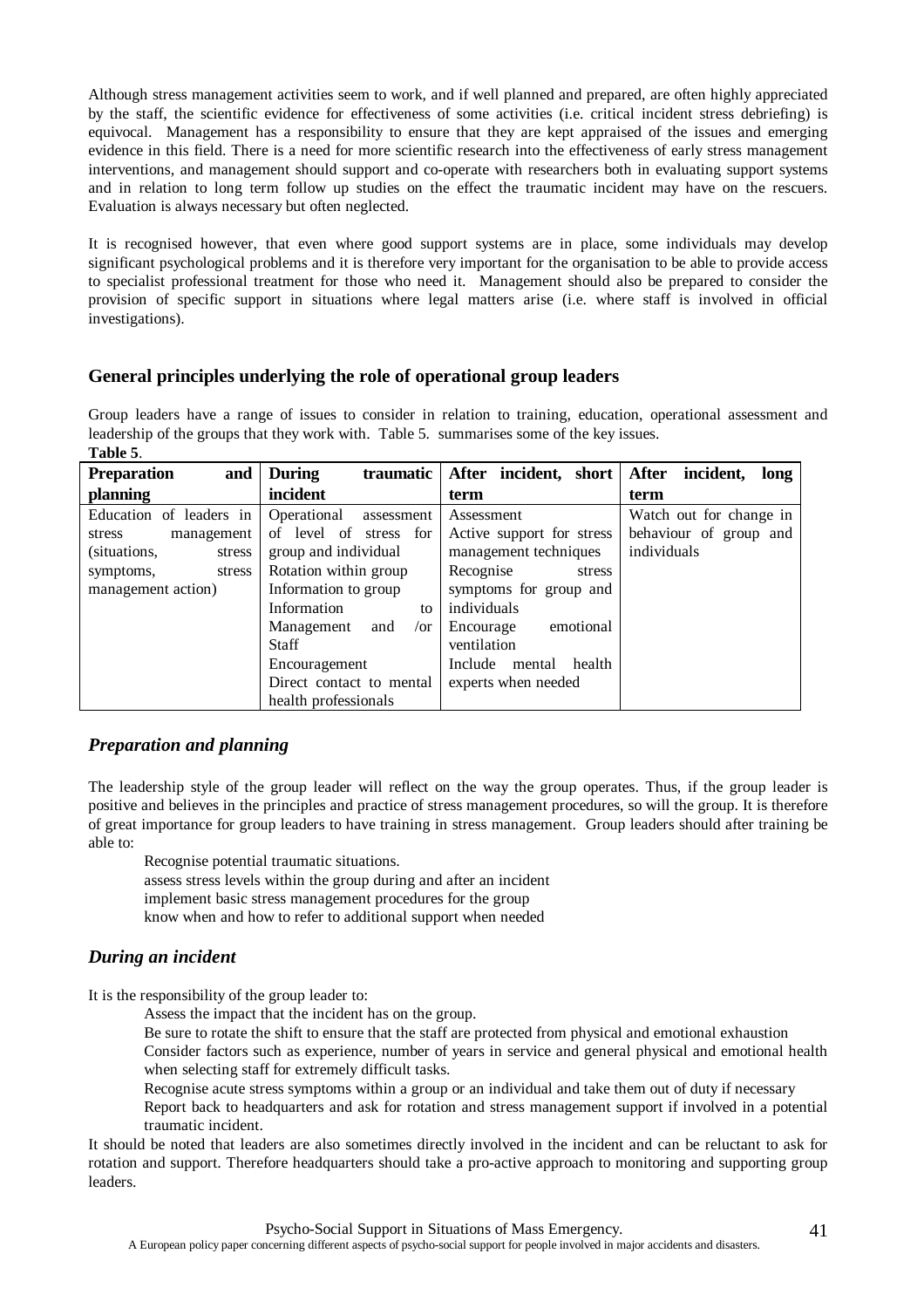Although stress management activities seem to work, and if well planned and prepared, are often highly appreciated by the staff, the scientific evidence for effectiveness of some activities (i.e. critical incident stress debriefing) is equivocal. Management has a responsibility to ensure that they are kept appraised of the issues and emerging evidence in this field. There is a need for more scientific research into the effectiveness of early stress management interventions, and management should support and co-operate with researchers both in evaluating support systems and in relation to long term follow up studies on the effect the traumatic incident may have on the rescuers. Evaluation is always necessary but often neglected.

It is recognised however, that even where good support systems are in place, some individuals may develop significant psychological problems and it is therefore very important for the organisation to be able to provide access to specialist professional treatment for those who need it. Management should also be prepared to consider the provision of specific support in situations where legal matters arise (i.e. where staff is involved in official investigations).

## General principles underlying the role of operational group leaders

Group leaders have a range of issues to consider in relation to training, education, operational assessment and leadership of the groups that they work with. Table 5. summarises some of the key issues.

**Table 5**.

| **Preparation and planning** | **During traumatic incident** | **After incident, short term** | **After incident, long term** |
|---|---|---|---|
| Education of leaders in stress management (situations, stress symptoms, stress management action) | Operational assessment of level of stress for group and individual<br>Rotation within group<br>Information to group<br>Information to Management and /or Staff<br>Encouragement<br>Direct contact to mental health professionals | Assessment<br>Active support for stress management techniques<br>Recognise stress symptoms for group and individuals<br>Encourage emotional ventilation<br>Include mental health experts when needed | Watch out for change in behaviour of group and individuals |

### *Preparation and planning*

The leadership style of the group leader will reflect on the way the group operates. Thus, if the group leader is positive and believes in the principles and practice of stress management procedures, so will the group. It is therefore of great importance for group leaders to have training in stress management. Group leaders should after training be able to:

- Recognise potential traumatic situations.
- assess stress levels within the group during and after an incident
- implement basic stress management procedures for the group
- know when and how to refer to additional support when needed

### *During an incident*

It is the responsibility of the group leader to:

- Assess the impact that the incident has on the group.
- Be sure to rotate the shift to ensure that the staff are protected from physical and emotional exhaustion
- Consider factors such as experience, number of years in service and general physical and emotional health when selecting staff for extremely difficult tasks.
- Recognise acute stress symptoms within a group or an individual and take them out of duty if necessary
- Report back to headquarters and ask for rotation and stress management support if involved in a potential traumatic incident.

It should be noted that leaders are also sometimes directly involved in the incident and can be reluctant to ask for rotation and support. Therefore headquarters should take a pro-active approach to monitoring and supporting group leaders.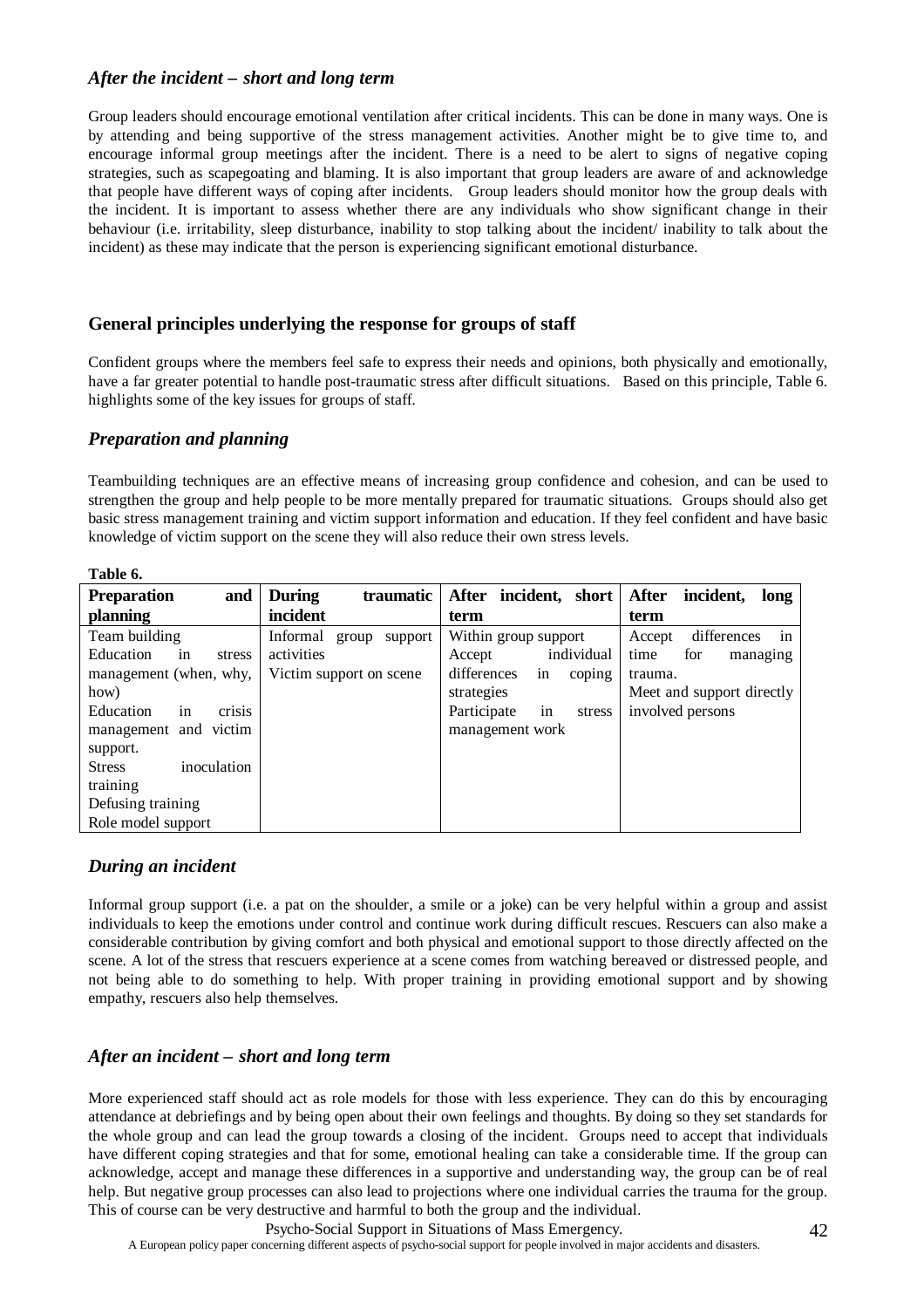### *After the incident – short and long term*

Group leaders should encourage emotional ventilation after critical incidents. This can be done in many ways. One is by attending and being supportive of the stress management activities. Another might be to give time to, and encourage informal group meetings after the incident. There is a need to be alert to signs of negative coping strategies, such as scapegoating and blaming. It is also important that group leaders are aware of and acknowledge that people have different ways of coping after incidents. Group leaders should monitor how the group deals with the incident. It is important to assess whether there are any individuals who show significant change in their behaviour (i.e. irritability, sleep disturbance, inability to stop talking about the incident/ inability to talk about the incident) as these may indicate that the person is experiencing significant emotional disturbance.

## General principles underlying the response for groups of staff

Confident groups where the members feel safe to express their needs and opinions, both physically and emotionally, have a far greater potential to handle post-traumatic stress after difficult situations. Based on this principle, Table 6. highlights some of the key issues for groups of staff.

### *Preparation and planning*

Teambuilding techniques are an effective means of increasing group confidence and cohesion, and can be used to strengthen the group and help people to be more mentally prepared for traumatic situations. Groups should also get basic stress management training and victim support information and education. If they feel confident and have basic knowledge of victim support on the scene they will also reduce their own stress levels.

**Table 6.**

| **Preparation and planning** | **During traumatic incident** | **After incident, short term** | **After incident, long term** |
|---|---|---|---|
| Team building<br>Education in stress management (when, why, how)<br>Education in crisis management and victim support.<br>Stress inoculation training<br>Defusing training<br>Role model support | Informal group support activities<br>Victim support on scene | Within group support<br>Accept individual differences in coping strategies<br>Participate in stress management work | Accept differences in time for managing trauma.<br>Meet and support directly involved persons |

### *During an incident*

Informal group support (i.e. a pat on the shoulder, a smile or a joke) can be very helpful within a group and assist individuals to keep the emotions under control and continue work during difficult rescues. Rescuers can also make a considerable contribution by giving comfort and both physical and emotional support to those directly affected on the scene. A lot of the stress that rescuers experience at a scene comes from watching bereaved or distressed people, and not being able to do something to help. With proper training in providing emotional support and by showing empathy, rescuers also help themselves.

### *After an incident – short and long term*

More experienced staff should act as role models for those with less experience. They can do this by encouraging attendance at debriefings and by being open about their own feelings and thoughts. By doing so they set standards for the whole group and can lead the group towards a closing of the incident. Groups need to accept that individuals have different coping strategies and that for some, emotional healing can take a considerable time. If the group can acknowledge, accept and manage these differences in a supportive and understanding way, the group can be of real help. But negative group processes can also lead to projections where one individual carries the trauma for the group. This of course can be very destructive and harmful to both the group and the individual.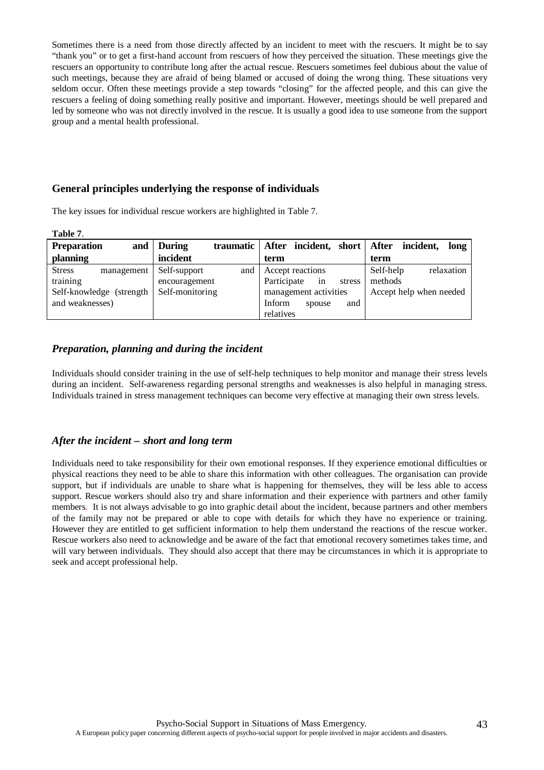Sometimes there is a need from those directly affected by an incident to meet with the rescuers. It might be to say "thank you" or to get a first-hand account from rescuers of how they perceived the situation. These meetings give the rescuers an opportunity to contribute long after the actual rescue. Rescuers sometimes feel dubious about the value of such meetings, because they are afraid of being blamed or accused of doing the wrong thing. These situations very seldom occur. Often these meetings provide a step towards "closing" for the affected people, and this can give the rescuers a feeling of doing something really positive and important. However, meetings should be well prepared and led by someone who was not directly involved in the rescue. It is usually a good idea to use someone from the support group and a mental health professional.

## General principles underlying the response of individuals

The key issues for individual rescue workers are highlighted in Table 7.

**Table 7**.

| Preparation and planning | During traumatic incident | After incident, short term | After incident, long term |
|---|---|---|---|
| Stress management training<br>Self-knowledge (strength and weaknesses) | Self-support and encouragement<br>Self-monitoring | Accept reactions<br>Participate in stress management activities<br>Inform spouse and relatives | Self-help relaxation methods<br>Accept help when needed |

### *Preparation, planning and during the incident*

Individuals should consider training in the use of self-help techniques to help monitor and manage their stress levels during an incident. Self-awareness regarding personal strengths and weaknesses is also helpful in managing stress. Individuals trained in stress management techniques can become very effective at managing their own stress levels.

### *After the incident – short and long term*

Individuals need to take responsibility for their own emotional responses. If they experience emotional difficulties or physical reactions they need to be able to share this information with other colleagues. The organisation can provide support, but if individuals are unable to share what is happening for themselves, they will be less able to access support. Rescue workers should also try and share information and their experience with partners and other family members. It is not always advisable to go into graphic detail about the incident, because partners and other members of the family may not be prepared or able to cope with details for which they have no experience or training. However they are entitled to get sufficient information to help them understand the reactions of the rescue worker. Rescue workers also need to acknowledge and be aware of the fact that emotional recovery sometimes takes time, and will vary between individuals. They should also accept that there may be circumstances in which it is appropriate to seek and accept professional help.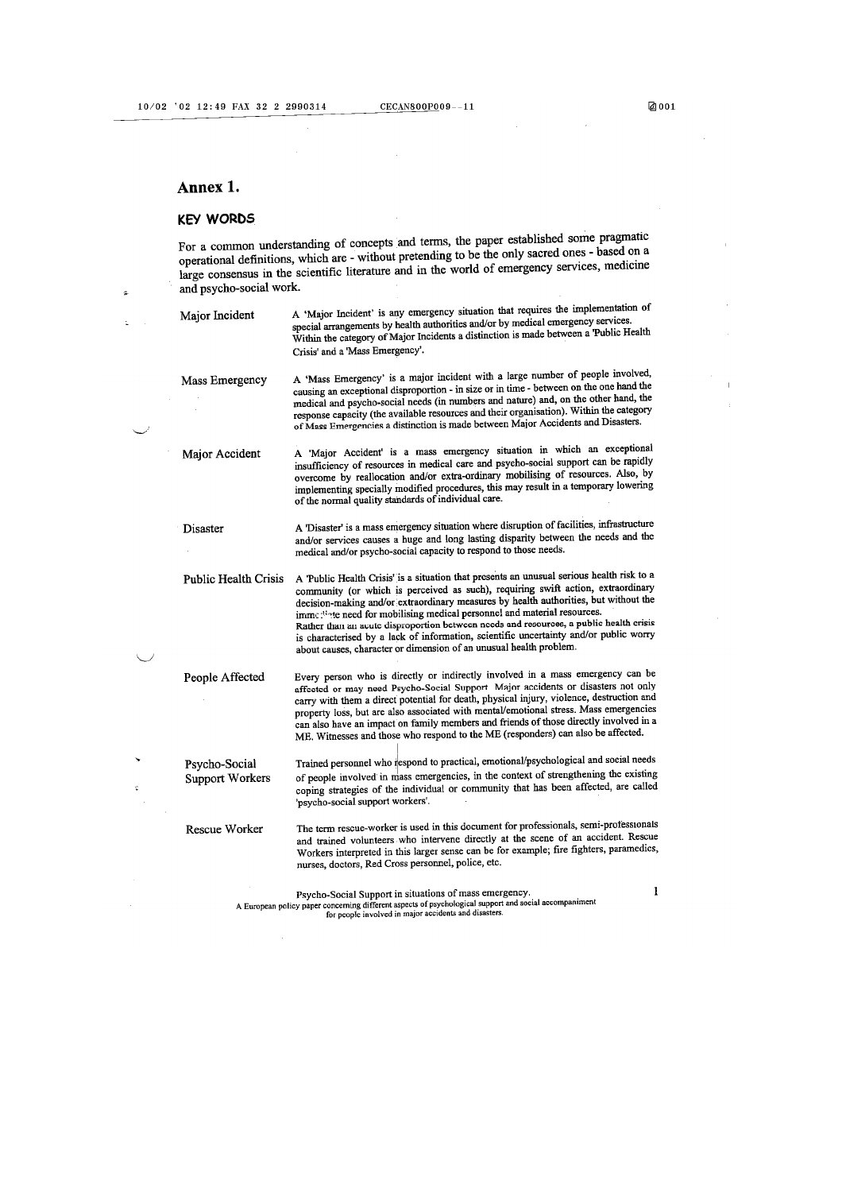# Annex 1.

## KEY WORDS

For a common understanding of concepts and terms, the paper established some pragmatic operational definitions, which are - without pretending to be the only sacred ones - based on a large consensus in the scientific literature and in the world of emergency services, medicine and psycho-social work.

| | |
|---|---|
| Major Incident | A 'Major Incident' is any emergency situation that requires the implementation of special arrangements by health authorities and/or by medical emergency services. Within the category of Major Incidents a distinction is made between a 'Public Health Crisis' and a 'Mass Emergency'. |
| Mass Emergency | A 'Mass Emergency' is a major incident with a large number of people involved, causing an exceptional disproportion - in size or in time - between on the one hand the medical and psycho-social needs (in numbers and nature) and, on the other hand, the response capacity (the available resources and their organisation). Within the category of Mass Emergencies a distinction is made between Major Accidents and Disasters. |
| Major Accident | A 'Major Accident' is a mass emergency situation in which an exceptional insufficiency of resources in medical care and psycho-social support can be rapidly overcome by reallocation and/or extra-ordinary mobilising of resources. Also, by implementing specially modified procedures, this may result in a temporary lowering of the normal quality standards of individual care. |
| Disaster | A 'Disaster' is a mass emergency situation where disruption of facilities, infrastructure and/or services causes a huge and long lasting disparity between the needs and the medical and/or psycho-social capacity to respond to those needs. |
| Public Health Crisis | A 'Public Health Crisis' is a situation that presents an unusual serious health risk to a community (or which is perceived as such), requiring swift action, extraordinary decision-making and/or extraordinary measures by health authorities, but without the immediate need for mobilising medical personnel and material resources. Rather than an acute disproportion between needs and resources, a public health crisis is characterised by a lack of information, scientific uncertainty and/or public worry about causes, character or dimension of an unusual health problem. |
| People Affected | Every person who is directly or indirectly involved in a mass emergency can be affected or may need Psycho-Social Support. Major accidents or disasters not only carry with them a direct potential for death, physical injury, violence, destruction and property loss, but are also associated with mental/emotional stress. Mass emergencies can also have an impact on family members and friends of those directly involved in a ME. Witnesses and those who respond to the ME (responders) can also be affected. |
| Psycho-Social Support Workers | Trained personnel who respond to practical, emotional/psychological and social needs of people involved in mass emergencies, in the context of strengthening the existing coping strategies of the individual or community that has been affected, are called 'psycho-social support workers'. |
| Rescue Worker | The term rescue-worker is used in this document for professionals, semi-professionals and trained volunteers who intervene directly at the scene of an accident. Rescue Workers interpreted in this larger sense can be for example; fire fighters, paramedics, nurses, doctors, Red Cross personnel, police, etc. |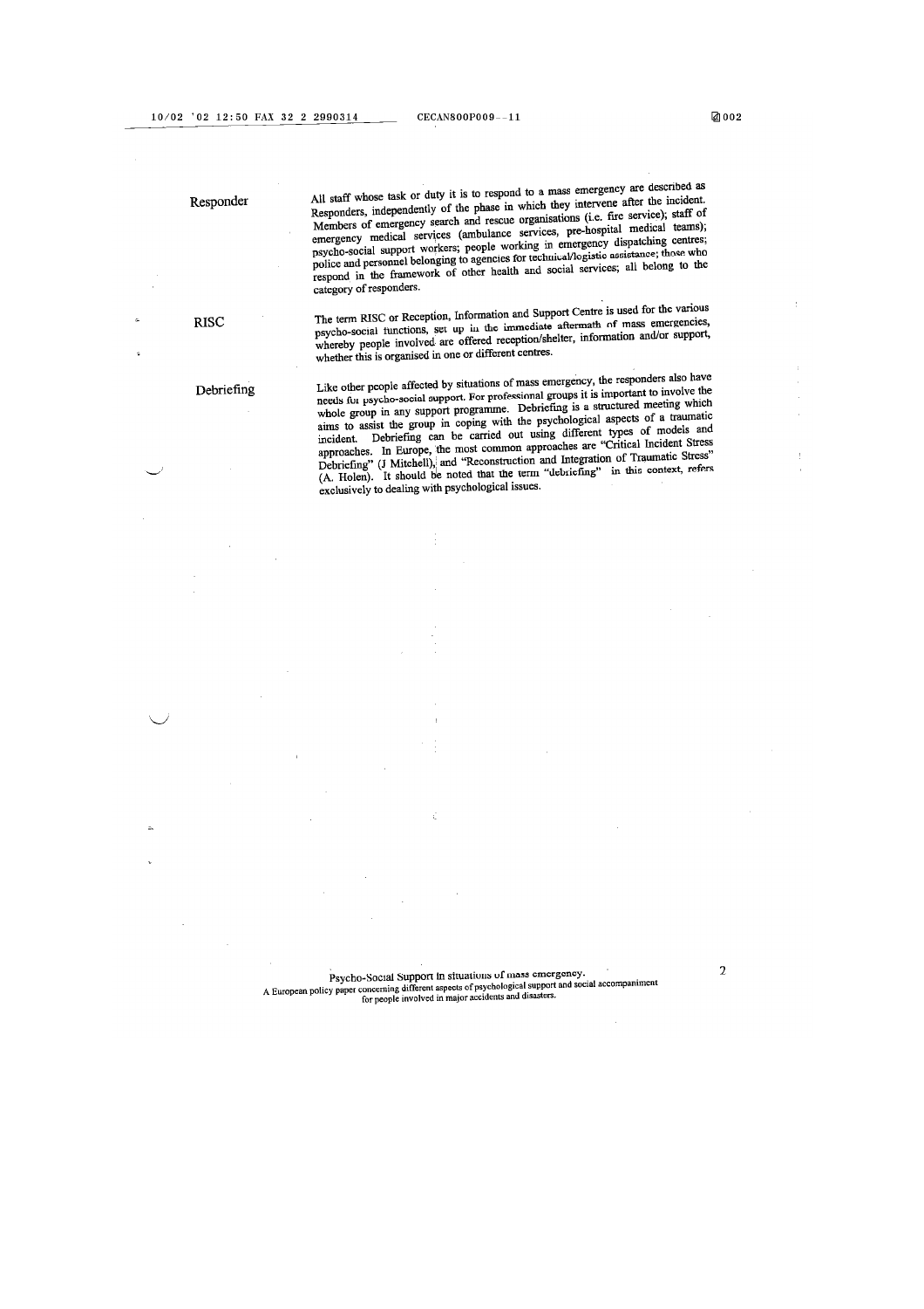**Responder**

All staff whose task or duty it is to respond to a mass emergency are described as Responders, independently of the phase in which they intervene after the incident. Members of emergency search and rescue organisations (i.e. fire service); staff of emergency medical services (ambulance services, pre-hospital medical teams); psycho-social support workers; people working in emergency dispatching centres; police and personnel belonging to agencies for technical/logistic assistance; those who respond in the framework of other health and social services; all belong to the category of responders.

**RISC**

The term RISC or Reception, Information and Support Centre is used for the various psycho-social functions, set up in the immediate aftermath of mass emergencies, whereby people involved are offered reception/shelter, information and/or support, whether this is organised in one or different centres.

**Debriefing**

Like other people affected by situations of mass emergency, the responders also have needs for psycho-social support. For professional groups it is important to involve the whole group in any support programme. Debriefing is a structured meeting which aims to assist the group in coping with the psychological aspects of a traumatic incident. Debriefing can be carried out using different types of models and approaches. In Europe, the most common approaches are "Critical Incident Stress Debriefing" (J Mitchell), and "Reconstruction and Integration of Traumatic Stress" (A. Holen). It should be noted that the term "debriefing" in this context, refers exclusively to dealing with psychological issues.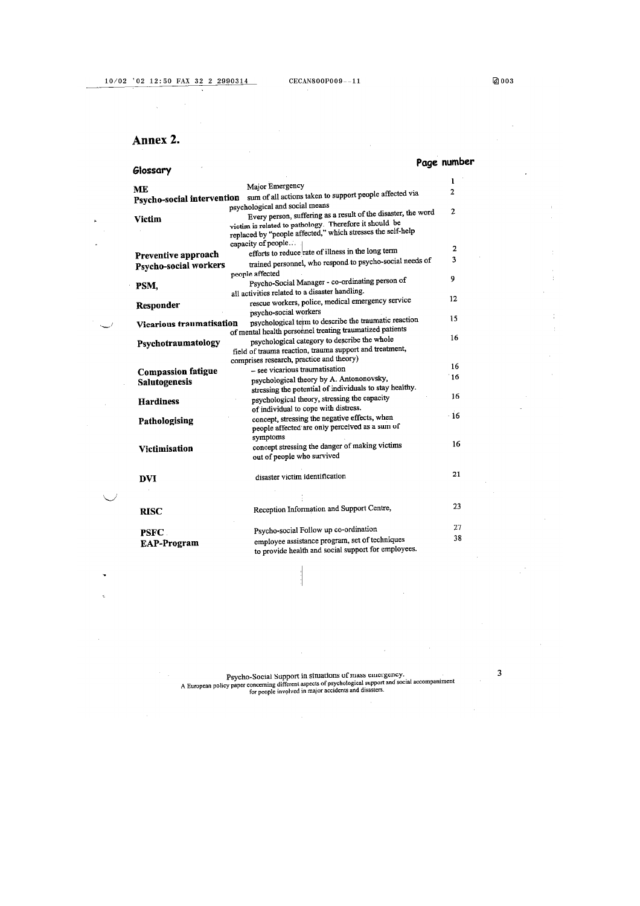## Annex 2.

### Glossary

| Term | Definition | Page number |
|---|---|---|
| **ME** | Major Emergency | 1 |
| **Psycho-social intervention** | sum of all actions taken to support people affected via psychological and social means | 2 |
| **Victim** | Every person, suffering as a result of the disaster, the word victim is related to pathology. Therefore it should be replaced by "people affected," which stresses the self-help capacity of people… | 2 |
| **Preventive approach** | efforts to reduce rate of illness in the long term | 2 |
| **Psycho-social workers** | trained personnel, who respond to psycho-social needs of people affected | 3 |
| **PSM,** | Psycho-Social Manager - co-ordinating person of all activities related to a disaster handling. | 9 |
| **Responder** | rescue workers, police, medical emergency service psycho-social workers | 12 |
| **Vicarious traumatisation** | psychological term to describe the traumatic reaction of mental health personnel treating traumatized patients | 15 |
| **Psychotraumatology** | psychological category to describe the whole field of trauma reaction, trauma support and treatment, comprises research, practice and theory) | 16 |
| **Compassion fatigue** | – see vicarious traumatisation | 16 |
| **Salutogenesis** | psychological theory by A. Antononovsky, stressing the potential of individuals to stay healthy. | 16 |
| **Hardiness** | psychological theory, stressing the capacity of individual to cope with distress. | 16 |
| **Pathologising** | concept, stressing the negative effects, when people affected are only perceived as a sum of symptoms | 16 |
| **Victimisation** | concept stressing the danger of making victims out of people who survived | 16 |
| **DVI** | disaster victim identification | 21 |
| **RISC** | Reception Information and Support Centre, | 23 |
| **PSFC** | Psycho-social Follow up co-ordination | 27 |
| **EAP-Program** | employee assistance program, set of techniques to provide health and social support for employees. | 38 |

Psycho-Social Support in situations of mass emergency.
A European policy paper concerning different aspects of psychological support and social accompaniment for people involved in major accidents and disasters.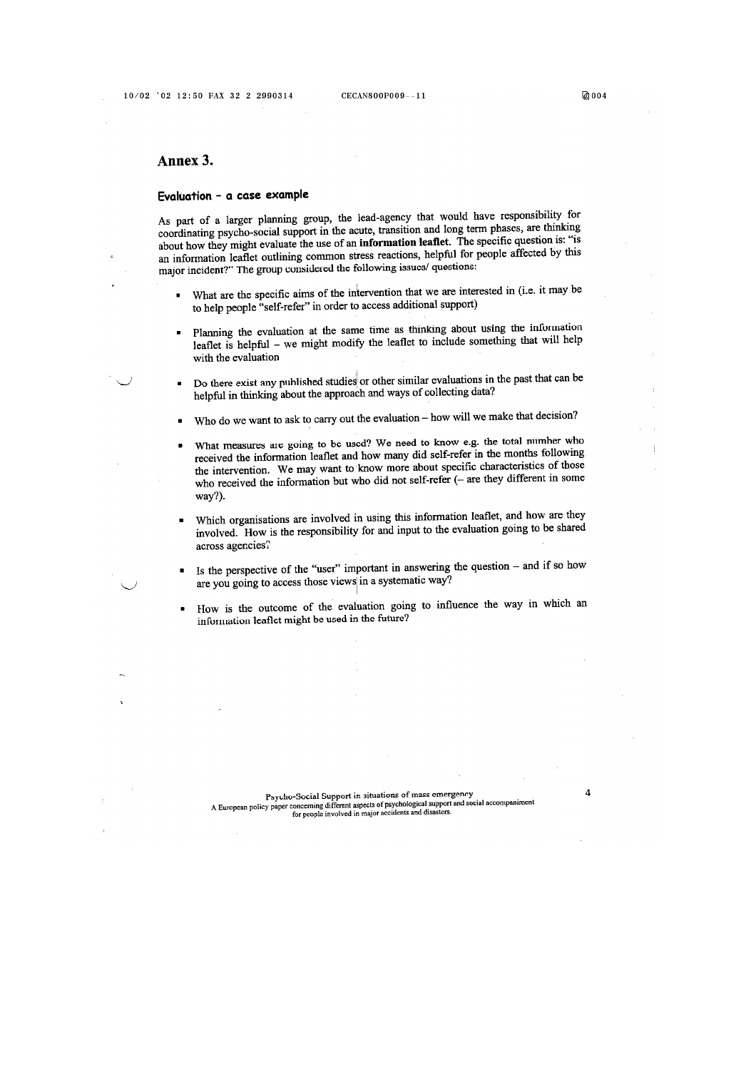# Annex 3.

### Evaluation – a case example

As part of a larger planning group, the lead-agency that would have responsibility for coordinating psycho-social support in the acute, transition and long term phases, are thinking about how they might evaluate the use of an **information leaflet**. The specific question is: "is an information leaflet outlining common stress reactions, helpful for people affected by this major incident?" The group considered the following issues/ questions:

- What are the specific aims of the intervention that we are interested in (i.e. it may be to help people "self-refer" in order to access additional support)
- Planning the evaluation at the same time as thinking about using the information leaflet is helpful – we might modify the leaflet to include something that will help with the evaluation
- Do there exist any published studies or other similar evaluations in the past that can be helpful in thinking about the approach and ways of collecting data?
- Who do we want to ask to carry out the evaluation – how will we make that decision?
- What measures are going to be used? We need to know e.g. the total number who received the information leaflet and how many did self-refer in the months following the intervention. We may want to know more about specific characteristics of those who received the information but who did not self-refer (– are they different in some way?).
- Which organisations are involved in using this information leaflet, and how are they involved. How is the responsibility for and input to the evaluation going to be shared across agencies?
- Is the perspective of the "user" important in answering the question – and if so how are you going to access those views in a systematic way?
- How is the outcome of the evaluation going to influence the way in which an information leaflet might be used in the future?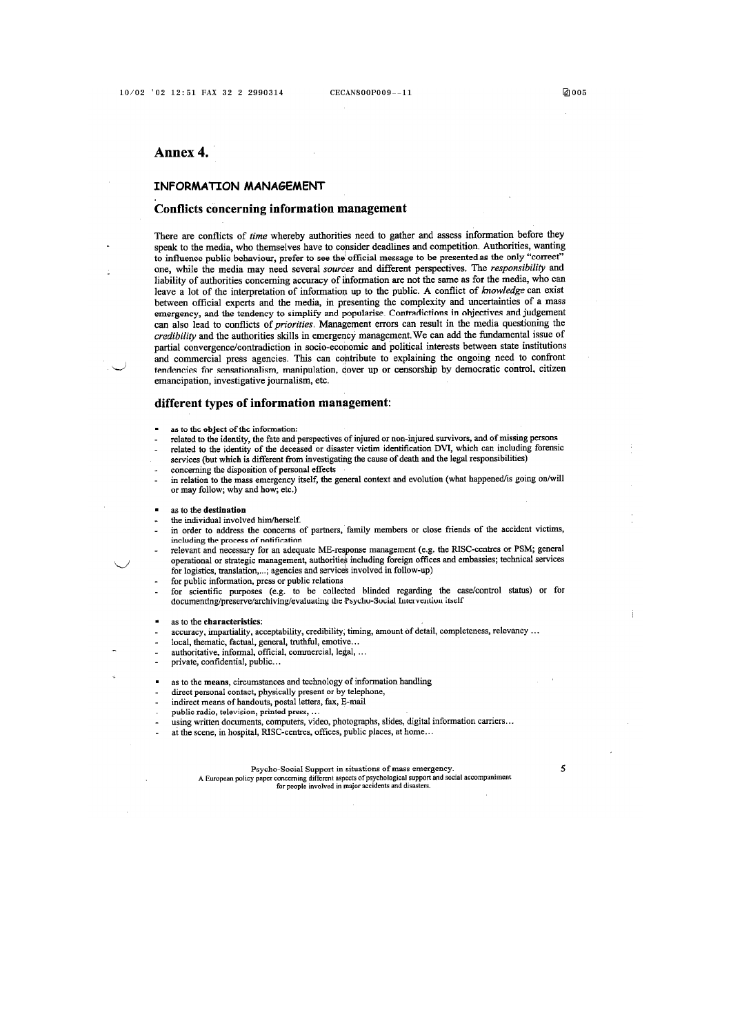# Annex 4.

## INFORMATION MANAGEMENT

## Conflicts concerning information management

There are conflicts of *time* whereby authorities need to gather and assess information before they speak to the media, who themselves have to consider deadlines and competition. Authorities, wanting to influence public behaviour, prefer to see the official message to be presented as the only "correct" one, while the media may need several *sources* and different perspectives. The *responsibility* and liability of authorities concerning accuracy of information are not the same as for the media, who can leave a lot of the interpretation of information up to the public. A conflict of *knowledge* can exist between official experts and the media, in presenting the complexity and uncertainties of a mass emergency, and the tendency to simplify and popularise. Contradictions in objectives and judgement can also lead to conflicts of *priorities*. Management errors can result in the media questioning the *credibility* and the authorities skills in emergency management. We can add the fundamental issue of partial convergence/contradiction in socio-economic and political interests between state institutions and commercial press agencies. This can contribute to explaining the ongoing need to confront tendencies for sensationalism, manipulation, cover up or censorship by democratic control, citizen emancipation, investigative journalism, etc.

## different types of information management:

- **as to the object of the information:**
  - related to the identity, the fate and perspectives of injured or non-injured survivors, and of missing persons
  - related to the identity of the deceased or disaster victim identification DVI, which can including forensic services (but which is different from investigating the cause of death and the legal responsibilities)
  - concerning the disposition of personal effects
  - in relation to the mass emergency itself, the general context and evolution (what happened/is going on/will or may follow; why and how; etc.)

- as to the **destination**
  - the individual involved him/herself.
  - in order to address the concerns of partners, family members or close friends of the accident victims, including the process of notification
  - relevant and necessary for an adequate ME-response management (e.g. the RISC-centres or PSM; general operational or strategic management, authorities including foreign offices and embassies; technical services for logistics, translation,...; agencies and services involved in follow-up)
  - for public information, press or public relations
  - for scientific purposes (e.g. to be collected blinded regarding the case/control status) or for documenting/preserve/archiving/evaluating the Psycho-Social Intervention itself

- as to the **characteristics**:
  - accuracy, impartiality, acceptability, credibility, timing, amount of detail, completeness, relevancy ...
  - local, thematic, factual, general, truthful, emotive...
  - authoritative, informal, official, commercial, legal, ...
  - private, confidential, public...

- as to the **means**, circumstances and technology of information handling
  - direct personal contact, physically present or by telephone,
  - indirect means of handouts, postal letters, fax, E-mail
  - public radio, television, printed press, ...
  - using written documents, computers, video, photographs, slides, digital information carriers...
  - at the scene, in hospital, RISC-centres, offices, public places, at home...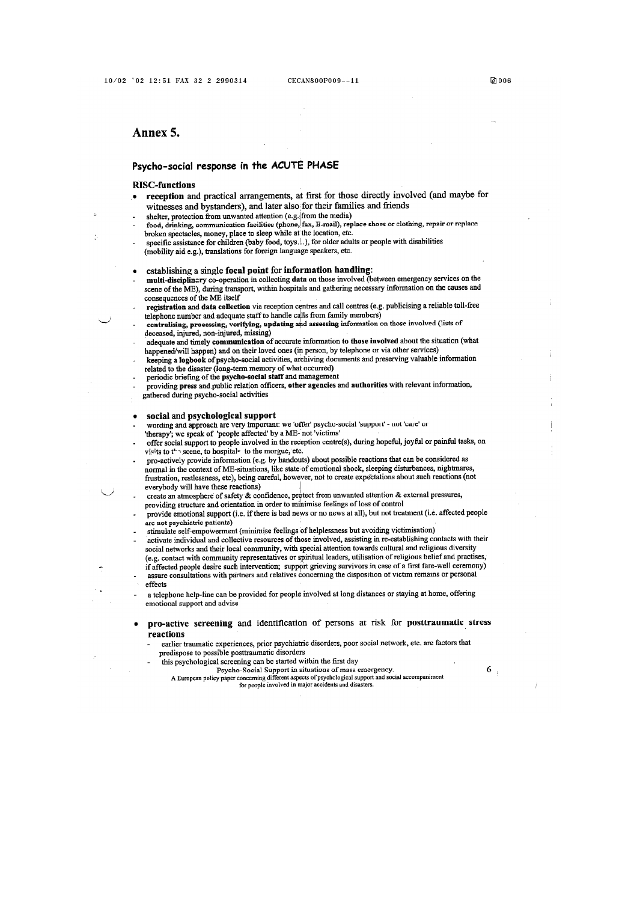# Annex 5.

## Psycho-social response in the ACUTE PHASE

### RISC-functions

- **reception** and practical arrangements, at first for those directly involved (and maybe for witnesses and bystanders), and later also for their families and friends
  - shelter, protection from unwanted attention (e.g. from the media)
  - food, drinking, communication facilities (phone, fax, E-mail), replace shoes or clothing, repair or replace broken spectacles, money, place to sleep while at the location, etc.
  - specific assistance for children (baby food, toys...), for older adults or people with disabilities (mobility aid e.g.), translations for foreign language speakers, etc.

- establishing a single **focal point** for **information handling**:
  - **multi-disciplinary** co-operation in collecting **data** on those involved (between emergency services on the scene of the ME), during transport, within hospitals and gathering necessary information on the causes and consequences of the ME itself
  - **registration** and **data collection** via reception centres and call centres (e.g. publicising a reliable toll-free telephone number and adequate staff to handle calls from family members)
  - **centralising, processing, verifying, updating** and **assessing** information on those involved (lists of deceased, injured, non-injured, missing)
  - adequate and timely **communication** of accurate information **to those involved** about the situation (what happened/will happen) and on their loved ones (in person, by telephone or via other services)
  - keeping a **logbook** of psycho-social activities, archiving documents and preserving valuable information related to the disaster (long-term memory of what occurred)
  - periodic briefing of the **psycho-social staff** and management
  - providing **press** and public relation officers, **other agencies** and **authorities** with relevant information, gathered during psycho-social activities

- **social** and **psychological support**
  - wording and approach are very important: we 'offer' psycho-social 'support' - not 'care' or 'therapy'; we speak of 'people affected' by a ME- not 'victims'
  - offer social support to people involved in the reception centre(s), during hopeful, joyful or painful tasks, on visits to the scene, to hospitals to the morgue, etc.
  - pro-actively provide information (e.g. by handouts) about possible reactions that can be considered as normal in the context of ME-situations, like state of emotional shock, sleeping disturbances, nightmares, frustration, restlessness, etc), being careful, however, not to create expectations about such reactions (not everybody will have these reactions)
  - create an atmosphere of safety & confidence, protect from unwanted attention & external pressures, providing structure and orientation in order to minimise feelings of loss of control
  - provide emotional support (i.e. if there is bad news or no news at all), but not treatment (i.e. affected people are not psychiatric patients)
  - stimulate self-empowerment (minimise feelings of helplessness but avoiding victimisation)
  - activate individual and collective resources of those involved, assisting in re-establishing contacts with their social networks and their local community, with special attention towards cultural and religious diversity (e.g. contact with community representatives or spiritual leaders, utilisation of religious belief and practises, if affected people desire such intervention; support grieving survivors in case of a first fare-well ceremony)
  - assure consultations with partners and relatives concerning the disposition of victim remains or personal effects
  - a telephone help-line can be provided for people involved at long distances or staying at home, offering emotional support and advise

- **pro-active screening** and identification of persons at risk for **posttraumatic stress reactions**
  - earlier traumatic experiences, prior psychiatric disorders, poor social network, etc. are factors that predispose to possible posttraumatic disorders
  - this psychological screening can be started within the first day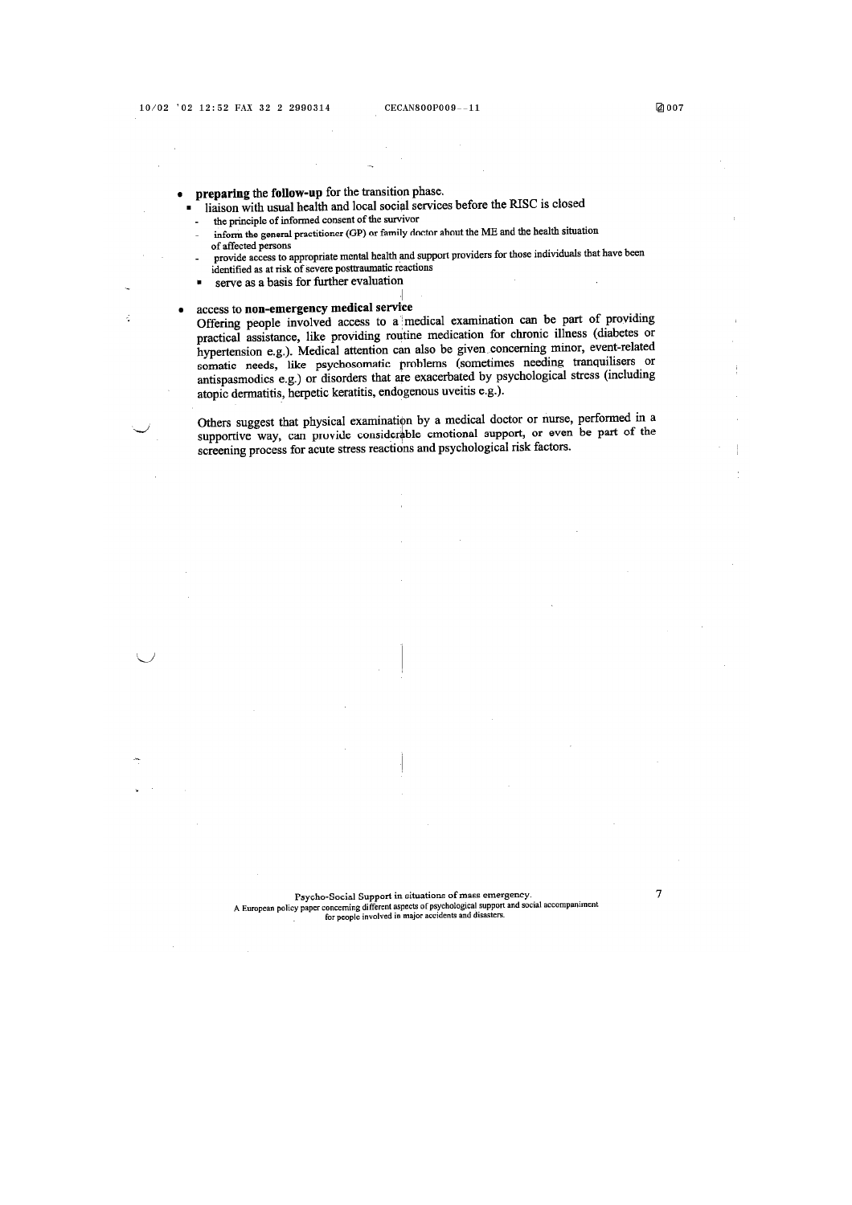- **preparing** the **follow-up** for the transition phase.
  - liaison with usual health and local social services before the RISC is closed
    - the principle of informed consent of the survivor
    - inform the general practitioner (GP) or family doctor about the ME and the health situation of affected persons
    - provide access to appropriate mental health and support providers for those individuals that have been identified as at risk of severe posttraumatic reactions
  - serve as a basis for further evaluation

- access to **non-emergency medical service**

  Offering people involved access to a medical examination can be part of providing practical assistance, like providing routine medication for chronic illness (diabetes or hypertension e.g.). Medical attention can also be given concerning minor, event-related somatic needs, like psychosomatic problems (sometimes needing tranquilisers or antispasmodics e.g.) or disorders that are exacerbated by psychological stress (including atopic dermatitis, herpetic keratitis, endogenous uveitis e.g.).

  Others suggest that physical examination by a medical doctor or nurse, performed in a supportive way, can provide considerable emotional support, or even be part of the screening process for acute stress reactions and psychological risk factors.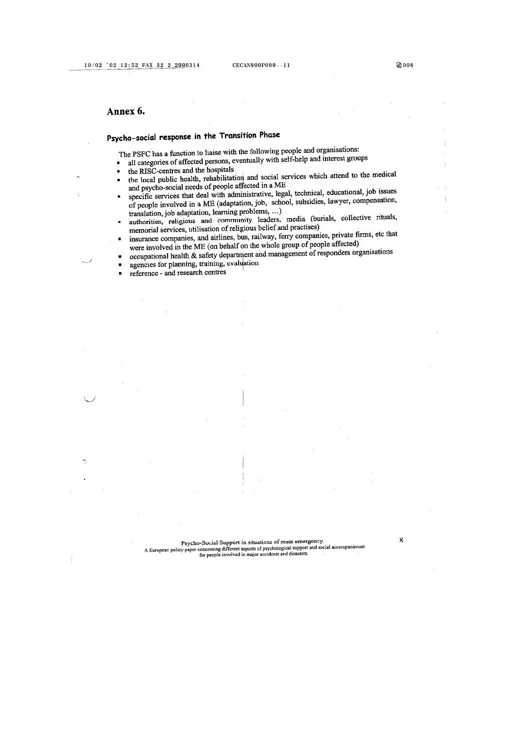# Annex 6.

## Psycho-social response in the Transition Phase

The PSFC has a function to liaise with the following people and organisations:

- all categories of affected persons, eventually with self-help and interest groups
- the RISC-centres and the hospitals
- the local public health, rehabilitation and social services which attend to the medical and psycho-social needs of people affected in a ME
- specific services that deal with administrative, legal, technical, educational, job issues of people involved in a ME (adaptation, job, school, subsidies, lawyer, compensation, translation, job adaptation, learning problems, ...)
- authorities, religious and community leaders, media (burials, collective rituals, memorial services, utilisation of religious belief and practises)
- insurance companies, and airlines, bus, railway, ferry companies, private firms, etc that were involved in the ME (on behalf on the whole group of people affected)
- occupational health & safety department and management of responders organisations
- agencies for planning, training, evaluation
- reference - and research centres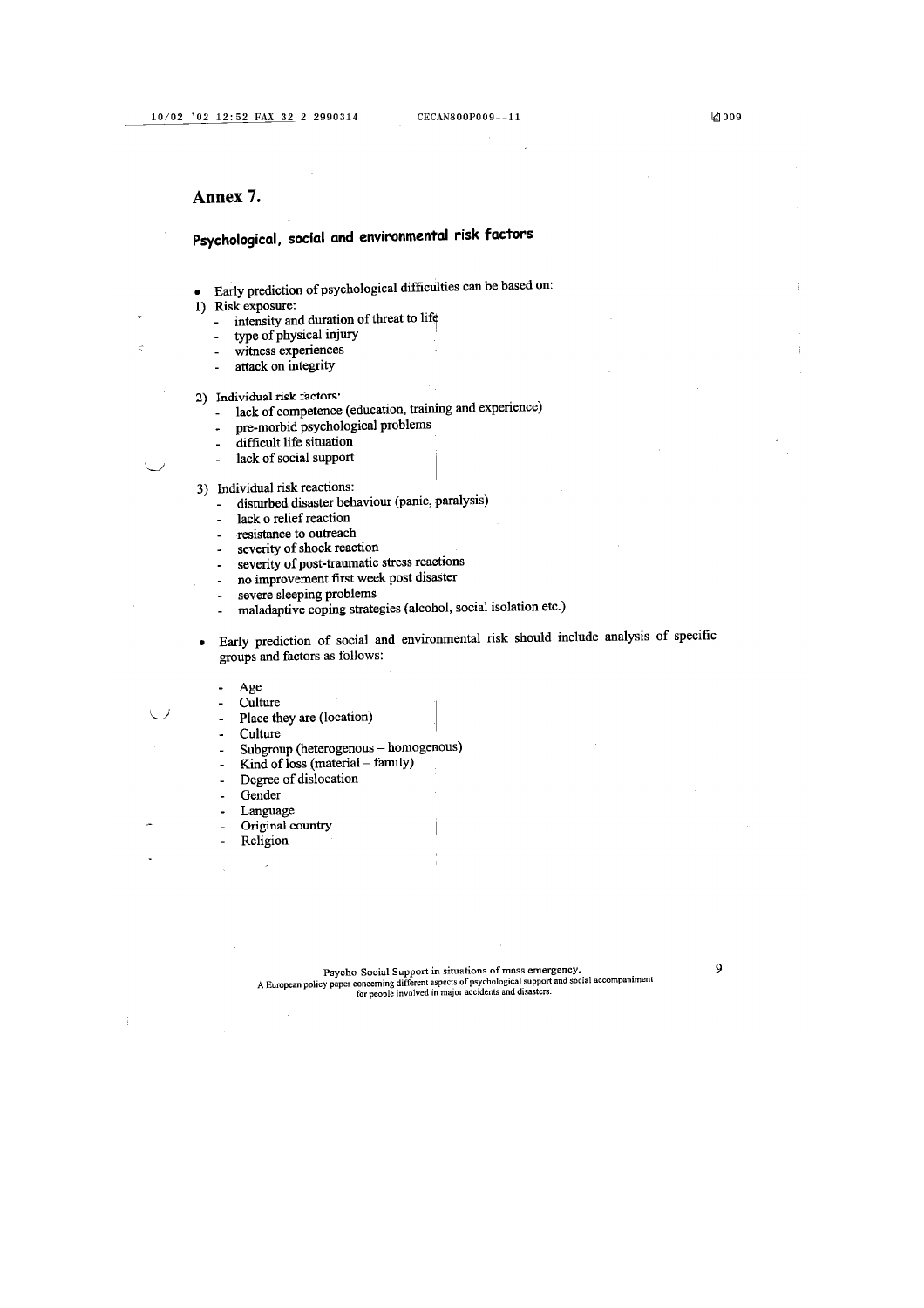# Annex 7.

## Psychological, social and environmental risk factors

- Early prediction of psychological difficulties can be based on:

1) Risk exposure:
   - intensity and duration of threat to life
   - type of physical injury
   - witness experiences
   - attack on integrity

2) Individual risk factors:
   - lack of competence (education, training and experience)
   - pre-morbid psychological problems
   - difficult life situation
   - lack of social support

3) Individual risk reactions:
   - disturbed disaster behaviour (panic, paralysis)
   - lack o relief reaction
   - resistance to outreach
   - severity of shock reaction
   - severity of post-traumatic stress reactions
   - no improvement first week post disaster
   - severe sleeping problems
   - maladaptive coping strategies (alcohol, social isolation etc.)

- Early prediction of social and environmental risk should include analysis of specific groups and factors as follows:

  - Age
  - Culture
  - Place they are (location)
  - Culture
  - Subgroup (heterogenous – homogenous)
  - Kind of loss (material – family)
  - Degree of dislocation
  - Gender
  - Language
  - Original country
  - Religion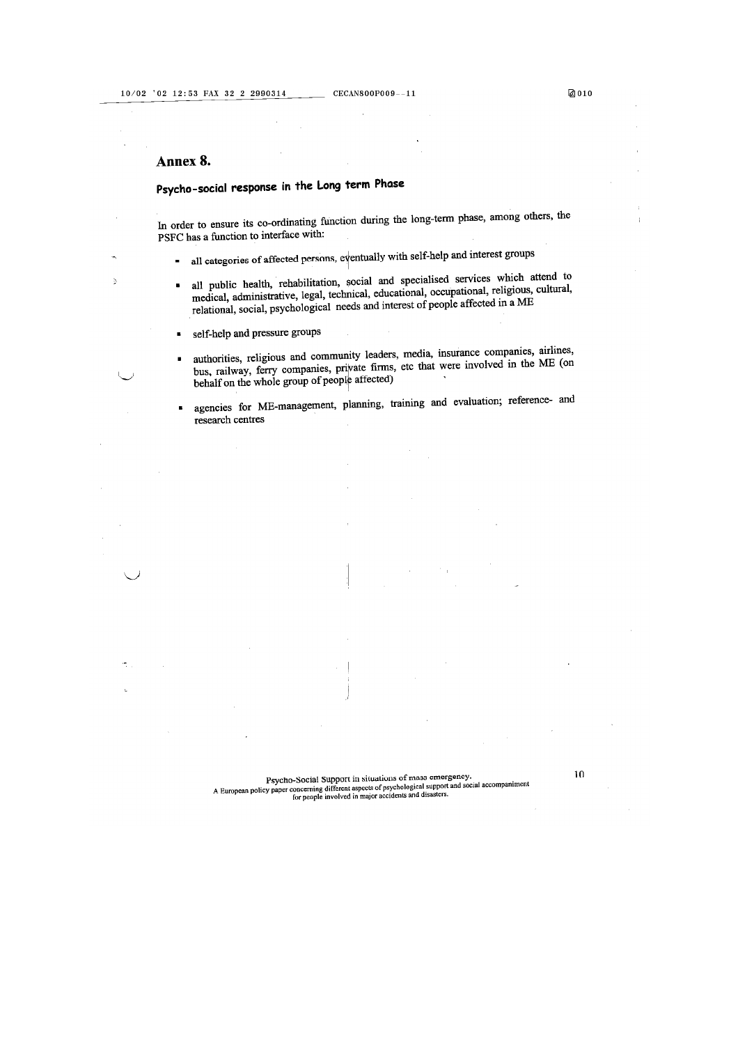# Annex 8.

## Psycho-social response in the Long term Phase

In order to ensure its co-ordinating function during the long-term phase, among others, the PSFC has a function to interface with:

- all categories of affected persons, eventually with self-help and interest groups
- all public health, rehabilitation, social and specialised services which attend to medical, administrative, legal, technical, educational, occupational, religious, cultural, relational, social, psychological needs and interest of people affected in a ME
- self-help and pressure groups
- authorities, religious and community leaders, media, insurance companies, airlines, bus, railway, ferry companies, private firms, etc that were involved in the ME (on behalf on the whole group of people affected)
- agencies for ME-management, planning, training and evaluation; reference- and research centres